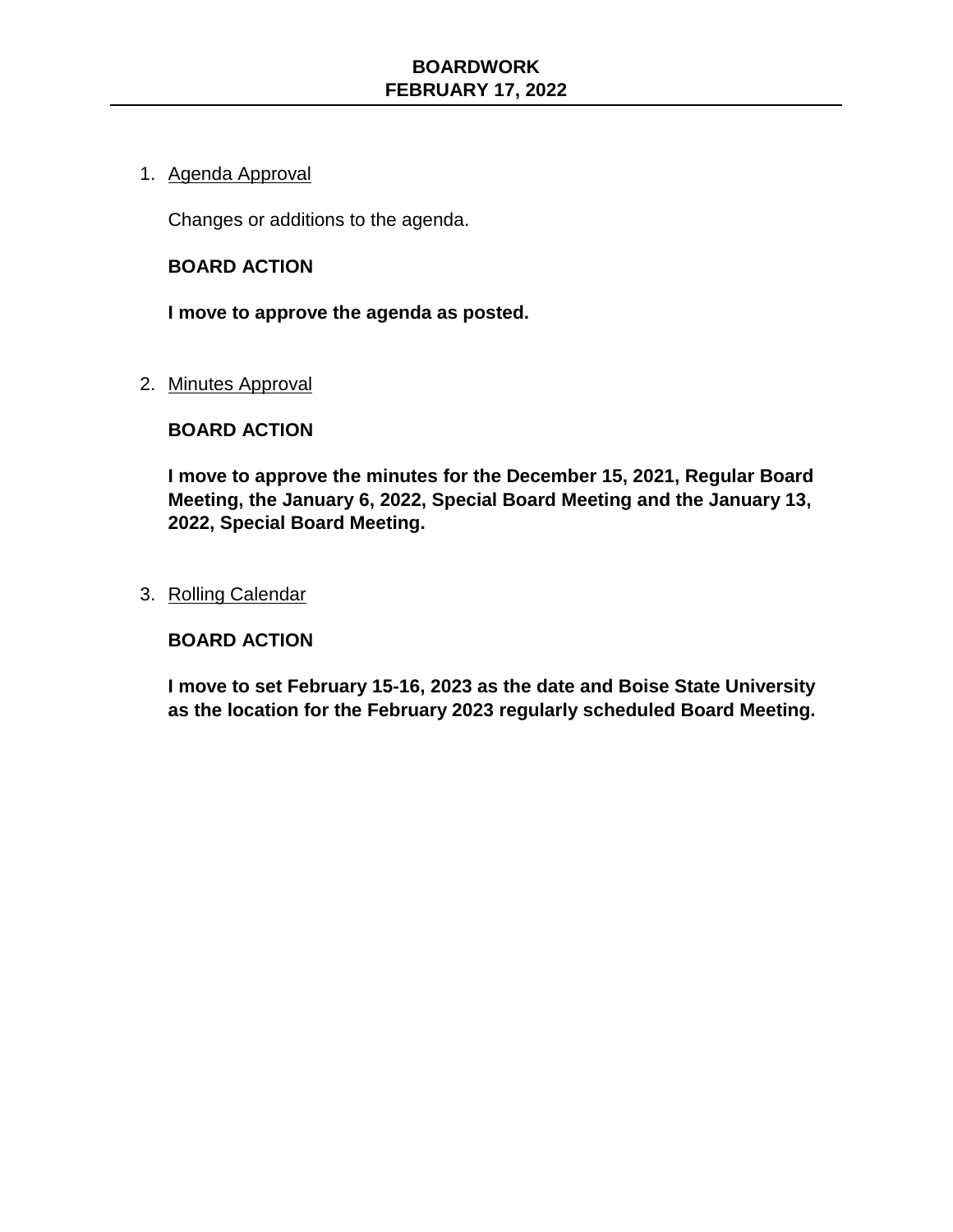# BOARDWORK
# FEBRUARY 17, 2022

1. Agenda Approval

   Changes or additions to the agenda.

   **BOARD ACTION**

   **I move to approve the agenda as posted.**

2. Minutes Approval

   **BOARD ACTION**

   **I move to approve the minutes for the December 15, 2021, Regular Board Meeting, the January 6, 2022, Special Board Meeting and the January 13, 2022, Special Board Meeting.**

3. Rolling Calendar

   **BOARD ACTION**

   **I move to set February 15-16, 2023 as the date and Boise State University as the location for the February 2023 regularly scheduled Board Meeting.**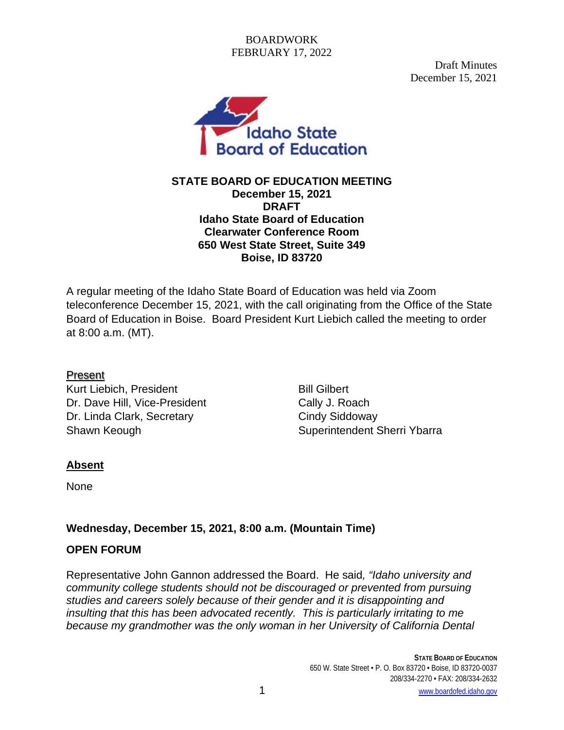BOARDWORK
FEBRUARY 17, 2022

Draft Minutes
December 15, 2021

**STATE BOARD OF EDUCATION MEETING**
**December 15, 2021**
**DRAFT**
**Idaho State Board of Education**
**Clearwater Conference Room**
**650 West State Street, Suite 349**
**Boise, ID 83720**

A regular meeting of the Idaho State Board of Education was held via Zoom teleconference December 15, 2021, with the call originating from the Office of the State Board of Education in Boise. Board President Kurt Liebich called the meeting to order at 8:00 a.m. (MT).

**Present**

Kurt Liebich, President
Dr. Dave Hill, Vice-President
Dr. Linda Clark, Secretary
Shawn Keough
Bill Gilbert
Cally J. Roach
Cindy Siddoway
Superintendent Sherri Ybarra

**Absent**

None

**Wednesday, December 15, 2021, 8:00 a.m. (Mountain Time)**

**OPEN FORUM**

Representative John Gannon addressed the Board. He said, *"Idaho university and community college students should not be discouraged or prevented from pursuing studies and careers solely because of their gender and it is disappointing and insulting that this has been advocated recently. This is particularly irritating to me because my grandmother was the only woman in her University of California Dental*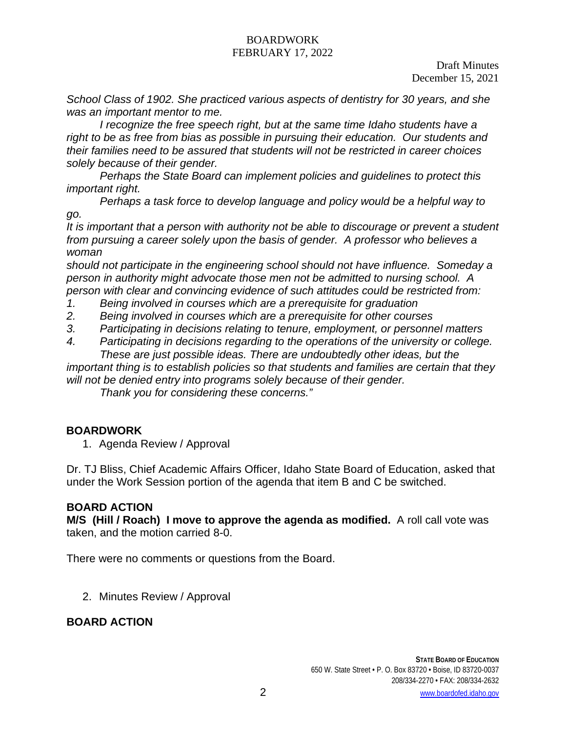*School Class of 1902. She practiced various aspects of dentistry for 30 years, and she was an important mentor to me.*

*I recognize the free speech right, but at the same time Idaho students have a right to be as free from bias as possible in pursuing their education. Our students and their families need to be assured that students will not be restricted in career choices solely because of their gender.*

*Perhaps the State Board can implement policies and guidelines to protect this important right.*

*Perhaps a task force to develop language and policy would be a helpful way to go.*

*It is important that a person with authority not be able to discourage or prevent a student from pursuing a career solely upon the basis of gender. A professor who believes a woman should not participate in the engineering school should not have influence. Someday a person in authority might advocate those men not be admitted to nursing school. A person with clear and convincing evidence of such attitudes could be restricted from:*

1. *Being involved in courses which are a prerequisite for graduation*
2. *Being involved in courses which are a prerequisite for other courses*
3. *Participating in decisions relating to tenure, employment, or personnel matters*
4. *Participating in decisions regarding to the operations of the university or college.*

*These are just possible ideas. There are undoubtedly other ideas, but the important thing is to establish policies so that students and families are certain that they will not be denied entry into programs solely because of their gender.*

*Thank you for considering these concerns."*

## BOARDWORK

1. Agenda Review / Approval

Dr. TJ Bliss, Chief Academic Affairs Officer, Idaho State Board of Education, asked that under the Work Session portion of the agenda that item B and C be switched.

## BOARD ACTION

**M/S (Hill / Roach) I move to approve the agenda as modified.** A roll call vote was taken, and the motion carried 8-0.

There were no comments or questions from the Board.

2. Minutes Review / Approval

## BOARD ACTION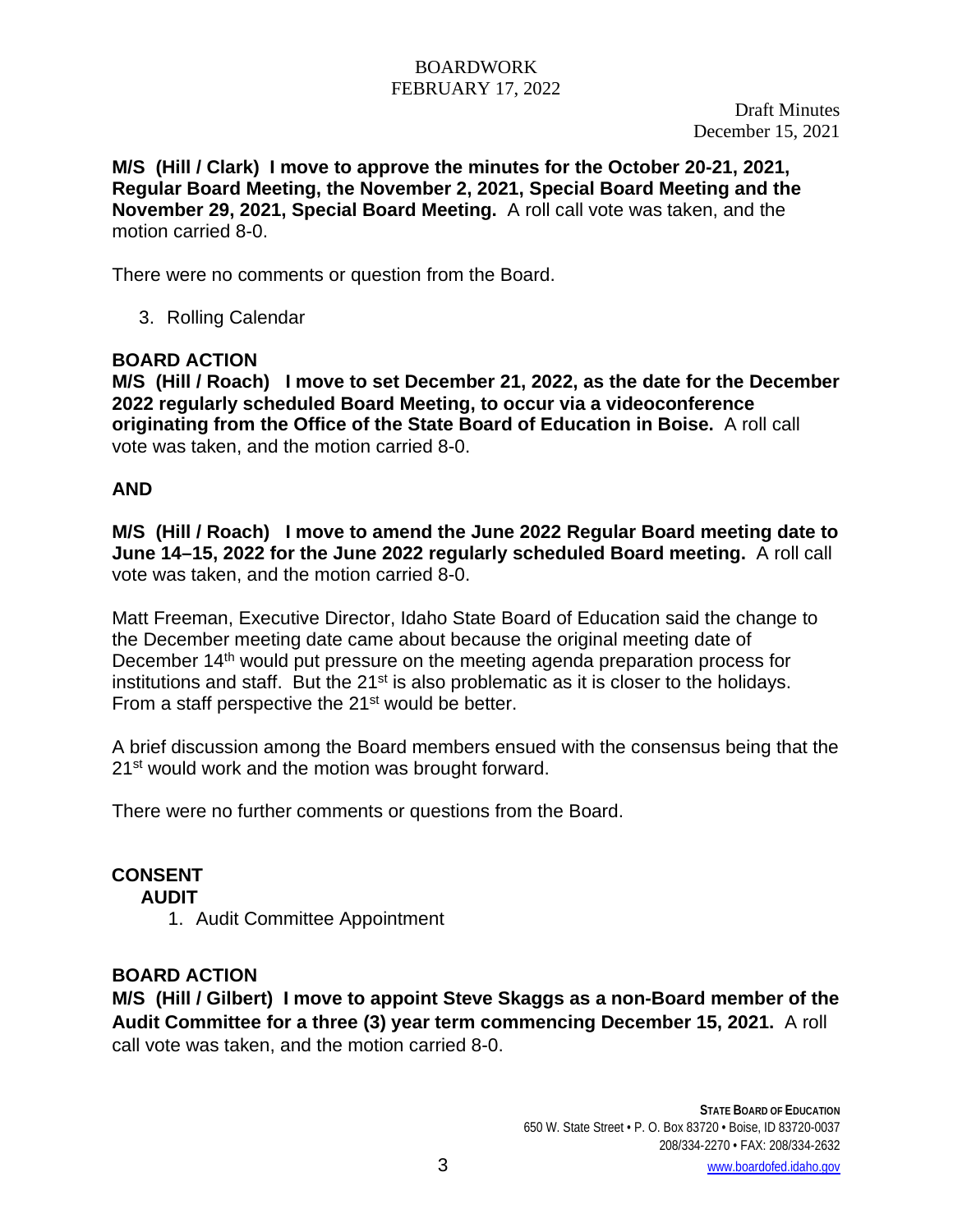Draft Minutes
December 15, 2021

**M/S (Hill / Clark) I move to approve the minutes for the October 20-21, 2021, Regular Board Meeting, the November 2, 2021, Special Board Meeting and the November 29, 2021, Special Board Meeting.** A roll call vote was taken, and the motion carried 8-0.

There were no comments or question from the Board.

3. Rolling Calendar

**BOARD ACTION**

**M/S (Hill / Roach) I move to set December 21, 2022, as the date for the December 2022 regularly scheduled Board Meeting, to occur via a videoconference originating from the Office of the State Board of Education in Boise.** A roll call vote was taken, and the motion carried 8-0.

**AND**

**M/S (Hill / Roach) I move to amend the June 2022 Regular Board meeting date to June 14–15, 2022 for the June 2022 regularly scheduled Board meeting.** A roll call vote was taken, and the motion carried 8-0.

Matt Freeman, Executive Director, Idaho State Board of Education said the change to the December meeting date came about because the original meeting date of December 14th would put pressure on the meeting agenda preparation process for institutions and staff. But the 21st is also problematic as it is closer to the holidays. From a staff perspective the 21st would be better.

A brief discussion among the Board members ensued with the consensus being that the 21st would work and the motion was brought forward.

There were no further comments or questions from the Board.

**CONSENT**

**AUDIT**

1. Audit Committee Appointment

**BOARD ACTION**

**M/S (Hill / Gilbert) I move to appoint Steve Skaggs as a non-Board member of the Audit Committee for a three (3) year term commencing December 15, 2021.** A roll call vote was taken, and the motion carried 8-0.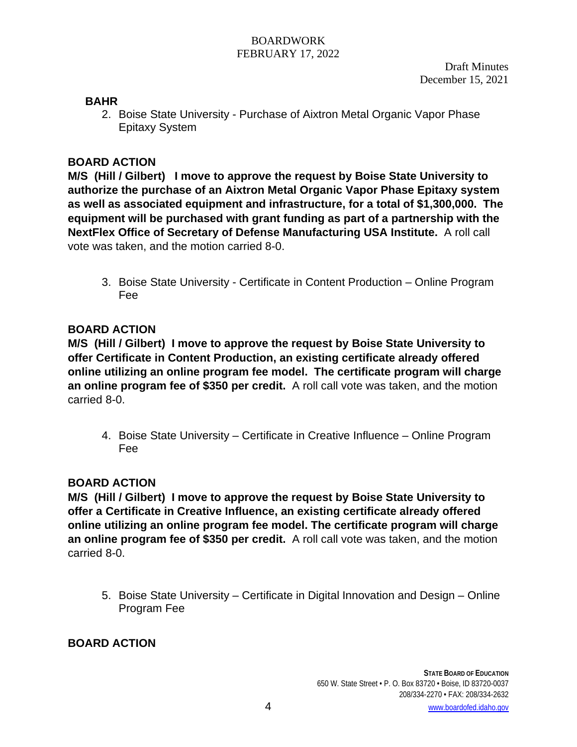**BAHR**

2. Boise State University - Purchase of Aixtron Metal Organic Vapor Phase Epitaxy System

**BOARD ACTION**

**M/S (Hill / Gilbert) I move to approve the request by Boise State University to authorize the purchase of an Aixtron Metal Organic Vapor Phase Epitaxy system as well as associated equipment and infrastructure, for a total of $1,300,000. The equipment will be purchased with grant funding as part of a partnership with the NextFlex Office of Secretary of Defense Manufacturing USA Institute.** A roll call vote was taken, and the motion carried 8-0.

3. Boise State University - Certificate in Content Production – Online Program Fee

**BOARD ACTION**

**M/S (Hill / Gilbert) I move to approve the request by Boise State University to offer Certificate in Content Production, an existing certificate already offered online utilizing an online program fee model. The certificate program will charge an online program fee of $350 per credit.** A roll call vote was taken, and the motion carried 8-0.

4. Boise State University – Certificate in Creative Influence – Online Program Fee

**BOARD ACTION**

**M/S (Hill / Gilbert) I move to approve the request by Boise State University to offer a Certificate in Creative Influence, an existing certificate already offered online utilizing an online program fee model. The certificate program will charge an online program fee of $350 per credit.** A roll call vote was taken, and the motion carried 8-0.

5. Boise State University – Certificate in Digital Innovation and Design – Online Program Fee

**BOARD ACTION**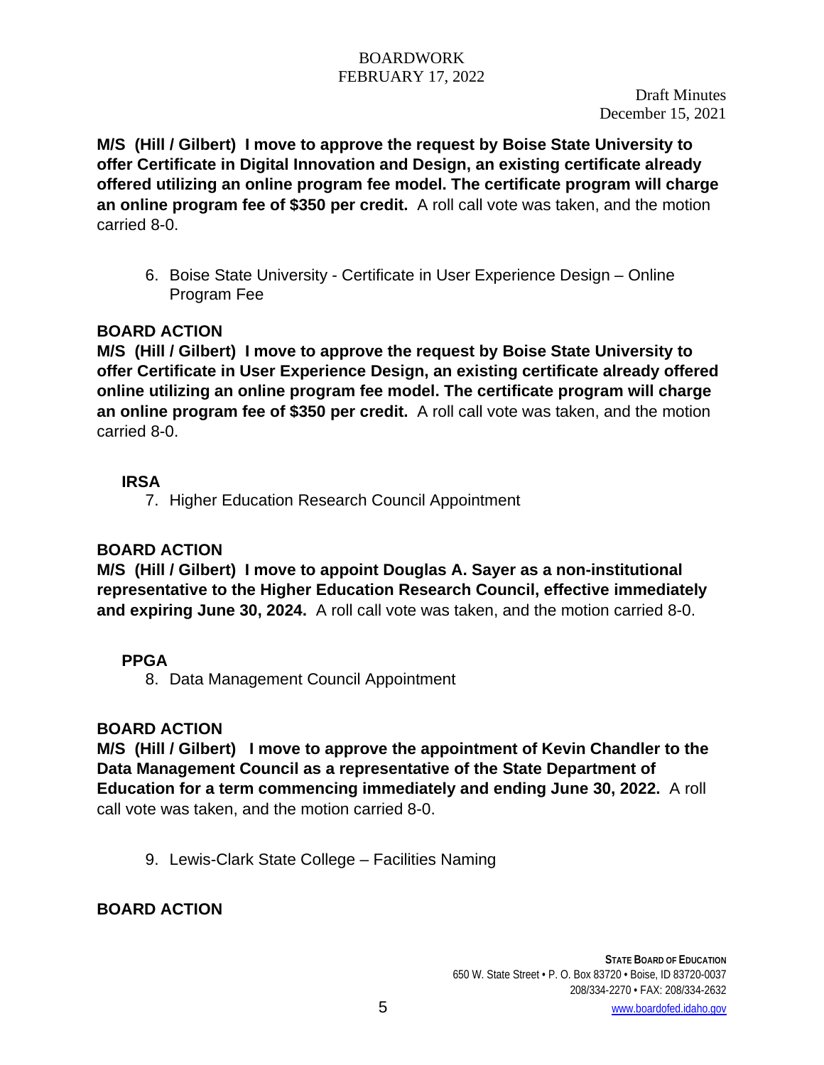Draft Minutes
December 15, 2021

**M/S (Hill / Gilbert) I move to approve the request by Boise State University to offer Certificate in Digital Innovation and Design, an existing certificate already offered utilizing an online program fee model. The certificate program will charge an online program fee of $350 per credit.** A roll call vote was taken, and the motion carried 8-0.

6. Boise State University - Certificate in User Experience Design – Online Program Fee

**BOARD ACTION**

**M/S (Hill / Gilbert) I move to approve the request by Boise State University to offer Certificate in User Experience Design, an existing certificate already offered online utilizing an online program fee model. The certificate program will charge an online program fee of $350 per credit.** A roll call vote was taken, and the motion carried 8-0.

**IRSA**

7. Higher Education Research Council Appointment

**BOARD ACTION**

**M/S (Hill / Gilbert) I move to appoint Douglas A. Sayer as a non-institutional representative to the Higher Education Research Council, effective immediately and expiring June 30, 2024.** A roll call vote was taken, and the motion carried 8-0.

**PPGA**

8. Data Management Council Appointment

**BOARD ACTION**

**M/S (Hill / Gilbert) I move to approve the appointment of Kevin Chandler to the Data Management Council as a representative of the State Department of Education for a term commencing immediately and ending June 30, 2022.** A roll call vote was taken, and the motion carried 8-0.

9. Lewis-Clark State College – Facilities Naming

**BOARD ACTION**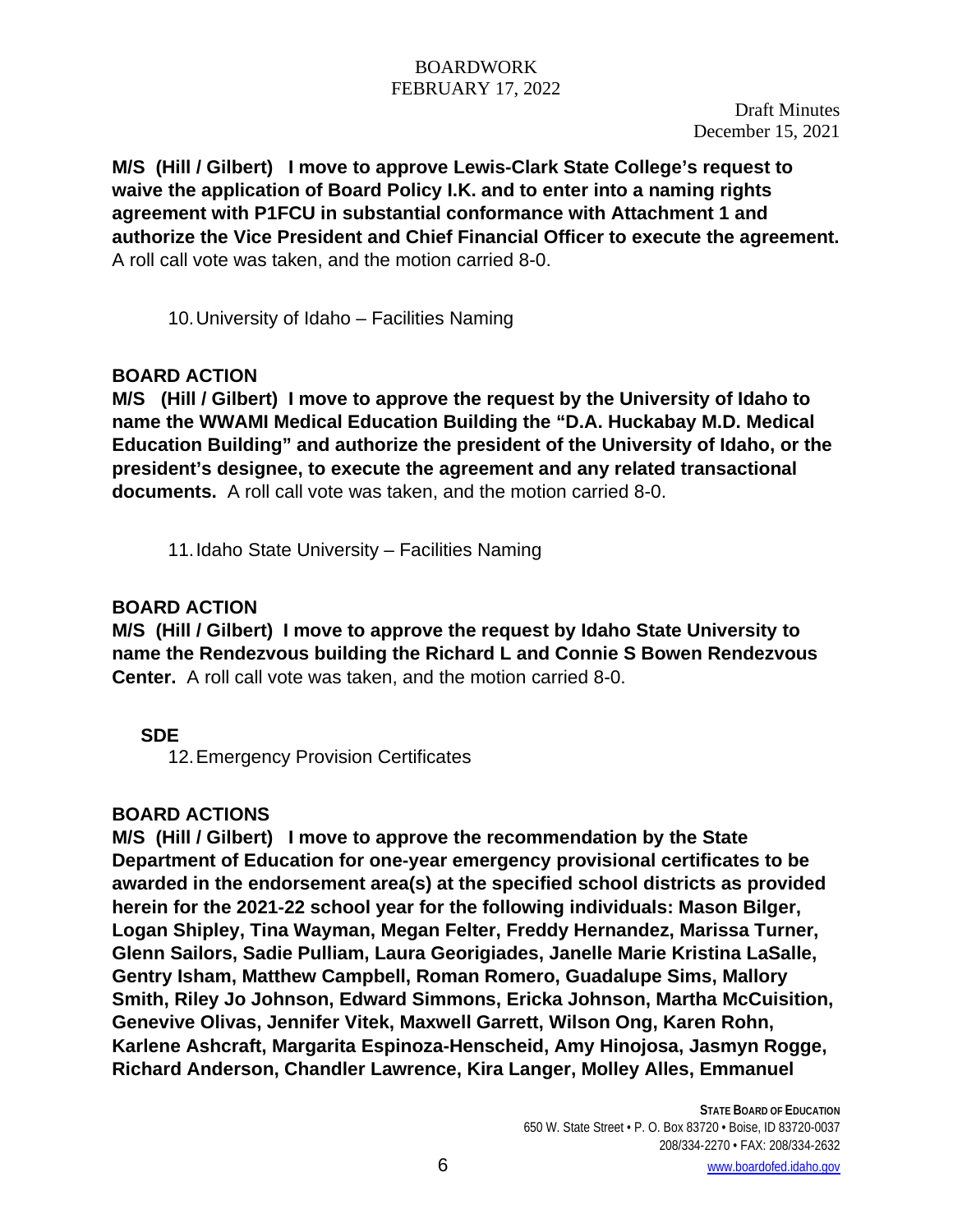Draft Minutes
December 15, 2021

**M/S (Hill / Gilbert) I move to approve Lewis-Clark State College's request to waive the application of Board Policy I.K. and to enter into a naming rights agreement with P1FCU in substantial conformance with Attachment 1 and authorize the Vice President and Chief Financial Officer to execute the agreement.** A roll call vote was taken, and the motion carried 8-0.

10. University of Idaho – Facilities Naming

**BOARD ACTION**

**M/S (Hill / Gilbert) I move to approve the request by the University of Idaho to name the WWAMI Medical Education Building the "D.A. Huckabay M.D. Medical Education Building" and authorize the president of the University of Idaho, or the president's designee, to execute the agreement and any related transactional documents.** A roll call vote was taken, and the motion carried 8-0.

11. Idaho State University – Facilities Naming

**BOARD ACTION**

**M/S (Hill / Gilbert) I move to approve the request by Idaho State University to name the Rendezvous building the Richard L and Connie S Bowen Rendezvous Center.** A roll call vote was taken, and the motion carried 8-0.

**SDE**

12. Emergency Provision Certificates

**BOARD ACTIONS**

**M/S (Hill / Gilbert) I move to approve the recommendation by the State Department of Education for one-year emergency provisional certificates to be awarded in the endorsement area(s) at the specified school districts as provided herein for the 2021-22 school year for the following individuals: Mason Bilger, Logan Shipley, Tina Wayman, Megan Felter, Freddy Hernandez, Marissa Turner, Glenn Sailors, Sadie Pulliam, Laura Georigiades, Janelle Marie Kristina LaSalle, Gentry Isham, Matthew Campbell, Roman Romero, Guadalupe Sims, Mallory Smith, Riley Jo Johnson, Edward Simmons, Ericka Johnson, Martha McCuisition, Genevive Olivas, Jennifer Vitek, Maxwell Garrett, Wilson Ong, Karen Rohn, Karlene Ashcraft, Margarita Espinoza-Henscheid, Amy Hinojosa, Jasmyn Rogge, Richard Anderson, Chandler Lawrence, Kira Langer, Molley Alles, Emmanuel**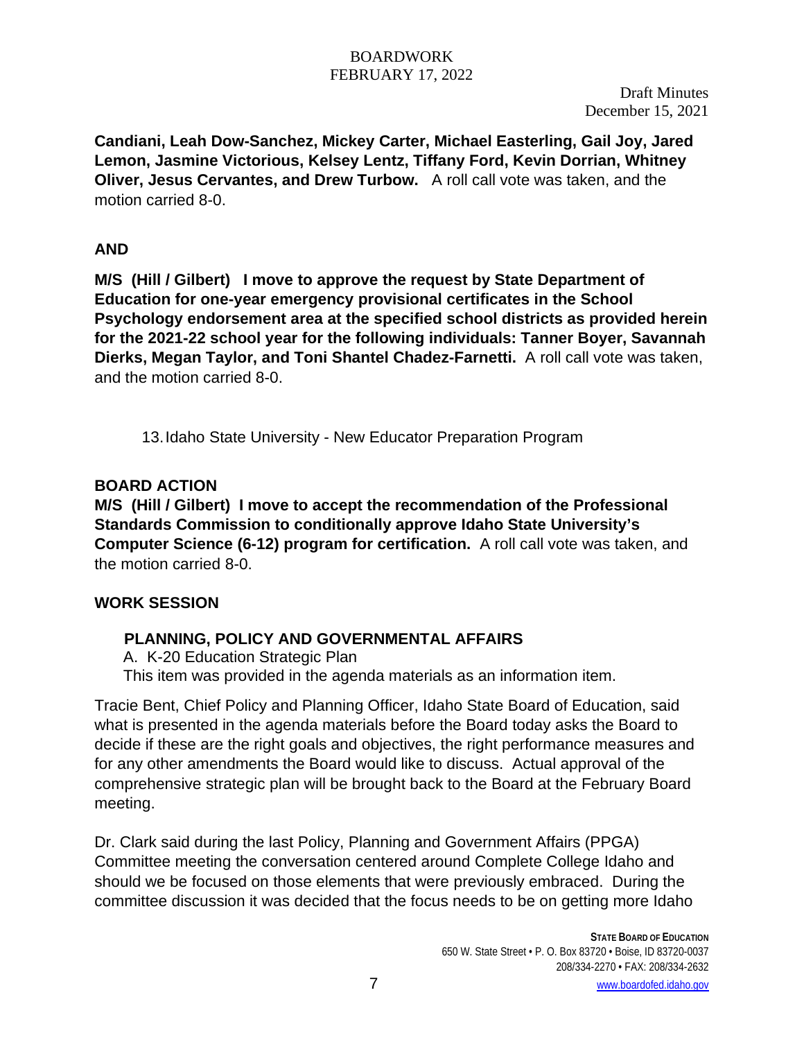**Candiani, Leah Dow-Sanchez, Mickey Carter, Michael Easterling, Gail Joy, Jared Lemon, Jasmine Victorious, Kelsey Lentz, Tiffany Ford, Kevin Dorrian, Whitney Oliver, Jesus Cervantes, and Drew Turbow.** A roll call vote was taken, and the motion carried 8-0.

**AND**

**M/S (Hill / Gilbert) I move to approve the request by State Department of Education for one-year emergency provisional certificates in the School Psychology endorsement area at the specified school districts as provided herein for the 2021-22 school year for the following individuals: Tanner Boyer, Savannah Dierks, Megan Taylor, and Toni Shantel Chadez-Farnetti.** A roll call vote was taken, and the motion carried 8-0.

13. Idaho State University - New Educator Preparation Program

**BOARD ACTION**

**M/S (Hill / Gilbert) I move to accept the recommendation of the Professional Standards Commission to conditionally approve Idaho State University's Computer Science (6-12) program for certification.** A roll call vote was taken, and the motion carried 8-0.

## WORK SESSION

### PLANNING, POLICY AND GOVERNMENTAL AFFAIRS

A. K-20 Education Strategic Plan

This item was provided in the agenda materials as an information item.

Tracie Bent, Chief Policy and Planning Officer, Idaho State Board of Education, said what is presented in the agenda materials before the Board today asks the Board to decide if these are the right goals and objectives, the right performance measures and for any other amendments the Board would like to discuss. Actual approval of the comprehensive strategic plan will be brought back to the Board at the February Board meeting.

Dr. Clark said during the last Policy, Planning and Government Affairs (PPGA) Committee meeting the conversation centered around Complete College Idaho and should we be focused on those elements that were previously embraced. During the committee discussion it was decided that the focus needs to be on getting more Idaho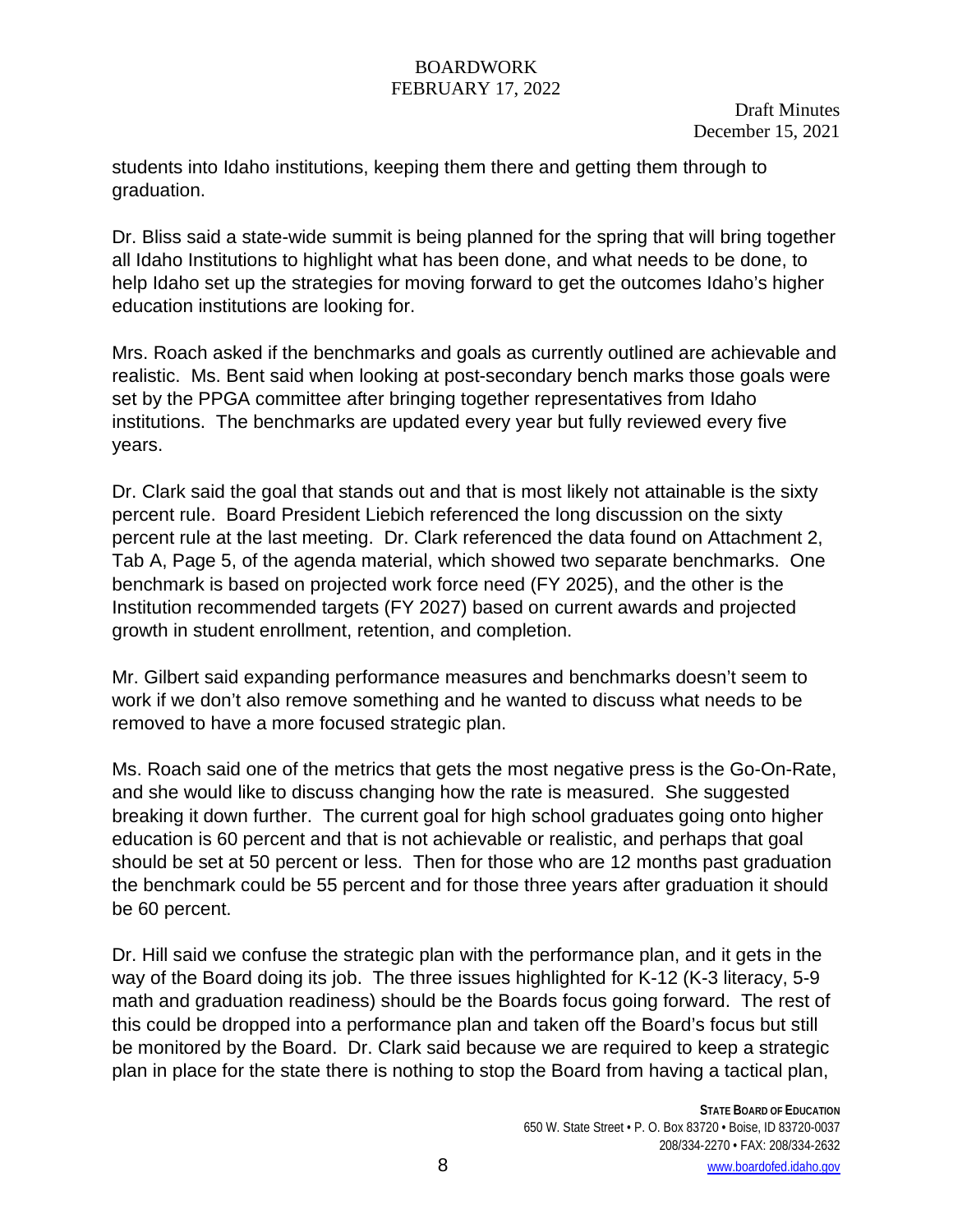students into Idaho institutions, keeping them there and getting them through to graduation.

Dr. Bliss said a state-wide summit is being planned for the spring that will bring together all Idaho Institutions to highlight what has been done, and what needs to be done, to help Idaho set up the strategies for moving forward to get the outcomes Idaho's higher education institutions are looking for.

Mrs. Roach asked if the benchmarks and goals as currently outlined are achievable and realistic. Ms. Bent said when looking at post-secondary bench marks those goals were set by the PPGA committee after bringing together representatives from Idaho institutions. The benchmarks are updated every year but fully reviewed every five years.

Dr. Clark said the goal that stands out and that is most likely not attainable is the sixty percent rule. Board President Liebich referenced the long discussion on the sixty percent rule at the last meeting. Dr. Clark referenced the data found on Attachment 2, Tab A, Page 5, of the agenda material, which showed two separate benchmarks. One benchmark is based on projected work force need (FY 2025), and the other is the Institution recommended targets (FY 2027) based on current awards and projected growth in student enrollment, retention, and completion.

Mr. Gilbert said expanding performance measures and benchmarks doesn't seem to work if we don't also remove something and he wanted to discuss what needs to be removed to have a more focused strategic plan.

Ms. Roach said one of the metrics that gets the most negative press is the Go-On-Rate, and she would like to discuss changing how the rate is measured. She suggested breaking it down further. The current goal for high school graduates going onto higher education is 60 percent and that is not achievable or realistic, and perhaps that goal should be set at 50 percent or less. Then for those who are 12 months past graduation the benchmark could be 55 percent and for those three years after graduation it should be 60 percent.

Dr. Hill said we confuse the strategic plan with the performance plan, and it gets in the way of the Board doing its job. The three issues highlighted for K-12 (K-3 literacy, 5-9 math and graduation readiness) should be the Boards focus going forward. The rest of this could be dropped into a performance plan and taken off the Board's focus but still be monitored by the Board. Dr. Clark said because we are required to keep a strategic plan in place for the state there is nothing to stop the Board from having a tactical plan,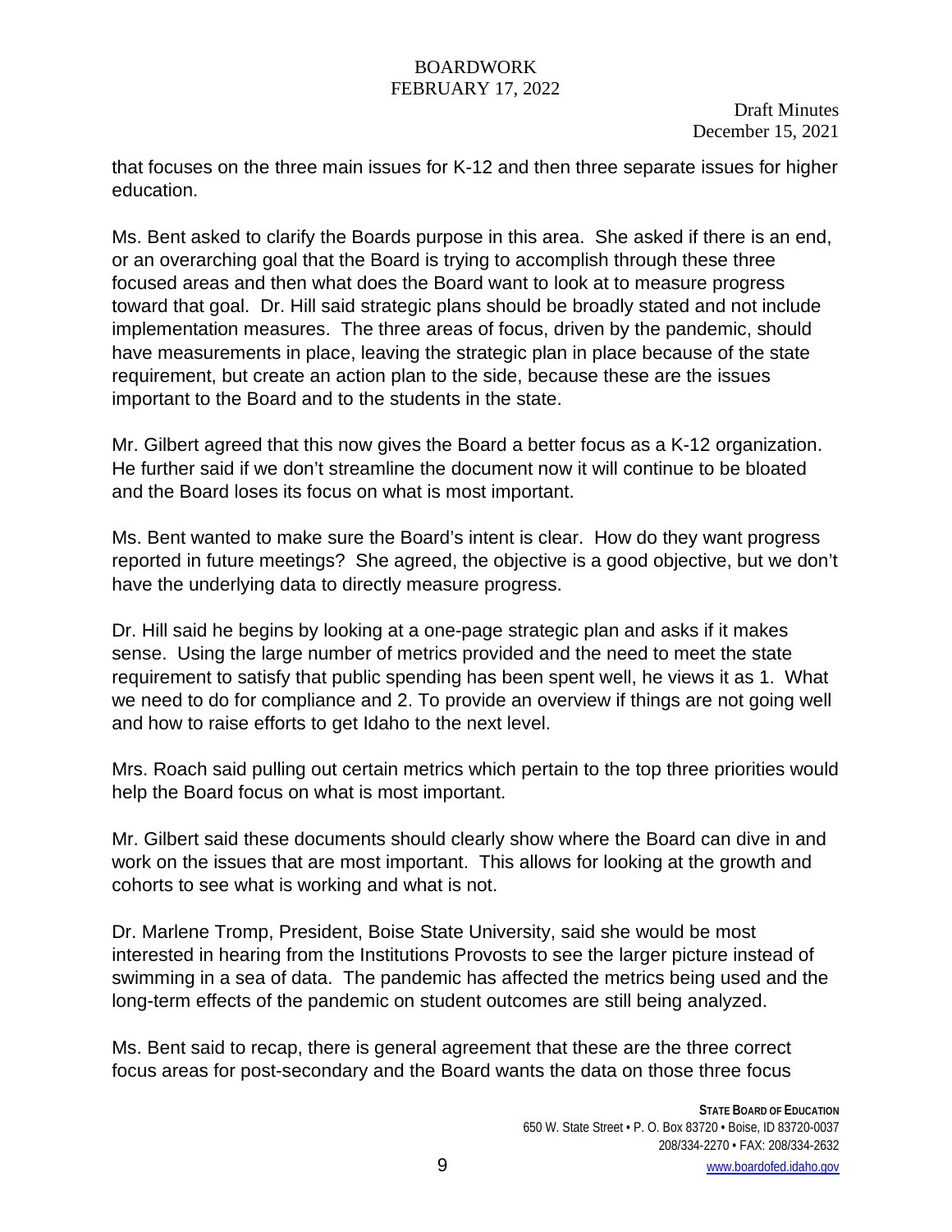that focuses on the three main issues for K-12 and then three separate issues for higher education.

Ms. Bent asked to clarify the Boards purpose in this area. She asked if there is an end, or an overarching goal that the Board is trying to accomplish through these three focused areas and then what does the Board want to look at to measure progress toward that goal. Dr. Hill said strategic plans should be broadly stated and not include implementation measures. The three areas of focus, driven by the pandemic, should have measurements in place, leaving the strategic plan in place because of the state requirement, but create an action plan to the side, because these are the issues important to the Board and to the students in the state.

Mr. Gilbert agreed that this now gives the Board a better focus as a K-12 organization. He further said if we don't streamline the document now it will continue to be bloated and the Board loses its focus on what is most important.

Ms. Bent wanted to make sure the Board's intent is clear. How do they want progress reported in future meetings? She agreed, the objective is a good objective, but we don't have the underlying data to directly measure progress.

Dr. Hill said he begins by looking at a one-page strategic plan and asks if it makes sense. Using the large number of metrics provided and the need to meet the state requirement to satisfy that public spending has been spent well, he views it as 1. What we need to do for compliance and 2. To provide an overview if things are not going well and how to raise efforts to get Idaho to the next level.

Mrs. Roach said pulling out certain metrics which pertain to the top three priorities would help the Board focus on what is most important.

Mr. Gilbert said these documents should clearly show where the Board can dive in and work on the issues that are most important. This allows for looking at the growth and cohorts to see what is working and what is not.

Dr. Marlene Tromp, President, Boise State University, said she would be most interested in hearing from the Institutions Provosts to see the larger picture instead of swimming in a sea of data. The pandemic has affected the metrics being used and the long-term effects of the pandemic on student outcomes are still being analyzed.

Ms. Bent said to recap, there is general agreement that these are the three correct focus areas for post-secondary and the Board wants the data on those three focus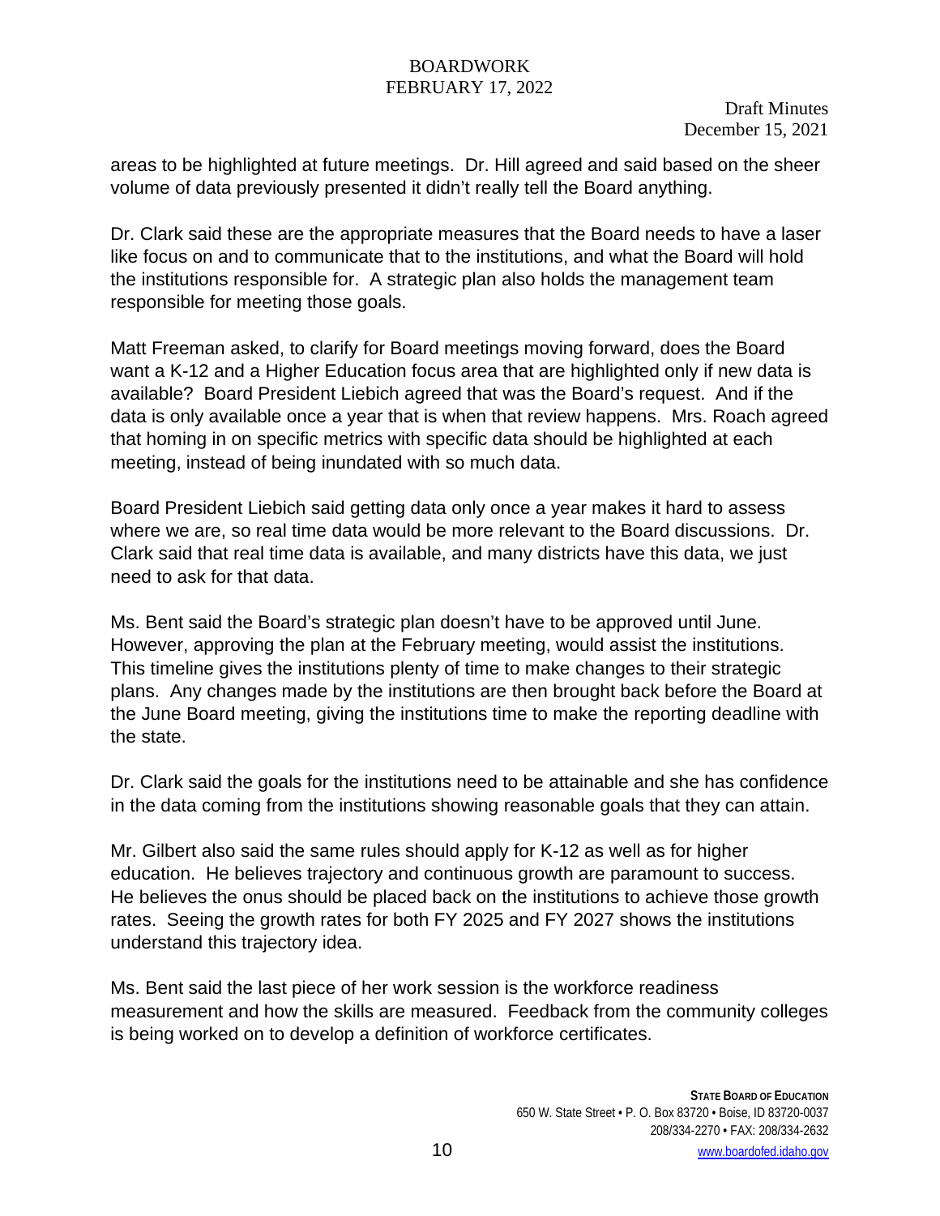areas to be highlighted at future meetings. Dr. Hill agreed and said based on the sheer volume of data previously presented it didn't really tell the Board anything.

Dr. Clark said these are the appropriate measures that the Board needs to have a laser like focus on and to communicate that to the institutions, and what the Board will hold the institutions responsible for. A strategic plan also holds the management team responsible for meeting those goals.

Matt Freeman asked, to clarify for Board meetings moving forward, does the Board want a K-12 and a Higher Education focus area that are highlighted only if new data is available? Board President Liebich agreed that was the Board's request. And if the data is only available once a year that is when that review happens. Mrs. Roach agreed that homing in on specific metrics with specific data should be highlighted at each meeting, instead of being inundated with so much data.

Board President Liebich said getting data only once a year makes it hard to assess where we are, so real time data would be more relevant to the Board discussions. Dr. Clark said that real time data is available, and many districts have this data, we just need to ask for that data.

Ms. Bent said the Board's strategic plan doesn't have to be approved until June. However, approving the plan at the February meeting, would assist the institutions. This timeline gives the institutions plenty of time to make changes to their strategic plans. Any changes made by the institutions are then brought back before the Board at the June Board meeting, giving the institutions time to make the reporting deadline with the state.

Dr. Clark said the goals for the institutions need to be attainable and she has confidence in the data coming from the institutions showing reasonable goals that they can attain.

Mr. Gilbert also said the same rules should apply for K-12 as well as for higher education. He believes trajectory and continuous growth are paramount to success. He believes the onus should be placed back on the institutions to achieve those growth rates. Seeing the growth rates for both FY 2025 and FY 2027 shows the institutions understand this trajectory idea.

Ms. Bent said the last piece of her work session is the workforce readiness measurement and how the skills are measured. Feedback from the community colleges is being worked on to develop a definition of workforce certificates.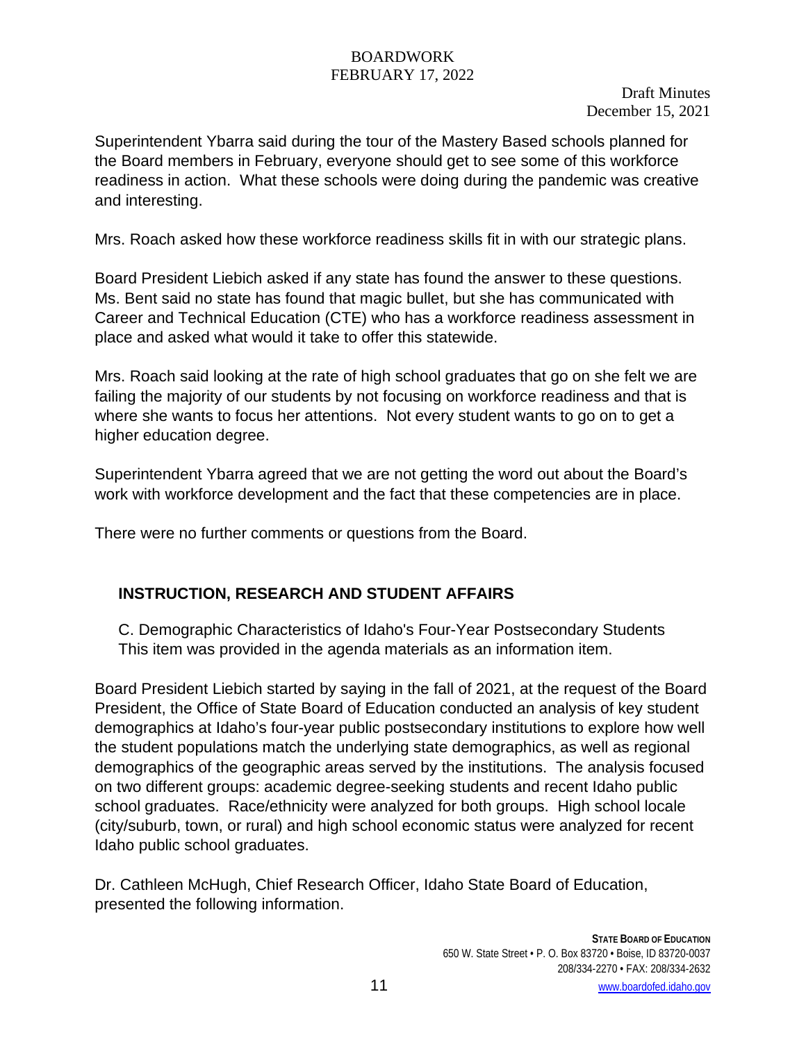Superintendent Ybarra said during the tour of the Mastery Based schools planned for the Board members in February, everyone should get to see some of this workforce readiness in action. What these schools were doing during the pandemic was creative and interesting.

Mrs. Roach asked how these workforce readiness skills fit in with our strategic plans.

Board President Liebich asked if any state has found the answer to these questions. Ms. Bent said no state has found that magic bullet, but she has communicated with Career and Technical Education (CTE) who has a workforce readiness assessment in place and asked what would it take to offer this statewide.

Mrs. Roach said looking at the rate of high school graduates that go on she felt we are failing the majority of our students by not focusing on workforce readiness and that is where she wants to focus her attentions. Not every student wants to go on to get a higher education degree.

Superintendent Ybarra agreed that we are not getting the word out about the Board's work with workforce development and the fact that these competencies are in place.

There were no further comments or questions from the Board.

## INSTRUCTION, RESEARCH AND STUDENT AFFAIRS

C. Demographic Characteristics of Idaho's Four-Year Postsecondary Students
This item was provided in the agenda materials as an information item.

Board President Liebich started by saying in the fall of 2021, at the request of the Board President, the Office of State Board of Education conducted an analysis of key student demographics at Idaho's four-year public postsecondary institutions to explore how well the student populations match the underlying state demographics, as well as regional demographics of the geographic areas served by the institutions. The analysis focused on two different groups: academic degree-seeking students and recent Idaho public school graduates. Race/ethnicity were analyzed for both groups. High school locale (city/suburb, town, or rural) and high school economic status were analyzed for recent Idaho public school graduates.

Dr. Cathleen McHugh, Chief Research Officer, Idaho State Board of Education, presented the following information.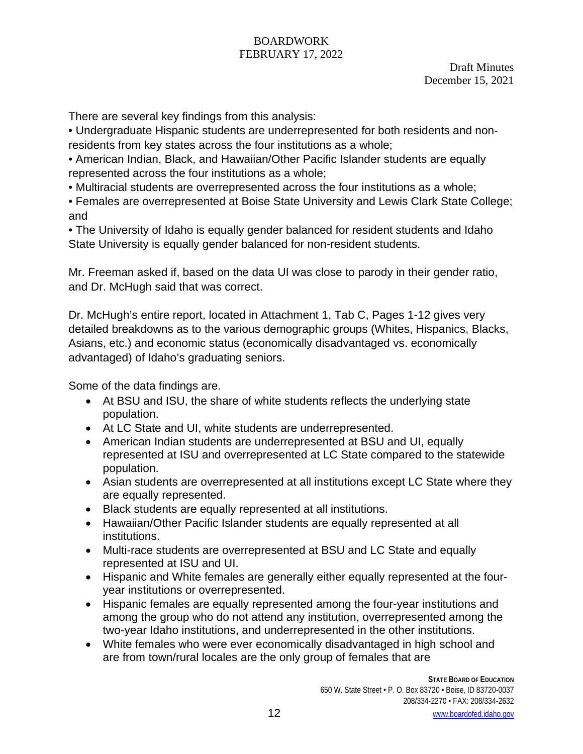Draft Minutes
December 15, 2021

There are several key findings from this analysis:

- Undergraduate Hispanic students are underrepresented for both residents and non-residents from key states across the four institutions as a whole;
- American Indian, Black, and Hawaiian/Other Pacific Islander students are equally represented across the four institutions as a whole;
- Multiracial students are overrepresented across the four institutions as a whole;
- Females are overrepresented at Boise State University and Lewis Clark State College; and
- The University of Idaho is equally gender balanced for resident students and Idaho State University is equally gender balanced for non-resident students.

Mr. Freeman asked if, based on the data UI was close to parody in their gender ratio, and Dr. McHugh said that was correct.

Dr. McHugh's entire report, located in Attachment 1, Tab C, Pages 1-12 gives very detailed breakdowns as to the various demographic groups (Whites, Hispanics, Blacks, Asians, etc.) and economic status (economically disadvantaged vs. economically advantaged) of Idaho's graduating seniors.

Some of the data findings are.

- At BSU and ISU, the share of white students reflects the underlying state population.
- At LC State and UI, white students are underrepresented.
- American Indian students are underrepresented at BSU and UI, equally represented at ISU and overrepresented at LC State compared to the statewide population.
- Asian students are overrepresented at all institutions except LC State where they are equally represented.
- Black students are equally represented at all institutions.
- Hawaiian/Other Pacific Islander students are equally represented at all institutions.
- Multi-race students are overrepresented at BSU and LC State and equally represented at ISU and UI.
- Hispanic and White females are generally either equally represented at the four-year institutions or overrepresented.
- Hispanic females are equally represented among the four-year institutions and among the group who do not attend any institution, overrepresented among the two-year Idaho institutions, and underrepresented in the other institutions.
- White females who were ever economically disadvantaged in high school and are from town/rural locales are the only group of females that are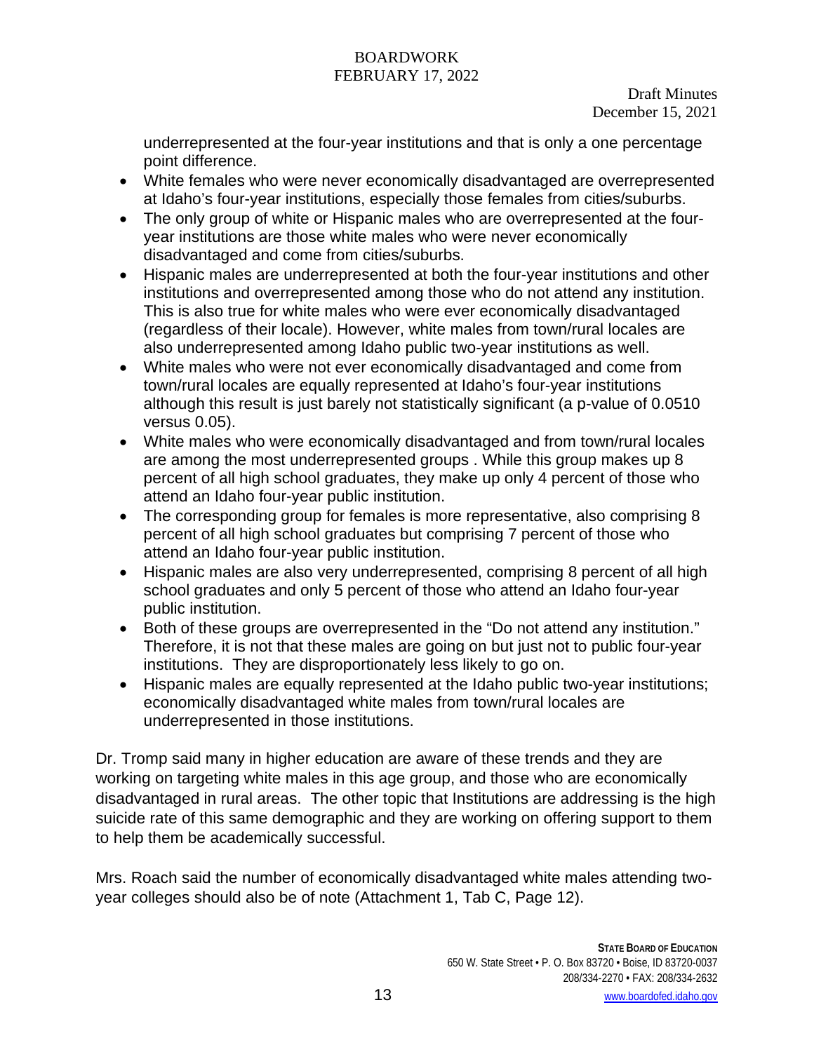underrepresented at the four-year institutions and that is only a one percentage point difference.

- White females who were never economically disadvantaged are overrepresented at Idaho's four-year institutions, especially those females from cities/suburbs.
- The only group of white or Hispanic males who are overrepresented at the four-year institutions are those white males who were never economically disadvantaged and come from cities/suburbs.
- Hispanic males are underrepresented at both the four-year institutions and other institutions and overrepresented among those who do not attend any institution. This is also true for white males who were ever economically disadvantaged (regardless of their locale). However, white males from town/rural locales are also underrepresented among Idaho public two-year institutions as well.
- White males who were not ever economically disadvantaged and come from town/rural locales are equally represented at Idaho's four-year institutions although this result is just barely not statistically significant (a p-value of 0.0510 versus 0.05).
- White males who were economically disadvantaged and from town/rural locales are among the most underrepresented groups . While this group makes up 8 percent of all high school graduates, they make up only 4 percent of those who attend an Idaho four-year public institution.
- The corresponding group for females is more representative, also comprising 8 percent of all high school graduates but comprising 7 percent of those who attend an Idaho four-year public institution.
- Hispanic males are also very underrepresented, comprising 8 percent of all high school graduates and only 5 percent of those who attend an Idaho four-year public institution.
- Both of these groups are overrepresented in the "Do not attend any institution." Therefore, it is not that these males are going on but just not to public four-year institutions. They are disproportionately less likely to go on.
- Hispanic males are equally represented at the Idaho public two-year institutions; economically disadvantaged white males from town/rural locales are underrepresented in those institutions.

Dr. Tromp said many in higher education are aware of these trends and they are working on targeting white males in this age group, and those who are economically disadvantaged in rural areas. The other topic that Institutions are addressing is the high suicide rate of this same demographic and they are working on offering support to them to help them be academically successful.

Mrs. Roach said the number of economically disadvantaged white males attending two-year colleges should also be of note (Attachment 1, Tab C, Page 12).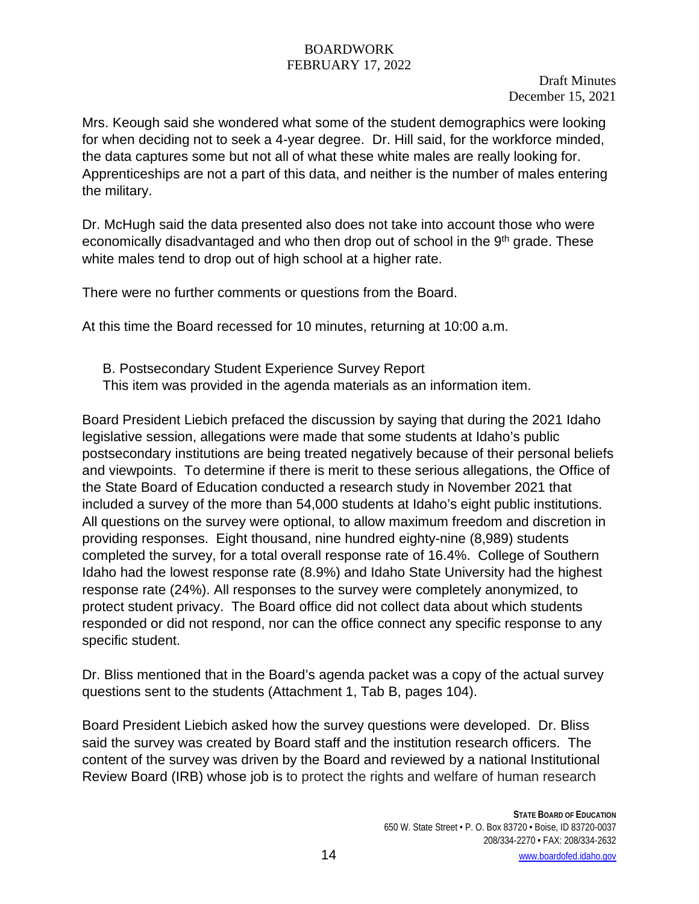Mrs. Keough said she wondered what some of the student demographics were looking for when deciding not to seek a 4-year degree. Dr. Hill said, for the workforce minded, the data captures some but not all of what these white males are really looking for. Apprenticeships are not a part of this data, and neither is the number of males entering the military.

Dr. McHugh said the data presented also does not take into account those who were economically disadvantaged and who then drop out of school in the 9th grade. These white males tend to drop out of high school at a higher rate.

There were no further comments or questions from the Board.

At this time the Board recessed for 10 minutes, returning at 10:00 a.m.

B. Postsecondary Student Experience Survey Report
This item was provided in the agenda materials as an information item.

Board President Liebich prefaced the discussion by saying that during the 2021 Idaho legislative session, allegations were made that some students at Idaho's public postsecondary institutions are being treated negatively because of their personal beliefs and viewpoints. To determine if there is merit to these serious allegations, the Office of the State Board of Education conducted a research study in November 2021 that included a survey of the more than 54,000 students at Idaho's eight public institutions. All questions on the survey were optional, to allow maximum freedom and discretion in providing responses. Eight thousand, nine hundred eighty-nine (8,989) students completed the survey, for a total overall response rate of 16.4%. College of Southern Idaho had the lowest response rate (8.9%) and Idaho State University had the highest response rate (24%). All responses to the survey were completely anonymized, to protect student privacy. The Board office did not collect data about which students responded or did not respond, nor can the office connect any specific response to any specific student.

Dr. Bliss mentioned that in the Board's agenda packet was a copy of the actual survey questions sent to the students (Attachment 1, Tab B, pages 104).

Board President Liebich asked how the survey questions were developed. Dr. Bliss said the survey was created by Board staff and the institution research officers. The content of the survey was driven by the Board and reviewed by a national Institutional Review Board (IRB) whose job is to protect the rights and welfare of human research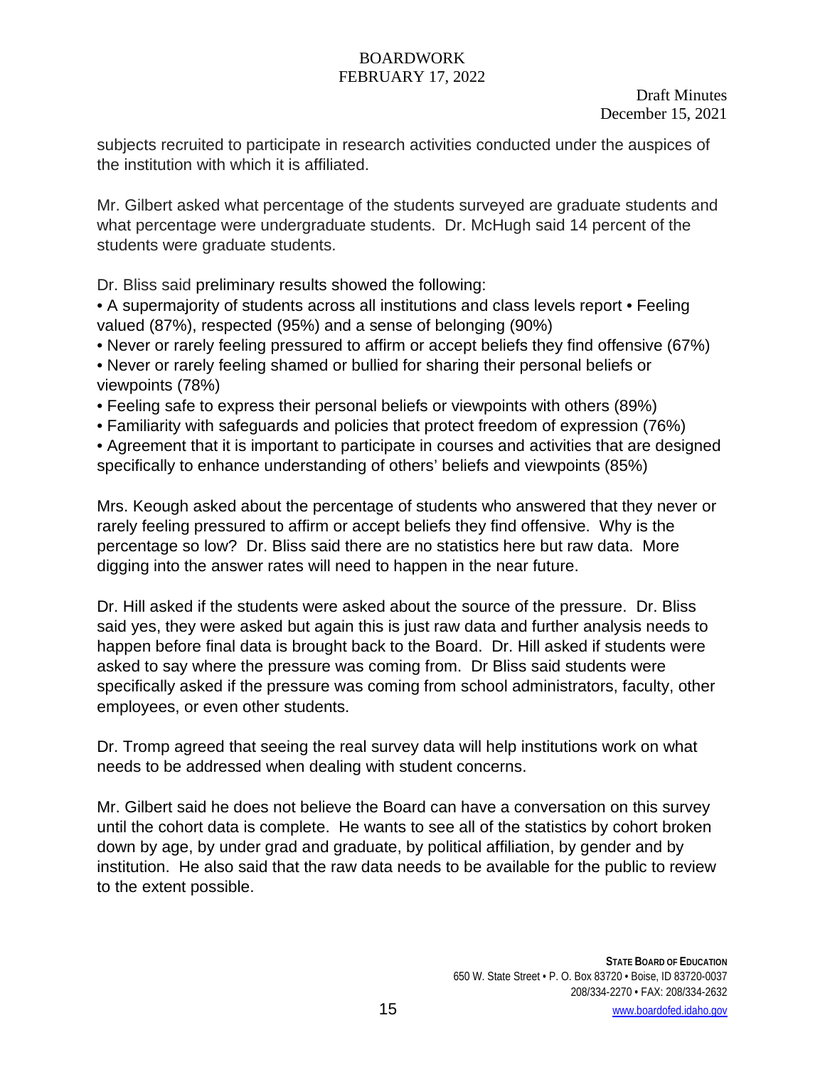subjects recruited to participate in research activities conducted under the auspices of the institution with which it is affiliated.

Mr. Gilbert asked what percentage of the students surveyed are graduate students and what percentage were undergraduate students. Dr. McHugh said 14 percent of the students were graduate students.

Dr. Bliss said preliminary results showed the following:

- A supermajority of students across all institutions and class levels report • Feeling valued (87%), respected (95%) and a sense of belonging (90%)
- Never or rarely feeling pressured to affirm or accept beliefs they find offensive (67%)
- Never or rarely feeling shamed or bullied for sharing their personal beliefs or viewpoints (78%)
- Feeling safe to express their personal beliefs or viewpoints with others (89%)
- Familiarity with safeguards and policies that protect freedom of expression (76%)
- Agreement that it is important to participate in courses and activities that are designed specifically to enhance understanding of others' beliefs and viewpoints (85%)

Mrs. Keough asked about the percentage of students who answered that they never or rarely feeling pressured to affirm or accept beliefs they find offensive. Why is the percentage so low? Dr. Bliss said there are no statistics here but raw data. More digging into the answer rates will need to happen in the near future.

Dr. Hill asked if the students were asked about the source of the pressure. Dr. Bliss said yes, they were asked but again this is just raw data and further analysis needs to happen before final data is brought back to the Board. Dr. Hill asked if students were asked to say where the pressure was coming from. Dr Bliss said students were specifically asked if the pressure was coming from school administrators, faculty, other employees, or even other students.

Dr. Tromp agreed that seeing the real survey data will help institutions work on what needs to be addressed when dealing with student concerns.

Mr. Gilbert said he does not believe the Board can have a conversation on this survey until the cohort data is complete. He wants to see all of the statistics by cohort broken down by age, by under grad and graduate, by political affiliation, by gender and by institution. He also said that the raw data needs to be available for the public to review to the extent possible.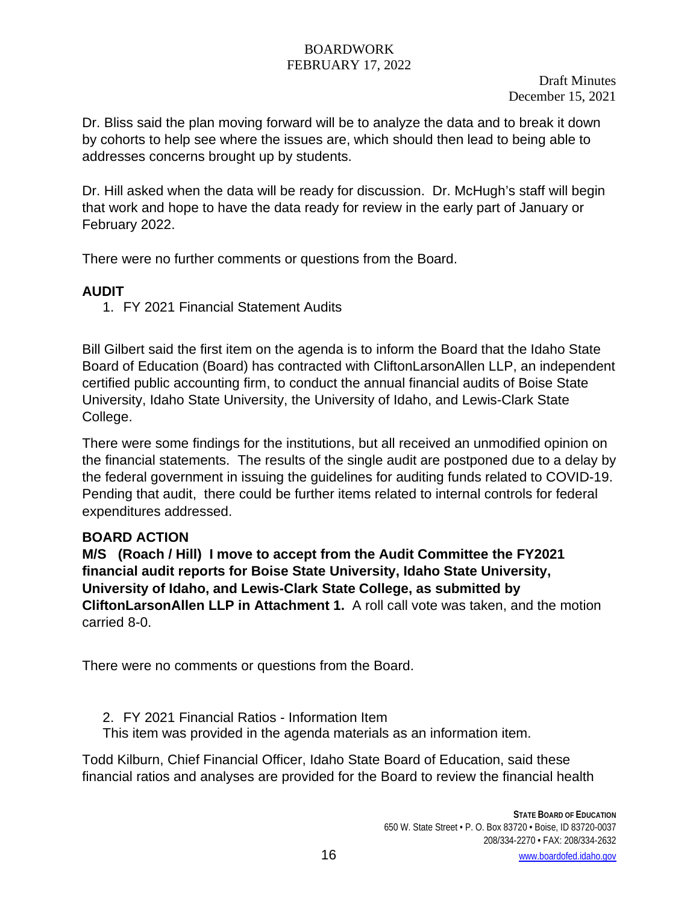Draft Minutes
December 15, 2021

Dr. Bliss said the plan moving forward will be to analyze the data and to break it down by cohorts to help see where the issues are, which should then lead to being able to addresses concerns brought up by students.

Dr. Hill asked when the data will be ready for discussion. Dr. McHugh's staff will begin that work and hope to have the data ready for review in the early part of January or February 2022.

There were no further comments or questions from the Board.

## AUDIT

1. FY 2021 Financial Statement Audits

Bill Gilbert said the first item on the agenda is to inform the Board that the Idaho State Board of Education (Board) has contracted with CliftonLarsonAllen LLP, an independent certified public accounting firm, to conduct the annual financial audits of Boise State University, Idaho State University, the University of Idaho, and Lewis-Clark State College.

There were some findings for the institutions, but all received an unmodified opinion on the financial statements. The results of the single audit are postponed due to a delay by the federal government in issuing the guidelines for auditing funds related to COVID-19. Pending that audit, there could be further items related to internal controls for federal expenditures addressed.

**BOARD ACTION**

**M/S (Roach / Hill) I move to accept from the Audit Committee the FY2021 financial audit reports for Boise State University, Idaho State University, University of Idaho, and Lewis-Clark State College, as submitted by CliftonLarsonAllen LLP in Attachment 1.** A roll call vote was taken, and the motion carried 8-0.

There were no comments or questions from the Board.

2. FY 2021 Financial Ratios - Information Item

This item was provided in the agenda materials as an information item.

Todd Kilburn, Chief Financial Officer, Idaho State Board of Education, said these financial ratios and analyses are provided for the Board to review the financial health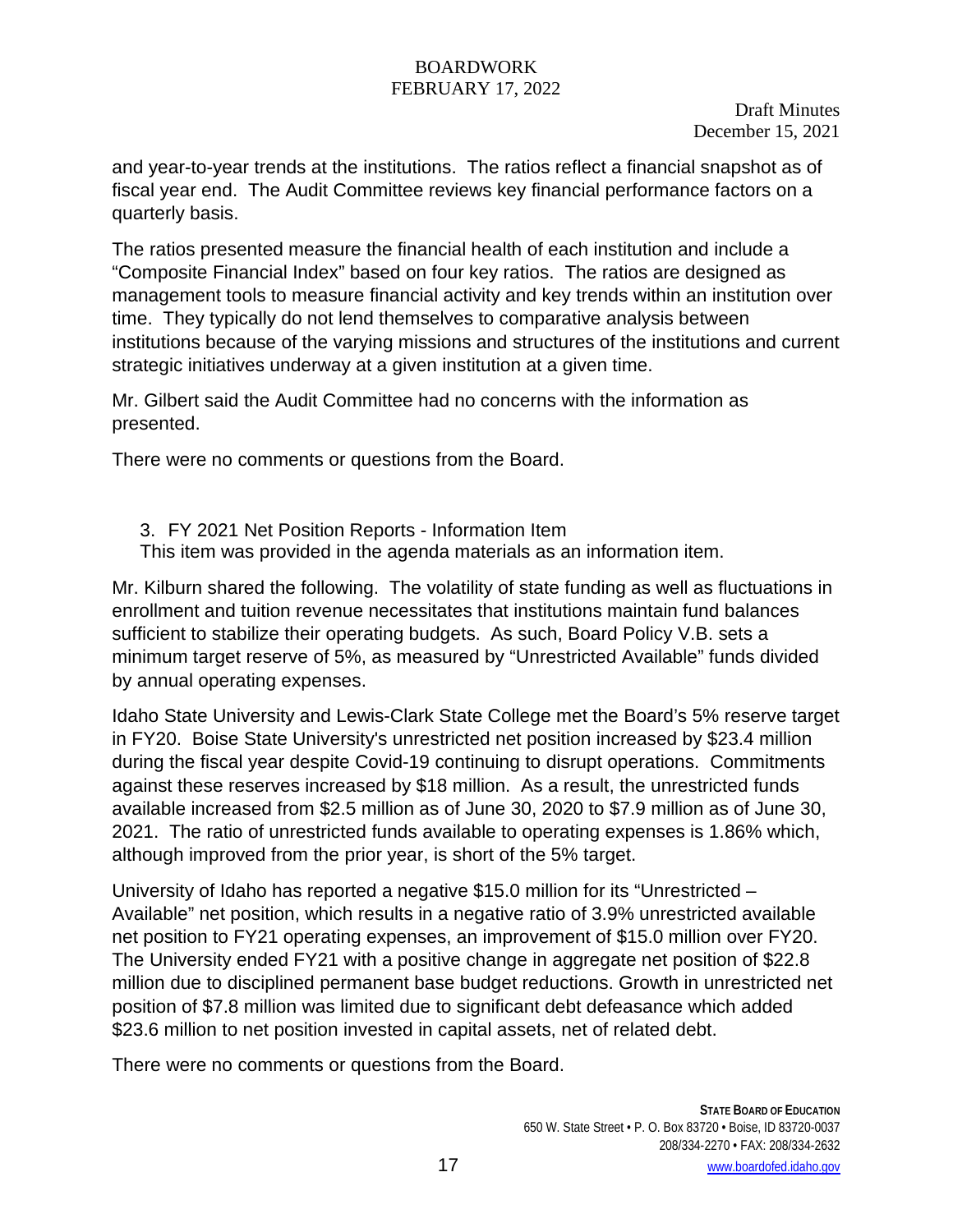and year-to-year trends at the institutions. The ratios reflect a financial snapshot as of fiscal year end. The Audit Committee reviews key financial performance factors on a quarterly basis.

The ratios presented measure the financial health of each institution and include a "Composite Financial Index" based on four key ratios. The ratios are designed as management tools to measure financial activity and key trends within an institution over time. They typically do not lend themselves to comparative analysis between institutions because of the varying missions and structures of the institutions and current strategic initiatives underway at a given institution at a given time.

Mr. Gilbert said the Audit Committee had no concerns with the information as presented.

There were no comments or questions from the Board.

3. FY 2021 Net Position Reports - Information Item
   This item was provided in the agenda materials as an information item.

Mr. Kilburn shared the following. The volatility of state funding as well as fluctuations in enrollment and tuition revenue necessitates that institutions maintain fund balances sufficient to stabilize their operating budgets. As such, Board Policy V.B. sets a minimum target reserve of 5%, as measured by "Unrestricted Available" funds divided by annual operating expenses.

Idaho State University and Lewis-Clark State College met the Board's 5% reserve target in FY20. Boise State University's unrestricted net position increased by $23.4 million during the fiscal year despite Covid-19 continuing to disrupt operations. Commitments against these reserves increased by $18 million. As a result, the unrestricted funds available increased from $2.5 million as of June 30, 2020 to $7.9 million as of June 30, 2021. The ratio of unrestricted funds available to operating expenses is 1.86% which, although improved from the prior year, is short of the 5% target.

University of Idaho has reported a negative $15.0 million for its "Unrestricted – Available" net position, which results in a negative ratio of 3.9% unrestricted available net position to FY21 operating expenses, an improvement of $15.0 million over FY20. The University ended FY21 with a positive change in aggregate net position of $22.8 million due to disciplined permanent base budget reductions. Growth in unrestricted net position of $7.8 million was limited due to significant debt defeasance which added $23.6 million to net position invested in capital assets, net of related debt.

There were no comments or questions from the Board.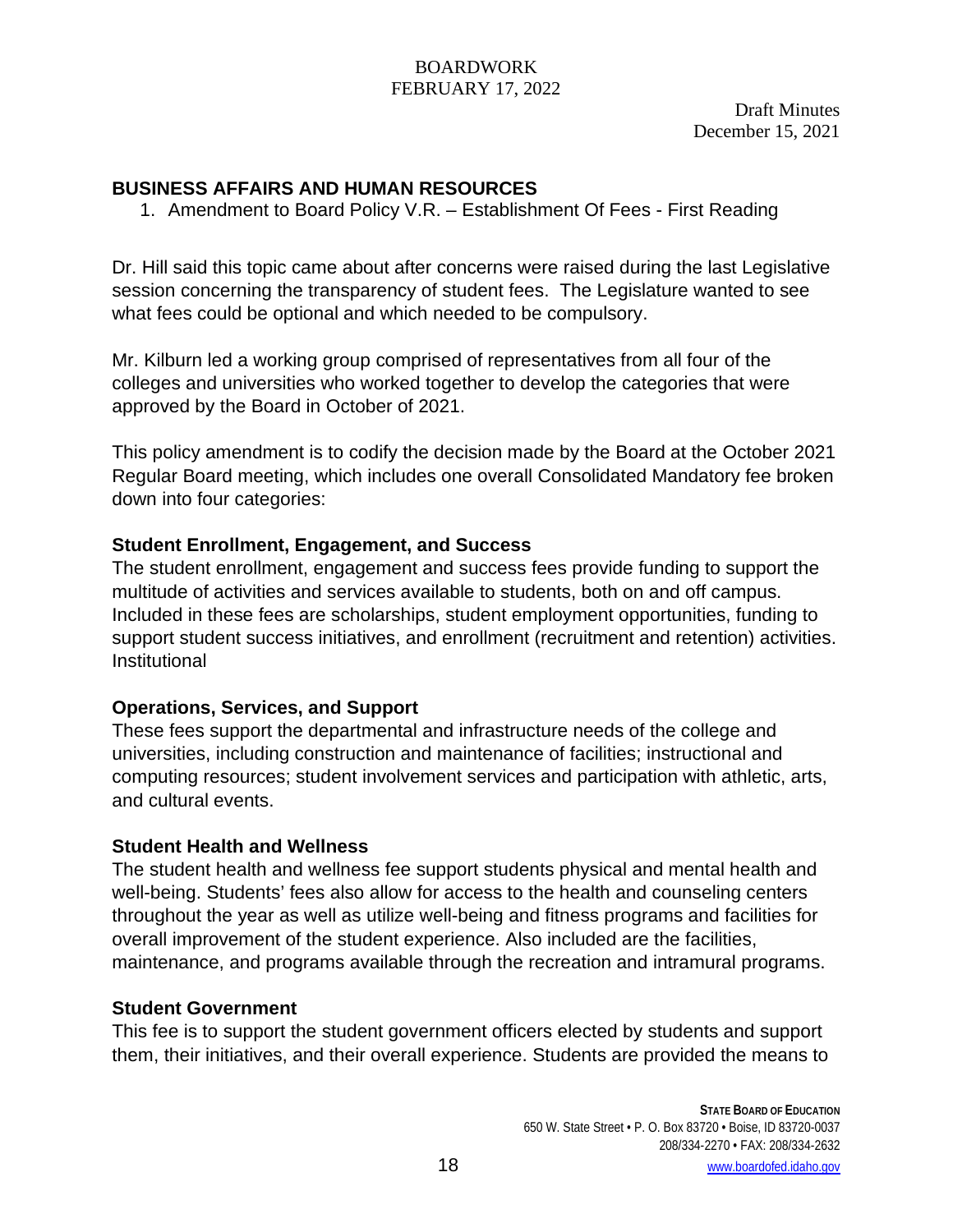Draft Minutes
December 15, 2021

## BUSINESS AFFAIRS AND HUMAN RESOURCES

1. Amendment to Board Policy V.R. – Establishment Of Fees - First Reading

Dr. Hill said this topic came about after concerns were raised during the last Legislative session concerning the transparency of student fees. The Legislature wanted to see what fees could be optional and which needed to be compulsory.

Mr. Kilburn led a working group comprised of representatives from all four of the colleges and universities who worked together to develop the categories that were approved by the Board in October of 2021.

This policy amendment is to codify the decision made by the Board at the October 2021 Regular Board meeting, which includes one overall Consolidated Mandatory fee broken down into four categories:

**Student Enrollment, Engagement, and Success**

The student enrollment, engagement and success fees provide funding to support the multitude of activities and services available to students, both on and off campus. Included in these fees are scholarships, student employment opportunities, funding to support student success initiatives, and enrollment (recruitment and retention) activities. Institutional

**Operations, Services, and Support**

These fees support the departmental and infrastructure needs of the college and universities, including construction and maintenance of facilities; instructional and computing resources; student involvement services and participation with athletic, arts, and cultural events.

**Student Health and Wellness**

The student health and wellness fee support students physical and mental health and well-being. Students' fees also allow for access to the health and counseling centers throughout the year as well as utilize well-being and fitness programs and facilities for overall improvement of the student experience. Also included are the facilities, maintenance, and programs available through the recreation and intramural programs.

**Student Government**

This fee is to support the student government officers elected by students and support them, their initiatives, and their overall experience. Students are provided the means to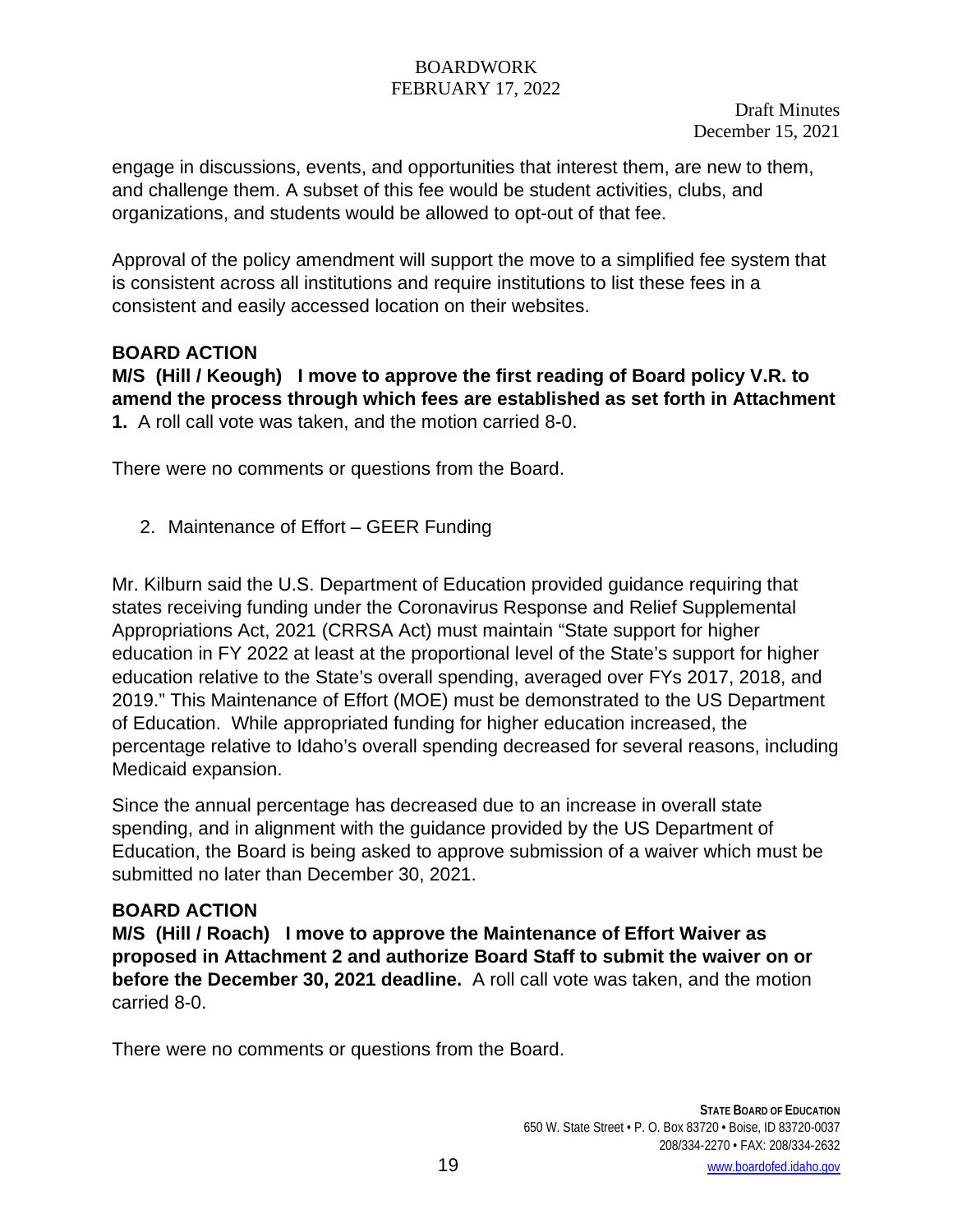engage in discussions, events, and opportunities that interest them, are new to them, and challenge them. A subset of this fee would be student activities, clubs, and organizations, and students would be allowed to opt-out of that fee.

Approval of the policy amendment will support the move to a simplified fee system that is consistent across all institutions and require institutions to list these fees in a consistent and easily accessed location on their websites.

**BOARD ACTION**

**M/S (Hill / Keough) I move to approve the first reading of Board policy V.R. to amend the process through which fees are established as set forth in Attachment 1.** A roll call vote was taken, and the motion carried 8-0.

There were no comments or questions from the Board.

2. Maintenance of Effort – GEER Funding

Mr. Kilburn said the U.S. Department of Education provided guidance requiring that states receiving funding under the Coronavirus Response and Relief Supplemental Appropriations Act, 2021 (CRRSA Act) must maintain "State support for higher education in FY 2022 at least at the proportional level of the State's support for higher education relative to the State's overall spending, averaged over FYs 2017, 2018, and 2019." This Maintenance of Effort (MOE) must be demonstrated to the US Department of Education. While appropriated funding for higher education increased, the percentage relative to Idaho's overall spending decreased for several reasons, including Medicaid expansion.

Since the annual percentage has decreased due to an increase in overall state spending, and in alignment with the guidance provided by the US Department of Education, the Board is being asked to approve submission of a waiver which must be submitted no later than December 30, 2021.

**BOARD ACTION**

**M/S (Hill / Roach) I move to approve the Maintenance of Effort Waiver as proposed in Attachment 2 and authorize Board Staff to submit the waiver on or before the December 30, 2021 deadline.** A roll call vote was taken, and the motion carried 8-0.

There were no comments or questions from the Board.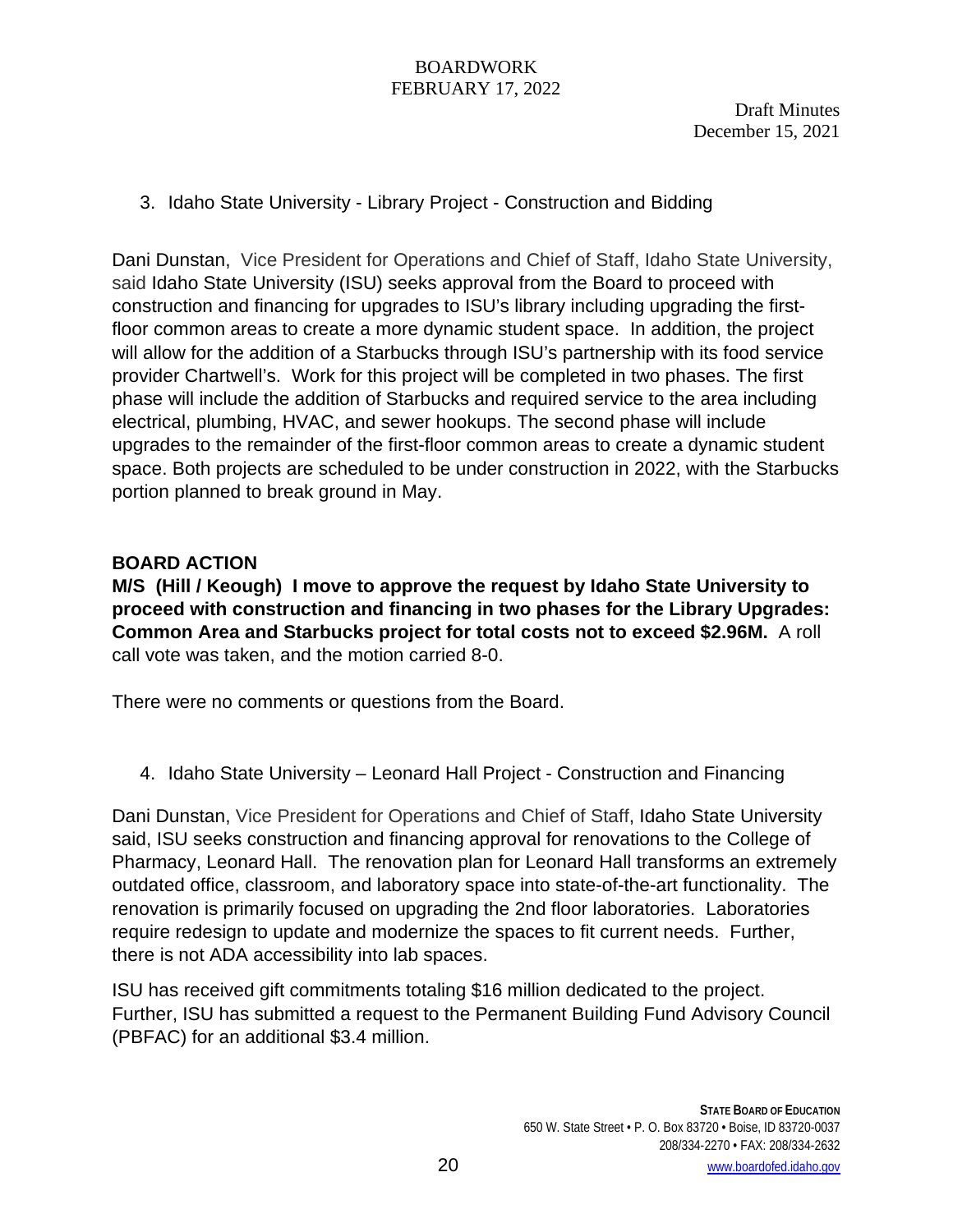3. Idaho State University - Library Project - Construction and Bidding

Dani Dunstan, Vice President for Operations and Chief of Staff, Idaho State University, said Idaho State University (ISU) seeks approval from the Board to proceed with construction and financing for upgrades to ISU's library including upgrading the first-floor common areas to create a more dynamic student space. In addition, the project will allow for the addition of a Starbucks through ISU's partnership with its food service provider Chartwell's. Work for this project will be completed in two phases. The first phase will include the addition of Starbucks and required service to the area including electrical, plumbing, HVAC, and sewer hookups. The second phase will include upgrades to the remainder of the first-floor common areas to create a dynamic student space. Both projects are scheduled to be under construction in 2022, with the Starbucks portion planned to break ground in May.

**BOARD ACTION**

**M/S (Hill / Keough) I move to approve the request by Idaho State University to proceed with construction and financing in two phases for the Library Upgrades: Common Area and Starbucks project for total costs not to exceed $2.96M.** A roll call vote was taken, and the motion carried 8-0.

There were no comments or questions from the Board.

4. Idaho State University – Leonard Hall Project - Construction and Financing

Dani Dunstan, Vice President for Operations and Chief of Staff, Idaho State University said, ISU seeks construction and financing approval for renovations to the College of Pharmacy, Leonard Hall. The renovation plan for Leonard Hall transforms an extremely outdated office, classroom, and laboratory space into state-of-the-art functionality. The renovation is primarily focused on upgrading the 2nd floor laboratories. Laboratories require redesign to update and modernize the spaces to fit current needs. Further, there is not ADA accessibility into lab spaces.

ISU has received gift commitments totaling $16 million dedicated to the project. Further, ISU has submitted a request to the Permanent Building Fund Advisory Council (PBFAC) for an additional $3.4 million.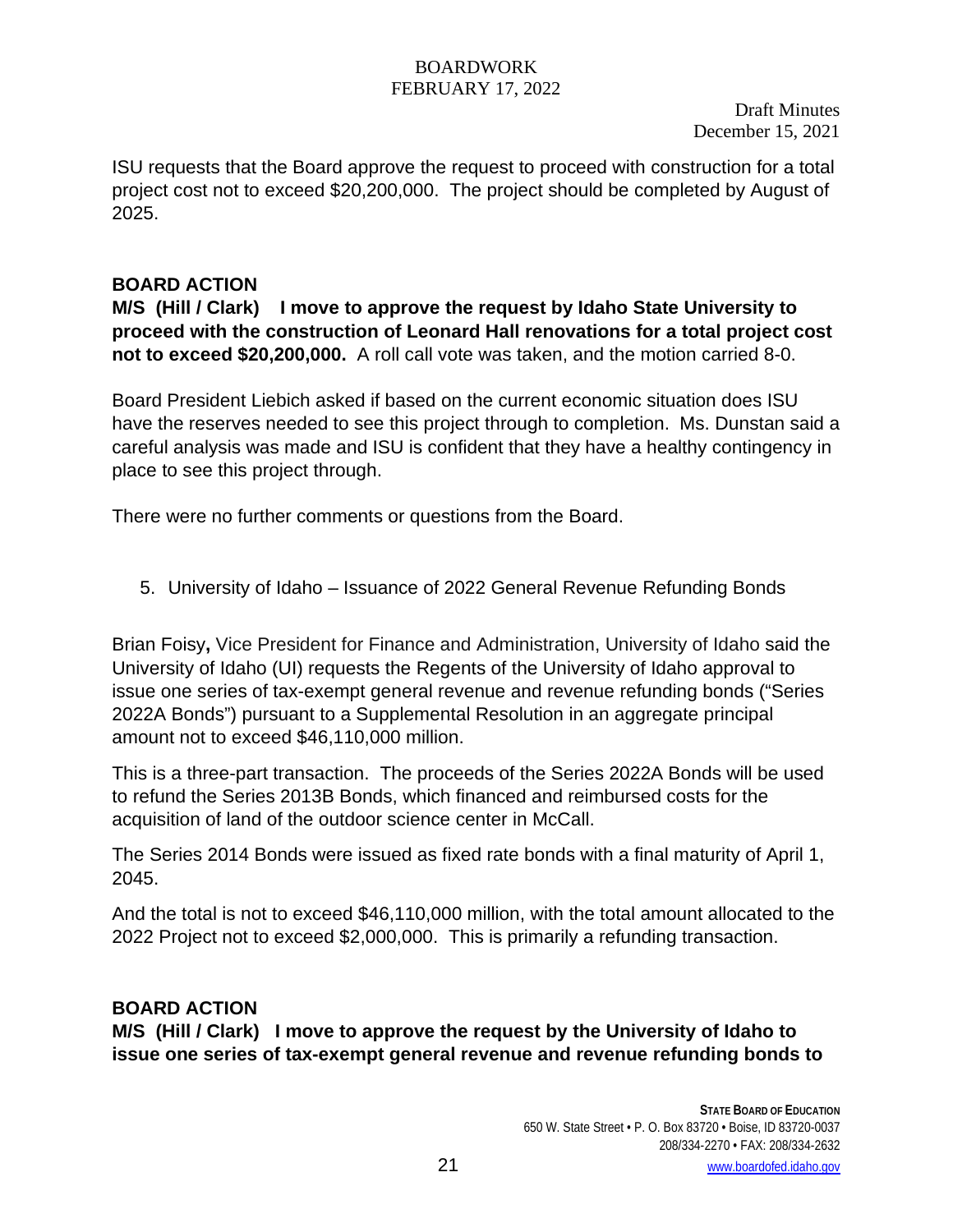ISU requests that the Board approve the request to proceed with construction for a total project cost not to exceed $20,200,000. The project should be completed by August of 2025.

**BOARD ACTION**

**M/S (Hill / Clark) I move to approve the request by Idaho State University to proceed with the construction of Leonard Hall renovations for a total project cost not to exceed $20,200,000.** A roll call vote was taken, and the motion carried 8-0.

Board President Liebich asked if based on the current economic situation does ISU have the reserves needed to see this project through to completion. Ms. Dunstan said a careful analysis was made and ISU is confident that they have a healthy contingency in place to see this project through.

There were no further comments or questions from the Board.

5. University of Idaho – Issuance of 2022 General Revenue Refunding Bonds

Brian Foisy**,** Vice President for Finance and Administration, University of Idaho said the University of Idaho (UI) requests the Regents of the University of Idaho approval to issue one series of tax-exempt general revenue and revenue refunding bonds ("Series 2022A Bonds") pursuant to a Supplemental Resolution in an aggregate principal amount not to exceed $46,110,000 million.

This is a three-part transaction. The proceeds of the Series 2022A Bonds will be used to refund the Series 2013B Bonds, which financed and reimbursed costs for the acquisition of land of the outdoor science center in McCall.

The Series 2014 Bonds were issued as fixed rate bonds with a final maturity of April 1, 2045.

And the total is not to exceed $46,110,000 million, with the total amount allocated to the 2022 Project not to exceed $2,000,000. This is primarily a refunding transaction.

**BOARD ACTION**

**M/S (Hill / Clark) I move to approve the request by the University of Idaho to issue one series of tax-exempt general revenue and revenue refunding bonds to**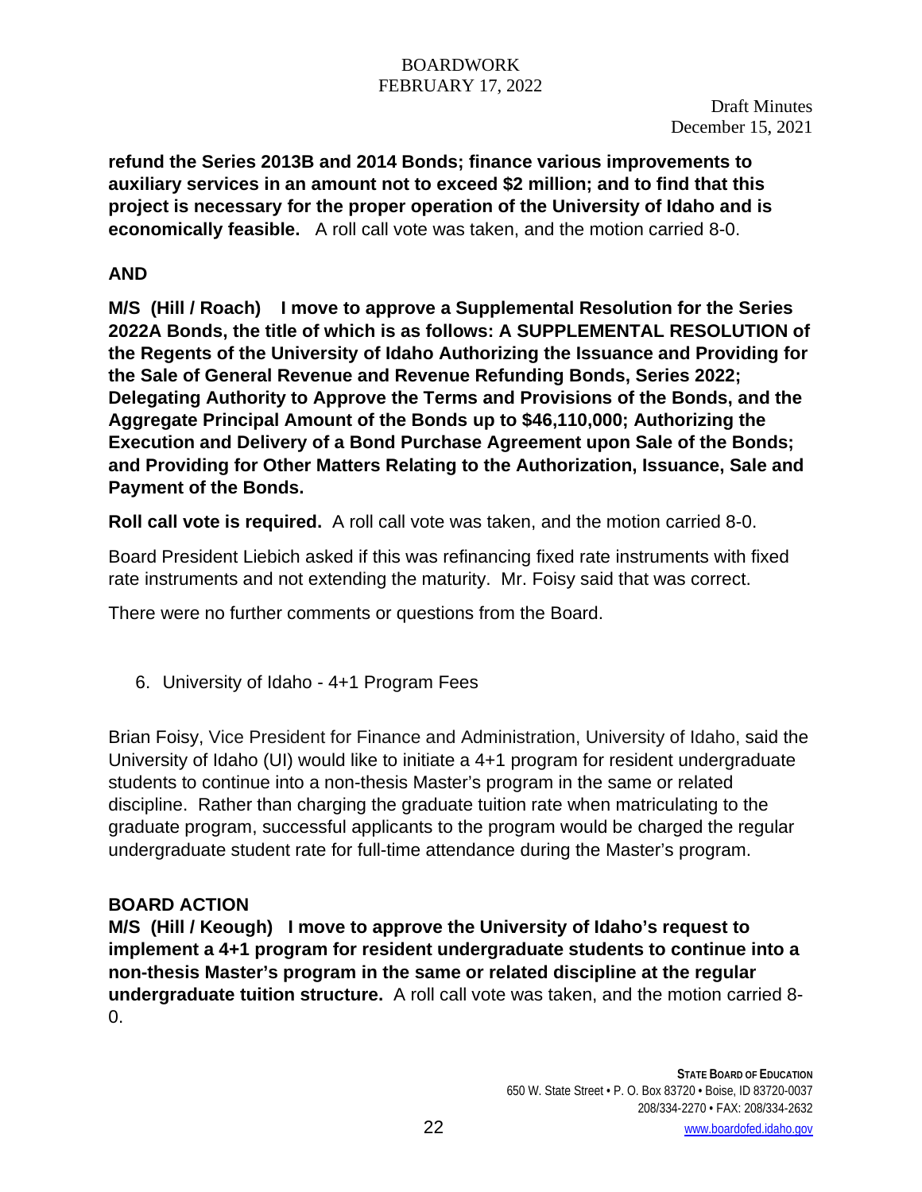**refund the Series 2013B and 2014 Bonds; finance various improvements to auxiliary services in an amount not to exceed $2 million; and to find that this project is necessary for the proper operation of the University of Idaho and is economically feasible.** A roll call vote was taken, and the motion carried 8-0.

**AND**

**M/S (Hill / Roach) I move to approve a Supplemental Resolution for the Series 2022A Bonds, the title of which is as follows: A SUPPLEMENTAL RESOLUTION of the Regents of the University of Idaho Authorizing the Issuance and Providing for the Sale of General Revenue and Revenue Refunding Bonds, Series 2022; Delegating Authority to Approve the Terms and Provisions of the Bonds, and the Aggregate Principal Amount of the Bonds up to $46,110,000; Authorizing the Execution and Delivery of a Bond Purchase Agreement upon Sale of the Bonds; and Providing for Other Matters Relating to the Authorization, Issuance, Sale and Payment of the Bonds.**

**Roll call vote is required.** A roll call vote was taken, and the motion carried 8-0.

Board President Liebich asked if this was refinancing fixed rate instruments with fixed rate instruments and not extending the maturity. Mr. Foisy said that was correct.

There were no further comments or questions from the Board.

6. University of Idaho - 4+1 Program Fees

Brian Foisy, Vice President for Finance and Administration, University of Idaho, said the University of Idaho (UI) would like to initiate a 4+1 program for resident undergraduate students to continue into a non-thesis Master's program in the same or related discipline. Rather than charging the graduate tuition rate when matriculating to the graduate program, successful applicants to the program would be charged the regular undergraduate student rate for full-time attendance during the Master's program.

**BOARD ACTION**

**M/S (Hill / Keough) I move to approve the University of Idaho's request to implement a 4+1 program for resident undergraduate students to continue into a non-thesis Master's program in the same or related discipline at the regular undergraduate tuition structure.** A roll call vote was taken, and the motion carried 8-0.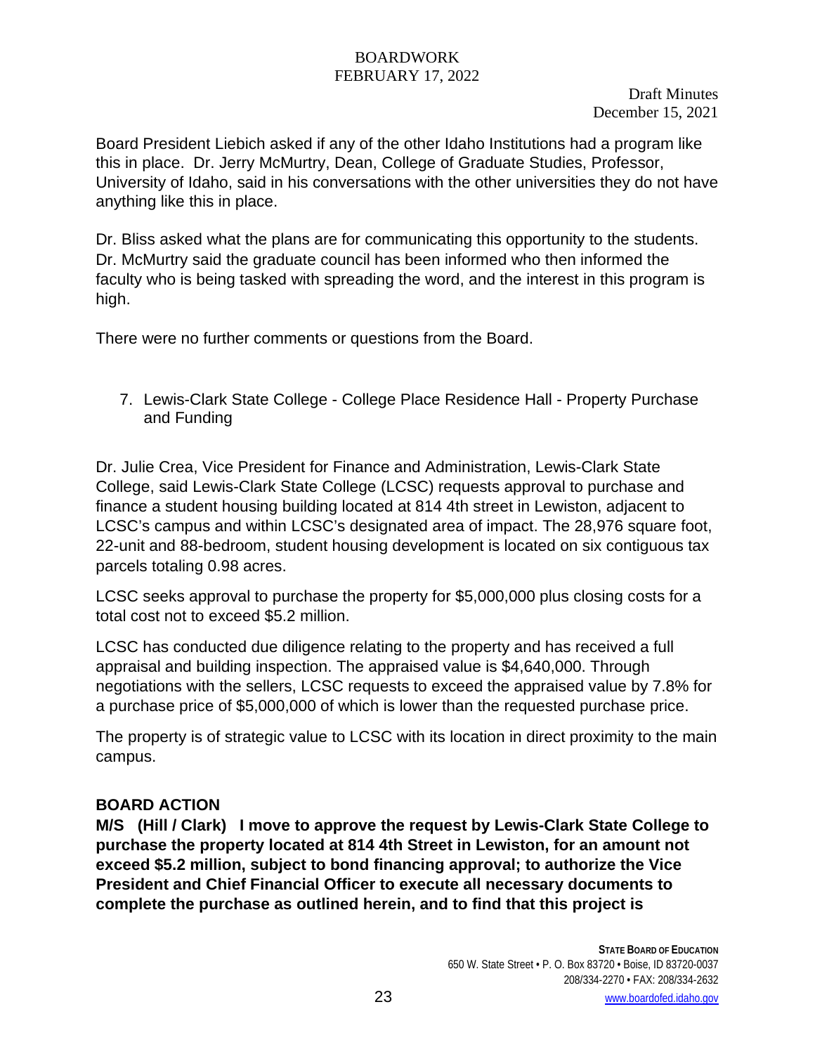Board President Liebich asked if any of the other Idaho Institutions had a program like this in place. Dr. Jerry McMurtry, Dean, College of Graduate Studies, Professor, University of Idaho, said in his conversations with the other universities they do not have anything like this in place.

Dr. Bliss asked what the plans are for communicating this opportunity to the students. Dr. McMurtry said the graduate council has been informed who then informed the faculty who is being tasked with spreading the word, and the interest in this program is high.

There were no further comments or questions from the Board.

7. Lewis-Clark State College - College Place Residence Hall - Property Purchase and Funding

Dr. Julie Crea, Vice President for Finance and Administration, Lewis-Clark State College, said Lewis-Clark State College (LCSC) requests approval to purchase and finance a student housing building located at 814 4th street in Lewiston, adjacent to LCSC's campus and within LCSC's designated area of impact. The 28,976 square foot, 22-unit and 88-bedroom, student housing development is located on six contiguous tax parcels totaling 0.98 acres.

LCSC seeks approval to purchase the property for $5,000,000 plus closing costs for a total cost not to exceed $5.2 million.

LCSC has conducted due diligence relating to the property and has received a full appraisal and building inspection. The appraised value is $4,640,000. Through negotiations with the sellers, LCSC requests to exceed the appraised value by 7.8% for a purchase price of $5,000,000 of which is lower than the requested purchase price.

The property is of strategic value to LCSC with its location in direct proximity to the main campus.

**BOARD ACTION**

**M/S (Hill / Clark) I move to approve the request by Lewis-Clark State College to purchase the property located at 814 4th Street in Lewiston, for an amount not exceed $5.2 million, subject to bond financing approval; to authorize the Vice President and Chief Financial Officer to execute all necessary documents to complete the purchase as outlined herein, and to find that this project is**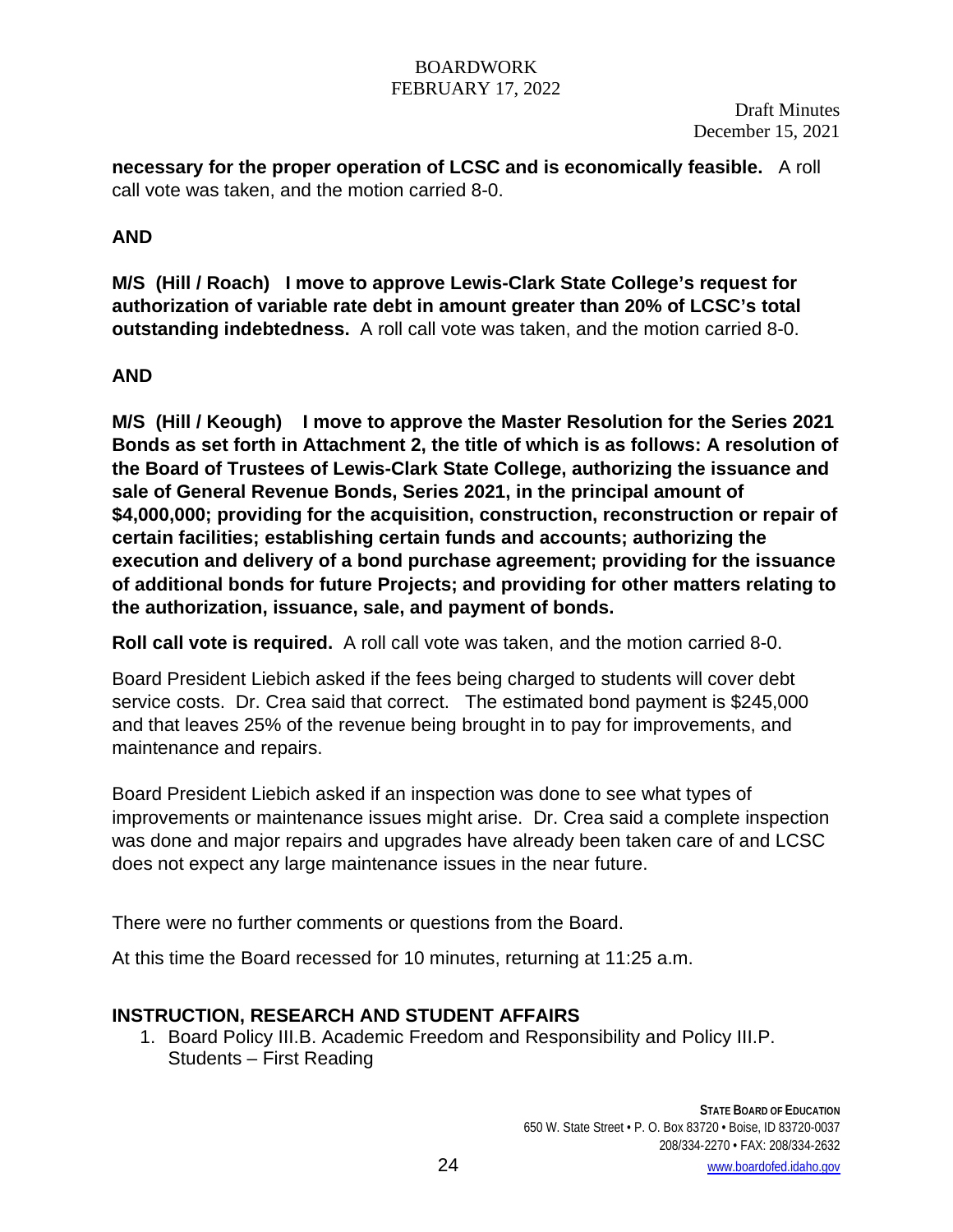**necessary for the proper operation of LCSC and is economically feasible.** A roll call vote was taken, and the motion carried 8-0.

**AND**

**M/S (Hill / Roach) I move to approve Lewis-Clark State College's request for authorization of variable rate debt in amount greater than 20% of LCSC's total outstanding indebtedness.** A roll call vote was taken, and the motion carried 8-0.

**AND**

**M/S (Hill / Keough) I move to approve the Master Resolution for the Series 2021 Bonds as set forth in Attachment 2, the title of which is as follows: A resolution of the Board of Trustees of Lewis-Clark State College, authorizing the issuance and sale of General Revenue Bonds, Series 2021, in the principal amount of $4,000,000; providing for the acquisition, construction, reconstruction or repair of certain facilities; establishing certain funds and accounts; authorizing the execution and delivery of a bond purchase agreement; providing for the issuance of additional bonds for future Projects; and providing for other matters relating to the authorization, issuance, sale, and payment of bonds.**

**Roll call vote is required.** A roll call vote was taken, and the motion carried 8-0.

Board President Liebich asked if the fees being charged to students will cover debt service costs. Dr. Crea said that correct. The estimated bond payment is $245,000 and that leaves 25% of the revenue being brought in to pay for improvements, and maintenance and repairs.

Board President Liebich asked if an inspection was done to see what types of improvements or maintenance issues might arise. Dr. Crea said a complete inspection was done and major repairs and upgrades have already been taken care of and LCSC does not expect any large maintenance issues in the near future.

There were no further comments or questions from the Board.

At this time the Board recessed for 10 minutes, returning at 11:25 a.m.

## INSTRUCTION, RESEARCH AND STUDENT AFFAIRS

1. Board Policy III.B. Academic Freedom and Responsibility and Policy III.P. Students – First Reading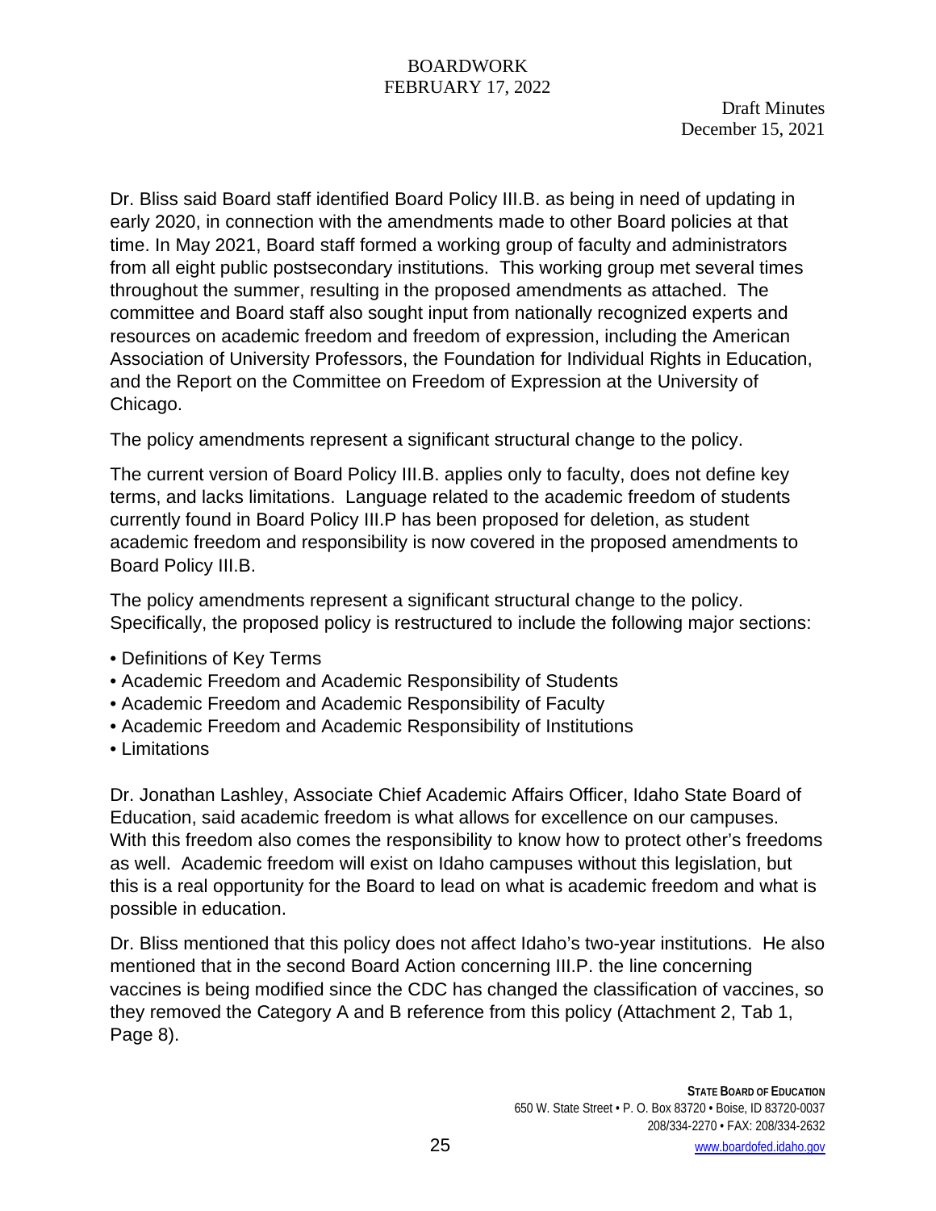Draft Minutes
December 15, 2021

Dr. Bliss said Board staff identified Board Policy III.B. as being in need of updating in early 2020, in connection with the amendments made to other Board policies at that time. In May 2021, Board staff formed a working group of faculty and administrators from all eight public postsecondary institutions. This working group met several times throughout the summer, resulting in the proposed amendments as attached. The committee and Board staff also sought input from nationally recognized experts and resources on academic freedom and freedom of expression, including the American Association of University Professors, the Foundation for Individual Rights in Education, and the Report on the Committee on Freedom of Expression at the University of Chicago.

The policy amendments represent a significant structural change to the policy.

The current version of Board Policy III.B. applies only to faculty, does not define key terms, and lacks limitations. Language related to the academic freedom of students currently found in Board Policy III.P has been proposed for deletion, as student academic freedom and responsibility is now covered in the proposed amendments to Board Policy III.B.

The policy amendments represent a significant structural change to the policy. Specifically, the proposed policy is restructured to include the following major sections:

- Definitions of Key Terms
- Academic Freedom and Academic Responsibility of Students
- Academic Freedom and Academic Responsibility of Faculty
- Academic Freedom and Academic Responsibility of Institutions
- Limitations

Dr. Jonathan Lashley, Associate Chief Academic Affairs Officer, Idaho State Board of Education, said academic freedom is what allows for excellence on our campuses. With this freedom also comes the responsibility to know how to protect other's freedoms as well. Academic freedom will exist on Idaho campuses without this legislation, but this is a real opportunity for the Board to lead on what is academic freedom and what is possible in education.

Dr. Bliss mentioned that this policy does not affect Idaho's two-year institutions. He also mentioned that in the second Board Action concerning III.P. the line concerning vaccines is being modified since the CDC has changed the classification of vaccines, so they removed the Category A and B reference from this policy (Attachment 2, Tab 1, Page 8).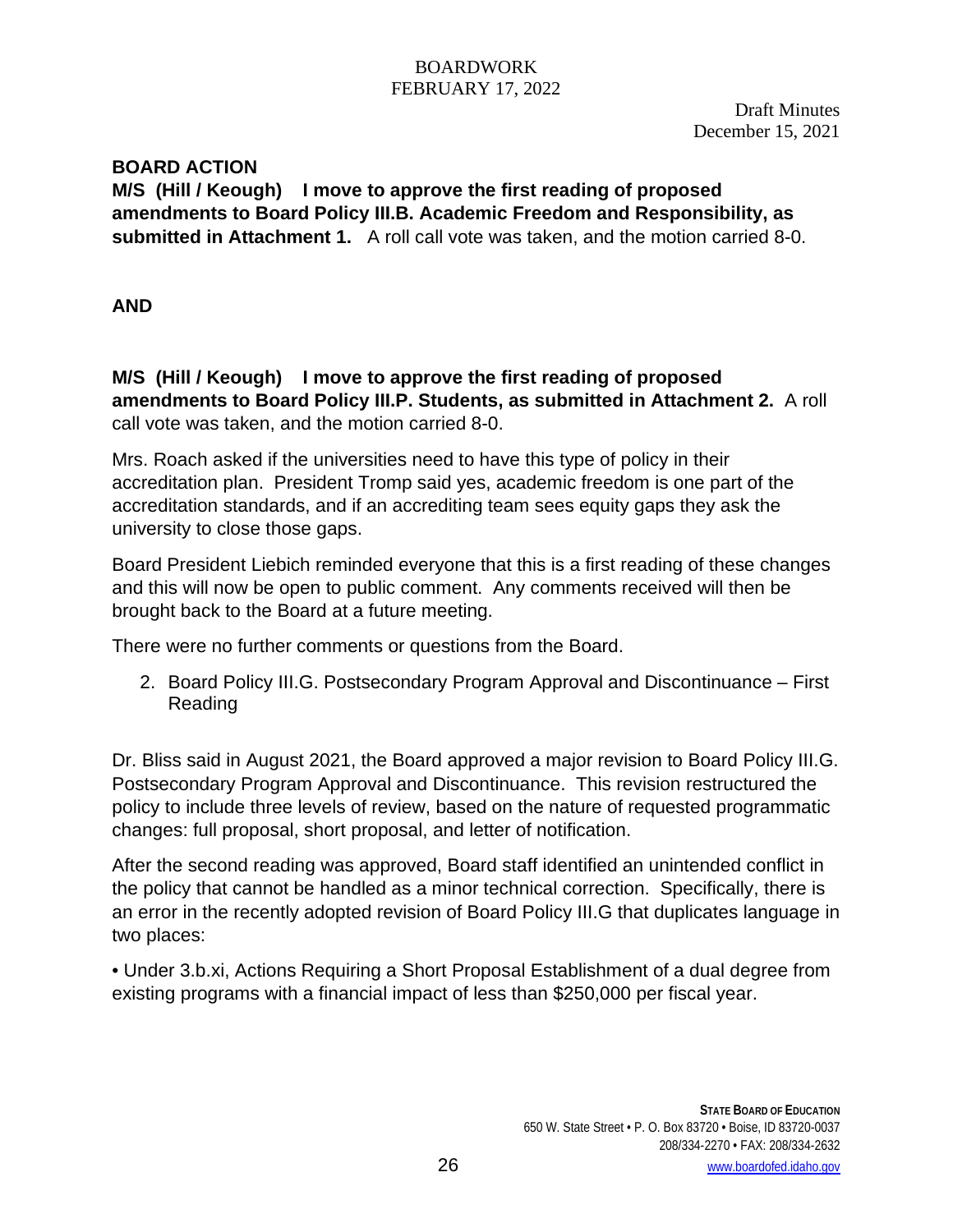Draft Minutes
December 15, 2021

**BOARD ACTION**

**M/S (Hill / Keough) I move to approve the first reading of proposed amendments to Board Policy III.B. Academic Freedom and Responsibility, as submitted in Attachment 1.** A roll call vote was taken, and the motion carried 8-0.

**AND**

**M/S (Hill / Keough) I move to approve the first reading of proposed amendments to Board Policy III.P. Students, as submitted in Attachment 2.** A roll call vote was taken, and the motion carried 8-0.

Mrs. Roach asked if the universities need to have this type of policy in their accreditation plan. President Tromp said yes, academic freedom is one part of the accreditation standards, and if an accrediting team sees equity gaps they ask the university to close those gaps.

Board President Liebich reminded everyone that this is a first reading of these changes and this will now be open to public comment. Any comments received will then be brought back to the Board at a future meeting.

There were no further comments or questions from the Board.

2. Board Policy III.G. Postsecondary Program Approval and Discontinuance – First Reading

Dr. Bliss said in August 2021, the Board approved a major revision to Board Policy III.G. Postsecondary Program Approval and Discontinuance. This revision restructured the policy to include three levels of review, based on the nature of requested programmatic changes: full proposal, short proposal, and letter of notification.

After the second reading was approved, Board staff identified an unintended conflict in the policy that cannot be handled as a minor technical correction. Specifically, there is an error in the recently adopted revision of Board Policy III.G that duplicates language in two places:

• Under 3.b.xi, Actions Requiring a Short Proposal Establishment of a dual degree from existing programs with a financial impact of less than $250,000 per fiscal year.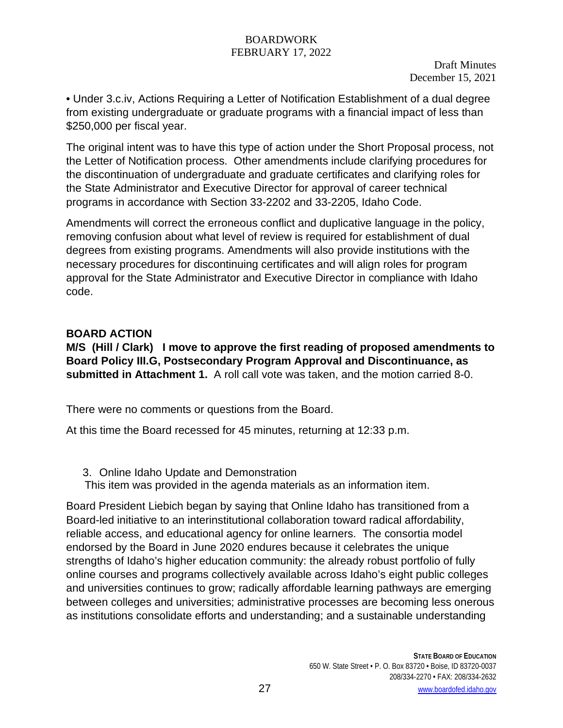• Under 3.c.iv, Actions Requiring a Letter of Notification Establishment of a dual degree from existing undergraduate or graduate programs with a financial impact of less than $250,000 per fiscal year.

The original intent was to have this type of action under the Short Proposal process, not the Letter of Notification process. Other amendments include clarifying procedures for the discontinuation of undergraduate and graduate certificates and clarifying roles for the State Administrator and Executive Director for approval of career technical programs in accordance with Section 33-2202 and 33-2205, Idaho Code.

Amendments will correct the erroneous conflict and duplicative language in the policy, removing confusion about what level of review is required for establishment of dual degrees from existing programs. Amendments will also provide institutions with the necessary procedures for discontinuing certificates and will align roles for program approval for the State Administrator and Executive Director in compliance with Idaho code.

**BOARD ACTION**

**M/S (Hill / Clark) I move to approve the first reading of proposed amendments to Board Policy III.G, Postsecondary Program Approval and Discontinuance, as submitted in Attachment 1.** A roll call vote was taken, and the motion carried 8-0.

There were no comments or questions from the Board.

At this time the Board recessed for 45 minutes, returning at 12:33 p.m.

3. Online Idaho Update and Demonstration

This item was provided in the agenda materials as an information item.

Board President Liebich began by saying that Online Idaho has transitioned from a Board-led initiative to an interinstitutional collaboration toward radical affordability, reliable access, and educational agency for online learners. The consortia model endorsed by the Board in June 2020 endures because it celebrates the unique strengths of Idaho's higher education community: the already robust portfolio of fully online courses and programs collectively available across Idaho's eight public colleges and universities continues to grow; radically affordable learning pathways are emerging between colleges and universities; administrative processes are becoming less onerous as institutions consolidate efforts and understanding; and a sustainable understanding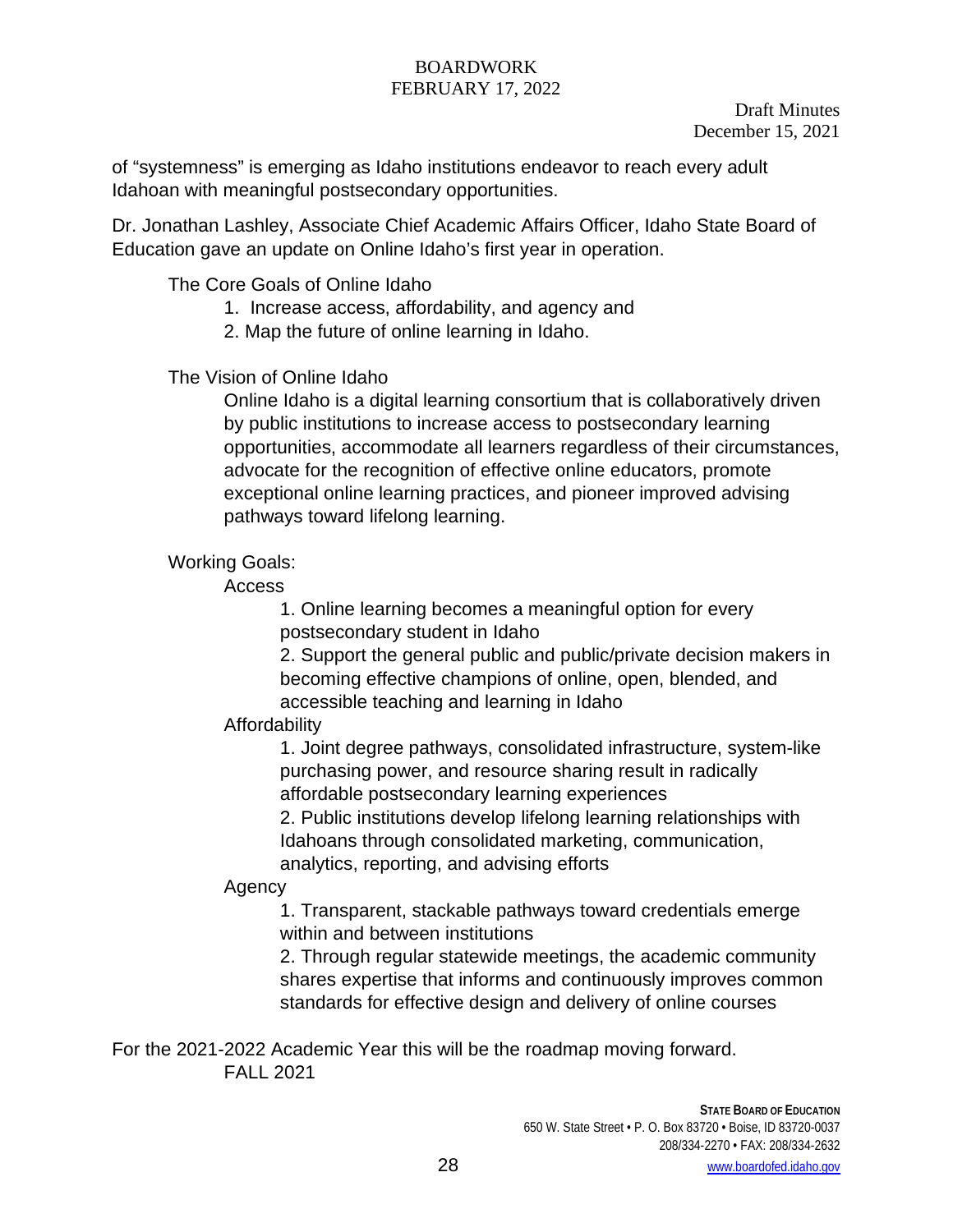of "systemness" is emerging as Idaho institutions endeavor to reach every adult Idahoan with meaningful postsecondary opportunities.

Dr. Jonathan Lashley, Associate Chief Academic Affairs Officer, Idaho State Board of Education gave an update on Online Idaho's first year in operation.

The Core Goals of Online Idaho

1. Increase access, affordability, and agency and
2. Map the future of online learning in Idaho.

The Vision of Online Idaho

Online Idaho is a digital learning consortium that is collaboratively driven by public institutions to increase access to postsecondary learning opportunities, accommodate all learners regardless of their circumstances, advocate for the recognition of effective online educators, promote exceptional online learning practices, and pioneer improved advising pathways toward lifelong learning.

Working Goals:

Access

1. Online learning becomes a meaningful option for every postsecondary student in Idaho
2. Support the general public and public/private decision makers in becoming effective champions of online, open, blended, and accessible teaching and learning in Idaho

Affordability

1. Joint degree pathways, consolidated infrastructure, system-like purchasing power, and resource sharing result in radically affordable postsecondary learning experiences
2. Public institutions develop lifelong learning relationships with Idahoans through consolidated marketing, communication, analytics, reporting, and advising efforts

Agency

1. Transparent, stackable pathways toward credentials emerge within and between institutions
2. Through regular statewide meetings, the academic community shares expertise that informs and continuously improves common standards for effective design and delivery of online courses

For the 2021-2022 Academic Year this will be the roadmap moving forward.

FALL 2021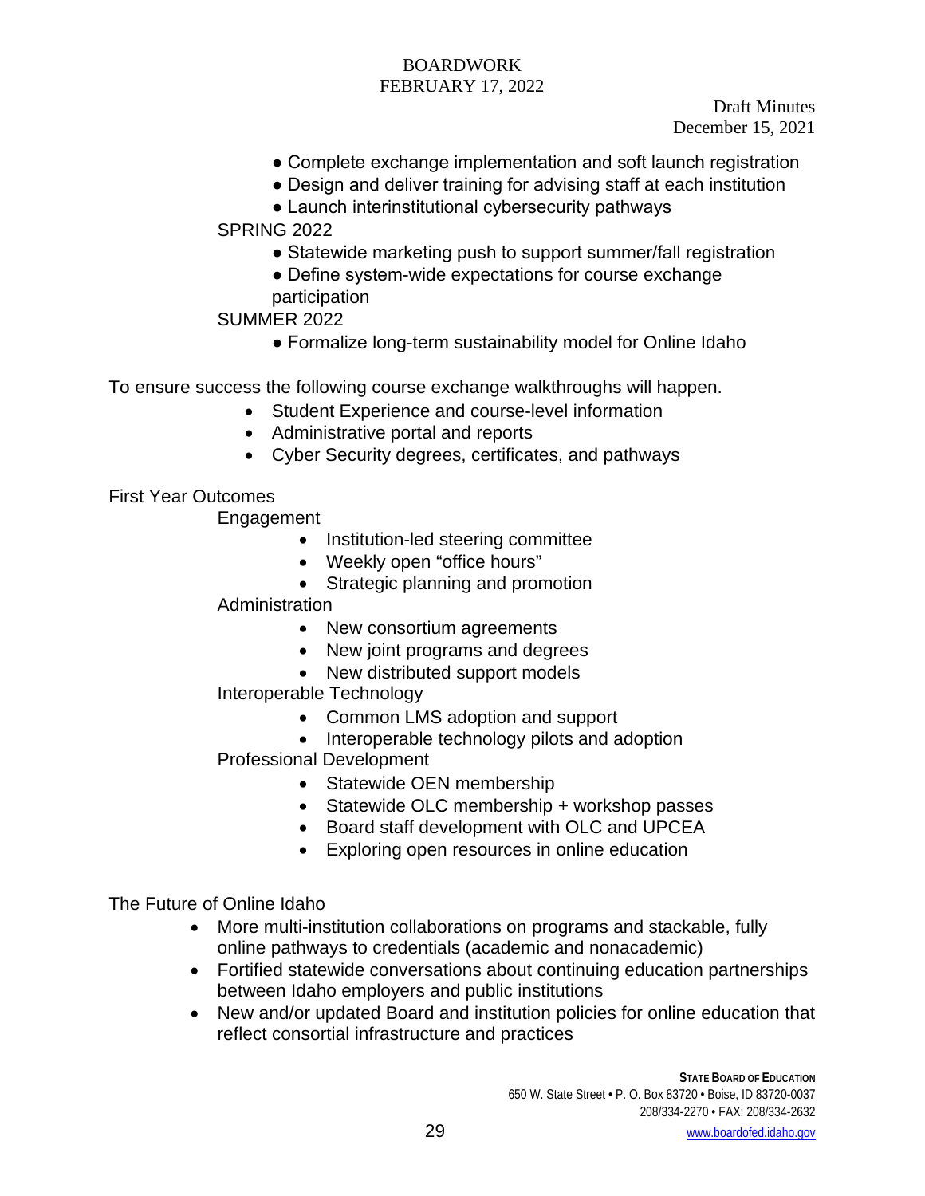- Complete exchange implementation and soft launch registration
- Design and deliver training for advising staff at each institution
- Launch interinstitutional cybersecurity pathways

SPRING 2022

- Statewide marketing push to support summer/fall registration
- Define system-wide expectations for course exchange participation

SUMMER 2022

- Formalize long-term sustainability model for Online Idaho

To ensure success the following course exchange walkthroughs will happen.

- Student Experience and course-level information
- Administrative portal and reports
- Cyber Security degrees, certificates, and pathways

First Year Outcomes

Engagement

- Institution-led steering committee
- Weekly open "office hours"
- Strategic planning and promotion

Administration

- New consortium agreements
- New joint programs and degrees
- New distributed support models

Interoperable Technology

- Common LMS adoption and support
- Interoperable technology pilots and adoption

Professional Development

- Statewide OEN membership
- Statewide OLC membership + workshop passes
- Board staff development with OLC and UPCEA
- Exploring open resources in online education

The Future of Online Idaho

- More multi-institution collaborations on programs and stackable, fully online pathways to credentials (academic and nonacademic)
- Fortified statewide conversations about continuing education partnerships between Idaho employers and public institutions
- New and/or updated Board and institution policies for online education that reflect consortial infrastructure and practices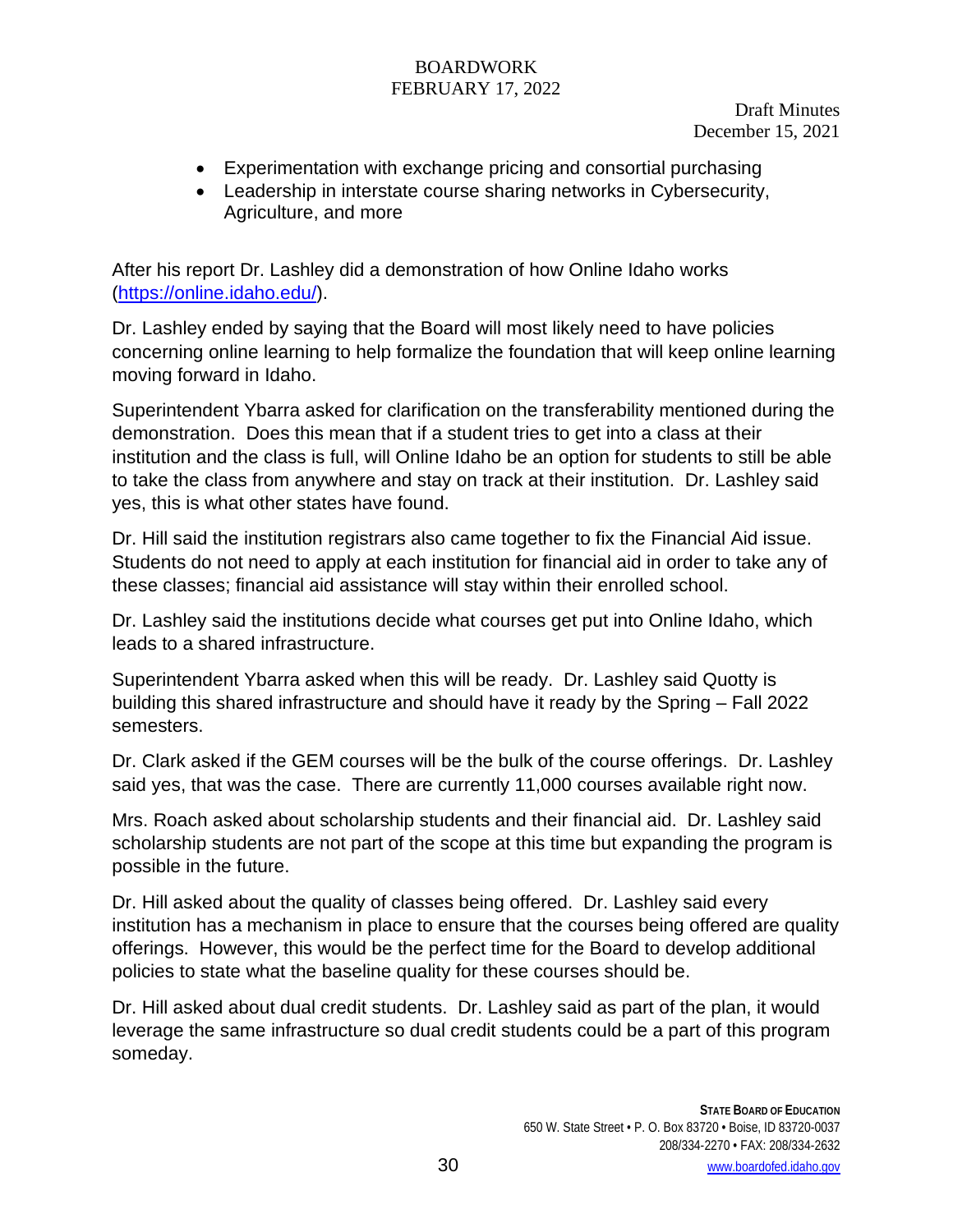- Experimentation with exchange pricing and consortial purchasing
- Leadership in interstate course sharing networks in Cybersecurity, Agriculture, and more

After his report Dr. Lashley did a demonstration of how Online Idaho works (https://online.idaho.edu/).

Dr. Lashley ended by saying that the Board will most likely need to have policies concerning online learning to help formalize the foundation that will keep online learning moving forward in Idaho.

Superintendent Ybarra asked for clarification on the transferability mentioned during the demonstration. Does this mean that if a student tries to get into a class at their institution and the class is full, will Online Idaho be an option for students to still be able to take the class from anywhere and stay on track at their institution. Dr. Lashley said yes, this is what other states have found.

Dr. Hill said the institution registrars also came together to fix the Financial Aid issue. Students do not need to apply at each institution for financial aid in order to take any of these classes; financial aid assistance will stay within their enrolled school.

Dr. Lashley said the institutions decide what courses get put into Online Idaho, which leads to a shared infrastructure.

Superintendent Ybarra asked when this will be ready. Dr. Lashley said Quotty is building this shared infrastructure and should have it ready by the Spring – Fall 2022 semesters.

Dr. Clark asked if the GEM courses will be the bulk of the course offerings. Dr. Lashley said yes, that was the case. There are currently 11,000 courses available right now.

Mrs. Roach asked about scholarship students and their financial aid. Dr. Lashley said scholarship students are not part of the scope at this time but expanding the program is possible in the future.

Dr. Hill asked about the quality of classes being offered. Dr. Lashley said every institution has a mechanism in place to ensure that the courses being offered are quality offerings. However, this would be the perfect time for the Board to develop additional policies to state what the baseline quality for these courses should be.

Dr. Hill asked about dual credit students. Dr. Lashley said as part of the plan, it would leverage the same infrastructure so dual credit students could be a part of this program someday.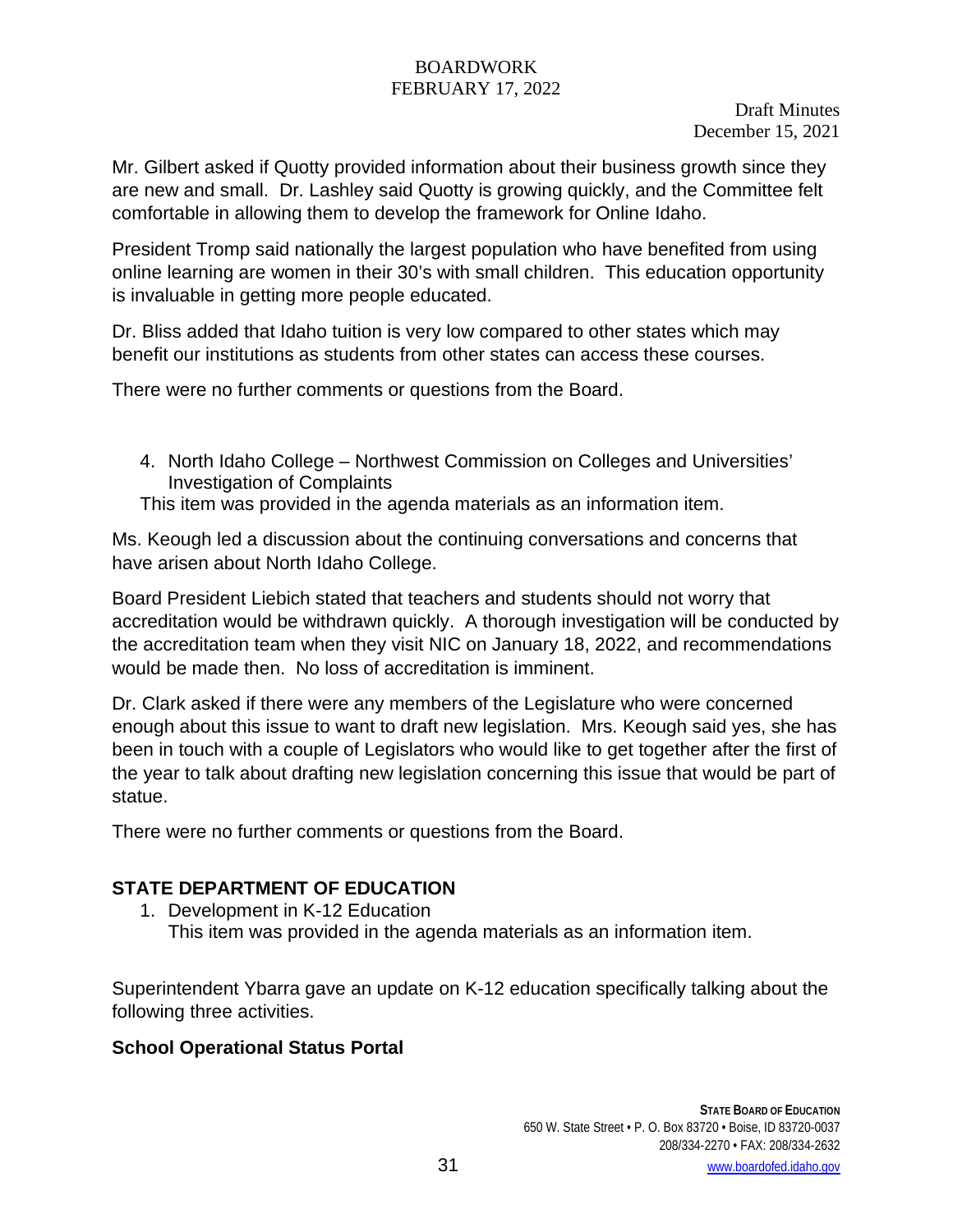Draft Minutes
December 15, 2021

Mr. Gilbert asked if Quotty provided information about their business growth since they are new and small. Dr. Lashley said Quotty is growing quickly, and the Committee felt comfortable in allowing them to develop the framework for Online Idaho.

President Tromp said nationally the largest population who have benefited from using online learning are women in their 30's with small children. This education opportunity is invaluable in getting more people educated.

Dr. Bliss added that Idaho tuition is very low compared to other states which may benefit our institutions as students from other states can access these courses.

There were no further comments or questions from the Board.

4. North Idaho College – Northwest Commission on Colleges and Universities' Investigation of Complaints

This item was provided in the agenda materials as an information item.

Ms. Keough led a discussion about the continuing conversations and concerns that have arisen about North Idaho College.

Board President Liebich stated that teachers and students should not worry that accreditation would be withdrawn quickly. A thorough investigation will be conducted by the accreditation team when they visit NIC on January 18, 2022, and recommendations would be made then. No loss of accreditation is imminent.

Dr. Clark asked if there were any members of the Legislature who were concerned enough about this issue to want to draft new legislation. Mrs. Keough said yes, she has been in touch with a couple of Legislators who would like to get together after the first of the year to talk about drafting new legislation concerning this issue that would be part of statue.

There were no further comments or questions from the Board.

## STATE DEPARTMENT OF EDUCATION

1. Development in K-12 Education

   This item was provided in the agenda materials as an information item.

Superintendent Ybarra gave an update on K-12 education specifically talking about the following three activities.

### School Operational Status Portal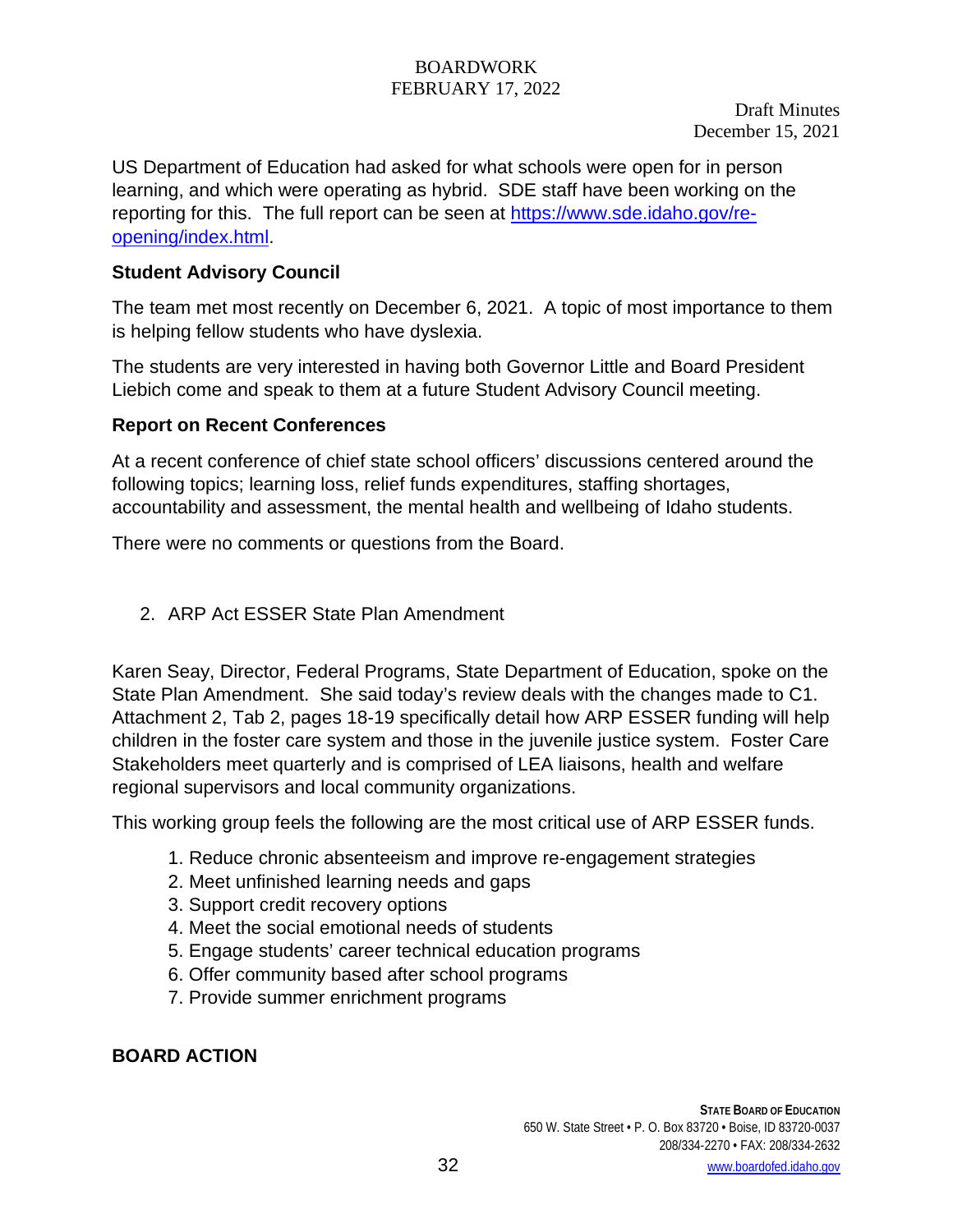US Department of Education had asked for what schools were open for in person learning, and which were operating as hybrid. SDE staff have been working on the reporting for this. The full report can be seen at [https://www.sde.idaho.gov/re-opening/index.html](https://www.sde.idaho.gov/re-opening/index.html).

**Student Advisory Council**

The team met most recently on December 6, 2021. A topic of most importance to them is helping fellow students who have dyslexia.

The students are very interested in having both Governor Little and Board President Liebich come and speak to them at a future Student Advisory Council meeting.

**Report on Recent Conferences**

At a recent conference of chief state school officers' discussions centered around the following topics; learning loss, relief funds expenditures, staffing shortages, accountability and assessment, the mental health and wellbeing of Idaho students.

There were no comments or questions from the Board.

2. ARP Act ESSER State Plan Amendment

Karen Seay, Director, Federal Programs, State Department of Education, spoke on the State Plan Amendment. She said today's review deals with the changes made to C1. Attachment 2, Tab 2, pages 18-19 specifically detail how ARP ESSER funding will help children in the foster care system and those in the juvenile justice system. Foster Care Stakeholders meet quarterly and is comprised of LEA liaisons, health and welfare regional supervisors and local community organizations.

This working group feels the following are the most critical use of ARP ESSER funds.

1. Reduce chronic absenteeism and improve re-engagement strategies
2. Meet unfinished learning needs and gaps
3. Support credit recovery options
4. Meet the social emotional needs of students
5. Engage students' career technical education programs
6. Offer community based after school programs
7. Provide summer enrichment programs

**BOARD ACTION**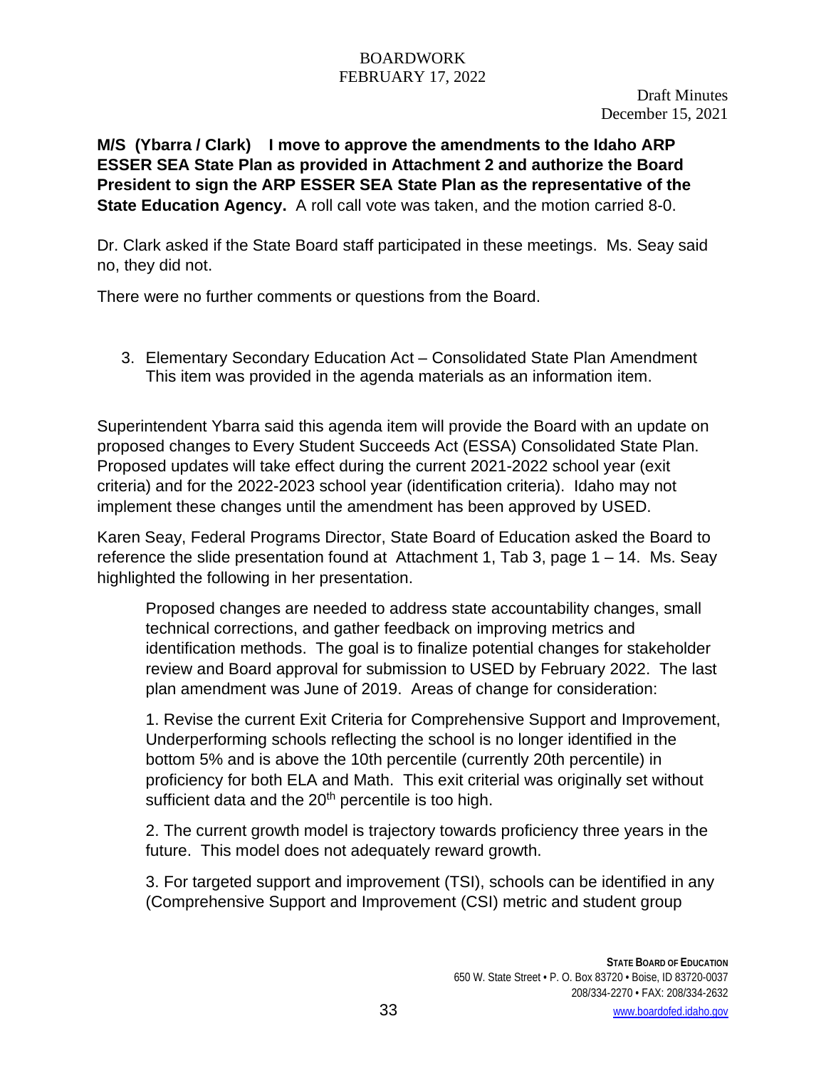Draft Minutes
December 15, 2021

**M/S (Ybarra / Clark) I move to approve the amendments to the Idaho ARP ESSER SEA State Plan as provided in Attachment 2 and authorize the Board President to sign the ARP ESSER SEA State Plan as the representative of the State Education Agency.** A roll call vote was taken, and the motion carried 8-0.

Dr. Clark asked if the State Board staff participated in these meetings. Ms. Seay said no, they did not.

There were no further comments or questions from the Board.

3. Elementary Secondary Education Act – Consolidated State Plan Amendment
   This item was provided in the agenda materials as an information item.

Superintendent Ybarra said this agenda item will provide the Board with an update on proposed changes to Every Student Succeeds Act (ESSA) Consolidated State Plan. Proposed updates will take effect during the current 2021-2022 school year (exit criteria) and for the 2022-2023 school year (identification criteria). Idaho may not implement these changes until the amendment has been approved by USED.

Karen Seay, Federal Programs Director, State Board of Education asked the Board to reference the slide presentation found at Attachment 1, Tab 3, page 1 – 14. Ms. Seay highlighted the following in her presentation.

> Proposed changes are needed to address state accountability changes, small technical corrections, and gather feedback on improving metrics and identification methods. The goal is to finalize potential changes for stakeholder review and Board approval for submission to USED by February 2022. The last plan amendment was June of 2019. Areas of change for consideration:
>
> 1. Revise the current Exit Criteria for Comprehensive Support and Improvement, Underperforming schools reflecting the school is no longer identified in the bottom 5% and is above the 10th percentile (currently 20th percentile) in proficiency for both ELA and Math. This exit criterial was originally set without sufficient data and the 20th percentile is too high.
>
> 2. The current growth model is trajectory towards proficiency three years in the future. This model does not adequately reward growth.
>
> 3. For targeted support and improvement (TSI), schools can be identified in any (Comprehensive Support and Improvement (CSI) metric and student group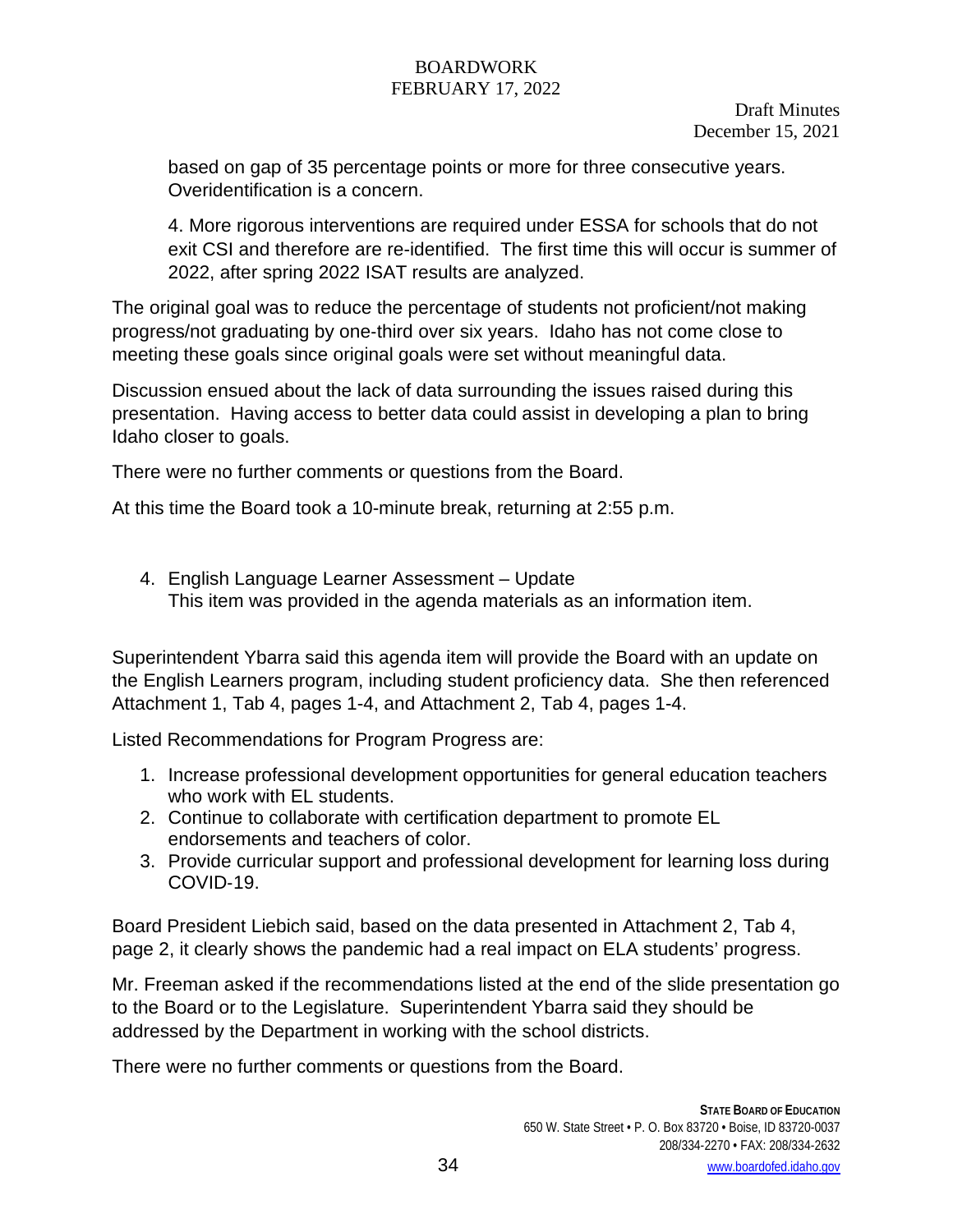based on gap of 35 percentage points or more for three consecutive years. Overidentification is a concern.

4. More rigorous interventions are required under ESSA for schools that do not exit CSI and therefore are re-identified. The first time this will occur is summer of 2022, after spring 2022 ISAT results are analyzed.

The original goal was to reduce the percentage of students not proficient/not making progress/not graduating by one-third over six years. Idaho has not come close to meeting these goals since original goals were set without meaningful data.

Discussion ensued about the lack of data surrounding the issues raised during this presentation. Having access to better data could assist in developing a plan to bring Idaho closer to goals.

There were no further comments or questions from the Board.

At this time the Board took a 10-minute break, returning at 2:55 p.m.

4. English Language Learner Assessment – Update
   This item was provided in the agenda materials as an information item.

Superintendent Ybarra said this agenda item will provide the Board with an update on the English Learners program, including student proficiency data. She then referenced Attachment 1, Tab 4, pages 1-4, and Attachment 2, Tab 4, pages 1-4.

Listed Recommendations for Program Progress are:

1. Increase professional development opportunities for general education teachers who work with EL students.
2. Continue to collaborate with certification department to promote EL endorsements and teachers of color.
3. Provide curricular support and professional development for learning loss during COVID-19.

Board President Liebich said, based on the data presented in Attachment 2, Tab 4, page 2, it clearly shows the pandemic had a real impact on ELA students' progress.

Mr. Freeman asked if the recommendations listed at the end of the slide presentation go to the Board or to the Legislature. Superintendent Ybarra said they should be addressed by the Department in working with the school districts.

There were no further comments or questions from the Board.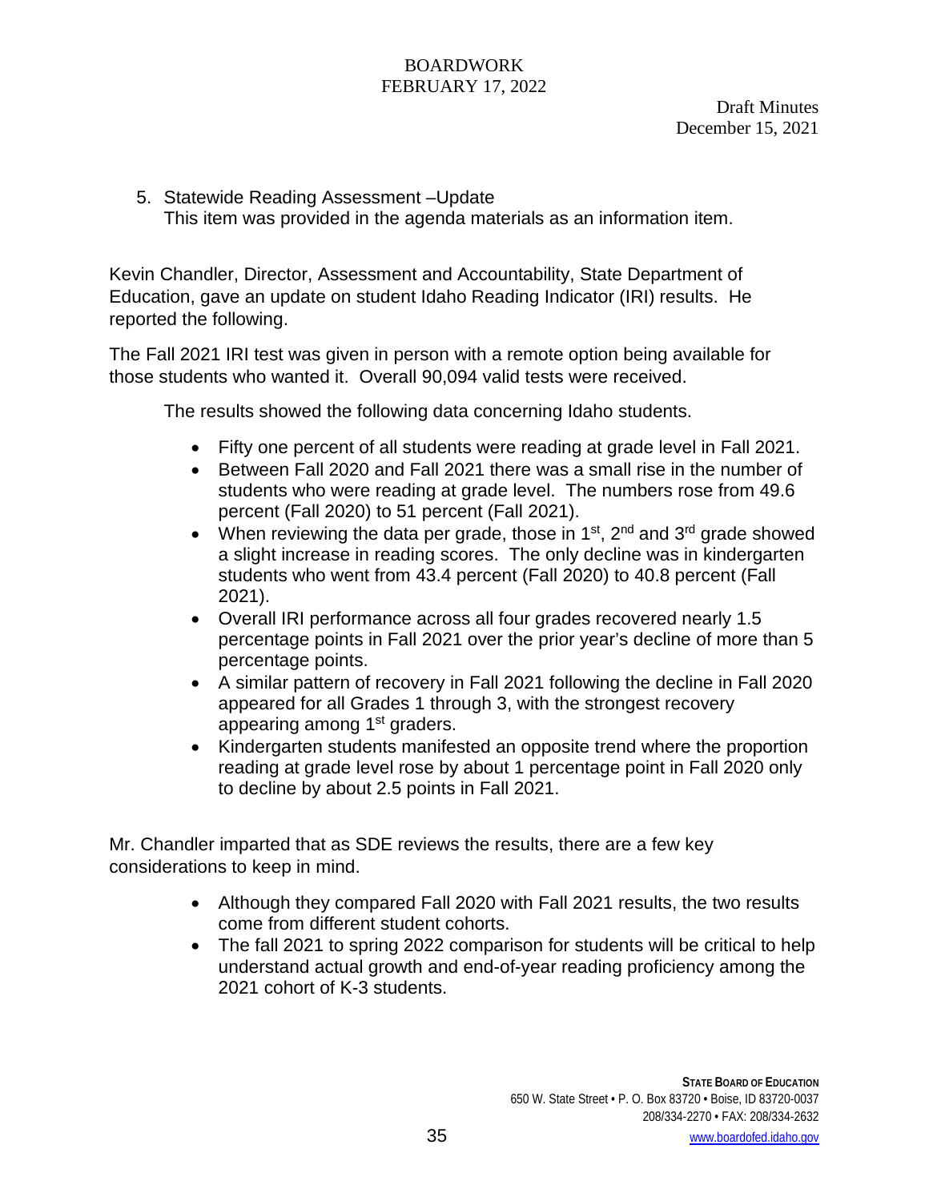5. Statewide Reading Assessment –Update

   This item was provided in the agenda materials as an information item.

Kevin Chandler, Director, Assessment and Accountability, State Department of Education, gave an update on student Idaho Reading Indicator (IRI) results. He reported the following.

The Fall 2021 IRI test was given in person with a remote option being available for those students who wanted it. Overall 90,094 valid tests were received.

The results showed the following data concerning Idaho students.

- Fifty one percent of all students were reading at grade level in Fall 2021.
- Between Fall 2020 and Fall 2021 there was a small rise in the number of students who were reading at grade level. The numbers rose from 49.6 percent (Fall 2020) to 51 percent (Fall 2021).
- When reviewing the data per grade, those in 1st, 2nd and 3rd grade showed a slight increase in reading scores. The only decline was in kindergarten students who went from 43.4 percent (Fall 2020) to 40.8 percent (Fall 2021).
- Overall IRI performance across all four grades recovered nearly 1.5 percentage points in Fall 2021 over the prior year's decline of more than 5 percentage points.
- A similar pattern of recovery in Fall 2021 following the decline in Fall 2020 appeared for all Grades 1 through 3, with the strongest recovery appearing among 1st graders.
- Kindergarten students manifested an opposite trend where the proportion reading at grade level rose by about 1 percentage point in Fall 2020 only to decline by about 2.5 points in Fall 2021.

Mr. Chandler imparted that as SDE reviews the results, there are a few key considerations to keep in mind.

- Although they compared Fall 2020 with Fall 2021 results, the two results come from different student cohorts.
- The fall 2021 to spring 2022 comparison for students will be critical to help understand actual growth and end-of-year reading proficiency among the 2021 cohort of K-3 students.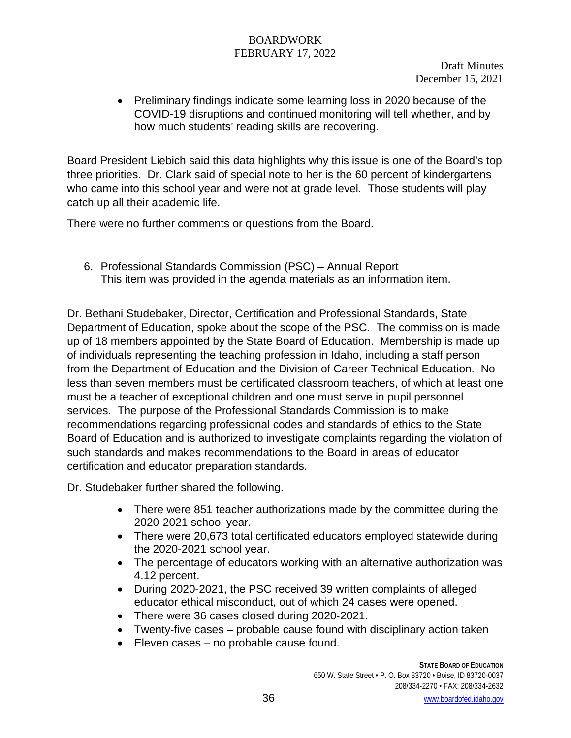- Preliminary findings indicate some learning loss in 2020 because of the COVID-19 disruptions and continued monitoring will tell whether, and by how much students' reading skills are recovering.

Board President Liebich said this data highlights why this issue is one of the Board's top three priorities. Dr. Clark said of special note to her is the 60 percent of kindergartens who came into this school year and were not at grade level. Those students will play catch up all their academic life.

There were no further comments or questions from the Board.

6. Professional Standards Commission (PSC) – Annual Report
   This item was provided in the agenda materials as an information item.

Dr. Bethani Studebaker, Director, Certification and Professional Standards, State Department of Education, spoke about the scope of the PSC. The commission is made up of 18 members appointed by the State Board of Education. Membership is made up of individuals representing the teaching profession in Idaho, including a staff person from the Department of Education and the Division of Career Technical Education. No less than seven members must be certificated classroom teachers, of which at least one must be a teacher of exceptional children and one must serve in pupil personnel services. The purpose of the Professional Standards Commission is to make recommendations regarding professional codes and standards of ethics to the State Board of Education and is authorized to investigate complaints regarding the violation of such standards and makes recommendations to the Board in areas of educator certification and educator preparation standards.

Dr. Studebaker further shared the following.

- There were 851 teacher authorizations made by the committee during the 2020-2021 school year.
- There were 20,673 total certificated educators employed statewide during the 2020-2021 school year.
- The percentage of educators working with an alternative authorization was 4.12 percent.
- During 2020-2021, the PSC received 39 written complaints of alleged educator ethical misconduct, out of which 24 cases were opened.
- There were 36 cases closed during 2020-2021.
- Twenty-five cases – probable cause found with disciplinary action taken
- Eleven cases – no probable cause found.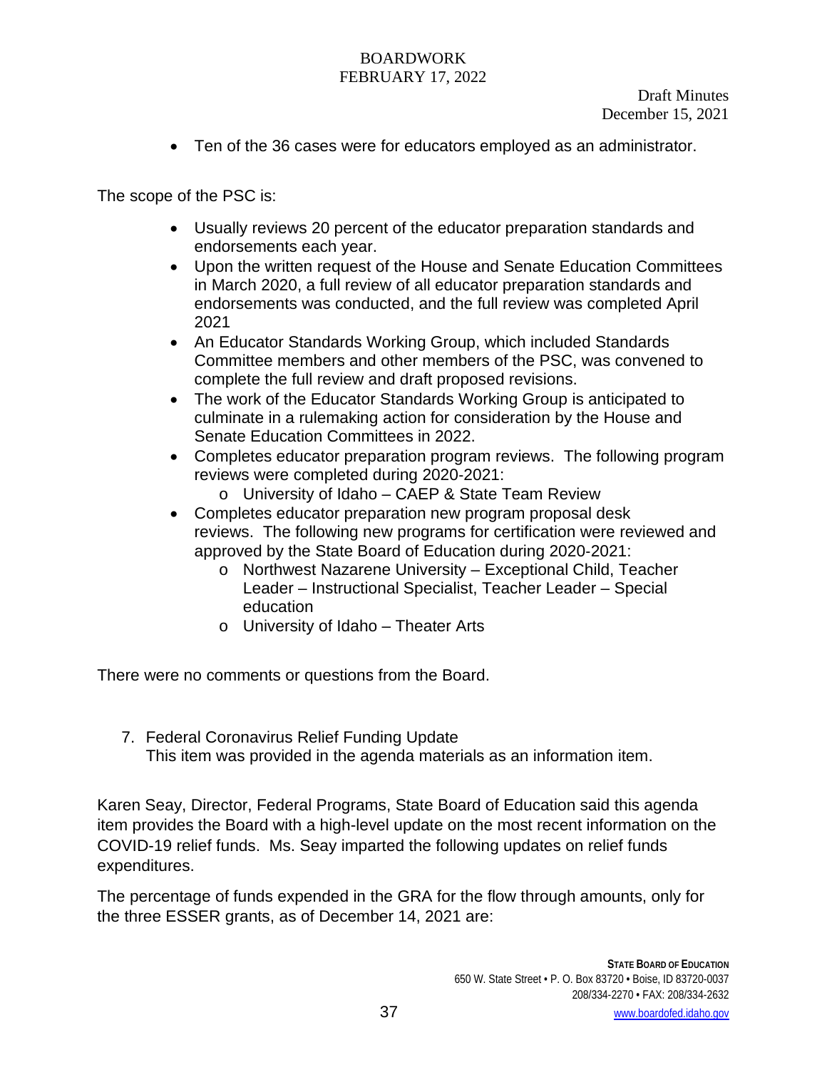- Ten of the 36 cases were for educators employed as an administrator.

The scope of the PSC is:

- Usually reviews 20 percent of the educator preparation standards and endorsements each year.
- Upon the written request of the House and Senate Education Committees in March 2020, a full review of all educator preparation standards and endorsements was conducted, and the full review was completed April 2021
- An Educator Standards Working Group, which included Standards Committee members and other members of the PSC, was convened to complete the full review and draft proposed revisions.
- The work of the Educator Standards Working Group is anticipated to culminate in a rulemaking action for consideration by the House and Senate Education Committees in 2022.
- Completes educator preparation program reviews. The following program reviews were completed during 2020-2021:
  - University of Idaho – CAEP & State Team Review
- Completes educator preparation new program proposal desk reviews. The following new programs for certification were reviewed and approved by the State Board of Education during 2020-2021:
  - Northwest Nazarene University – Exceptional Child, Teacher Leader – Instructional Specialist, Teacher Leader – Special education
  - University of Idaho – Theater Arts

There were no comments or questions from the Board.

7. Federal Coronavirus Relief Funding Update
   This item was provided in the agenda materials as an information item.

Karen Seay, Director, Federal Programs, State Board of Education said this agenda item provides the Board with a high-level update on the most recent information on the COVID-19 relief funds. Ms. Seay imparted the following updates on relief funds expenditures.

The percentage of funds expended in the GRA for the flow through amounts, only for the three ESSER grants, as of December 14, 2021 are: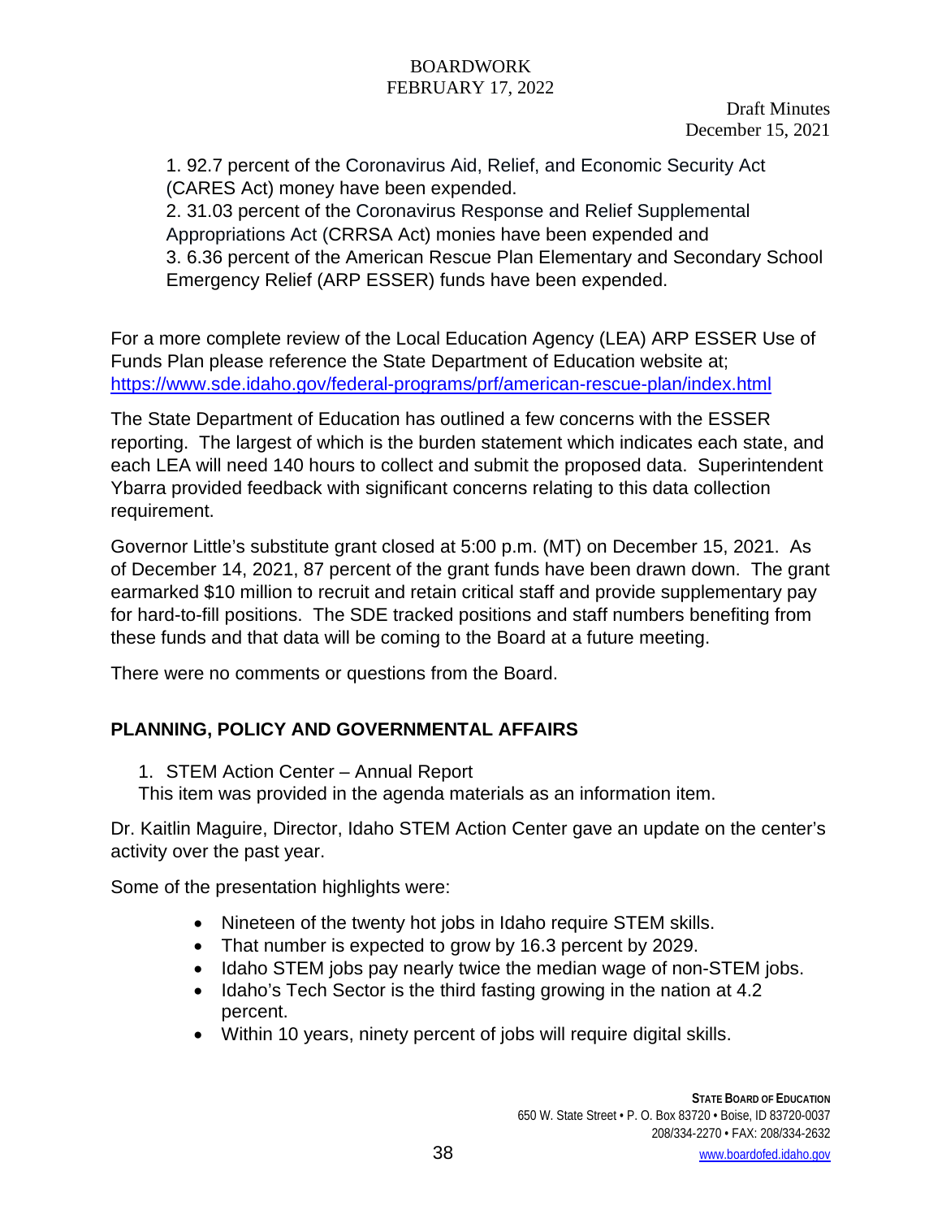Draft Minutes
December 15, 2021

1. 92.7 percent of the Coronavirus Aid, Relief, and Economic Security Act (CARES Act) money have been expended.
2. 31.03 percent of the Coronavirus Response and Relief Supplemental Appropriations Act (CRRSA Act) monies have been expended and
3. 6.36 percent of the American Rescue Plan Elementary and Secondary School Emergency Relief (ARP ESSER) funds have been expended.

For a more complete review of the Local Education Agency (LEA) ARP ESSER Use of Funds Plan please reference the State Department of Education website at; https://www.sde.idaho.gov/federal-programs/prf/american-rescue-plan/index.html

The State Department of Education has outlined a few concerns with the ESSER reporting. The largest of which is the burden statement which indicates each state, and each LEA will need 140 hours to collect and submit the proposed data. Superintendent Ybarra provided feedback with significant concerns relating to this data collection requirement.

Governor Little's substitute grant closed at 5:00 p.m. (MT) on December 15, 2021. As of December 14, 2021, 87 percent of the grant funds have been drawn down. The grant earmarked $10 million to recruit and retain critical staff and provide supplementary pay for hard-to-fill positions. The SDE tracked positions and staff numbers benefiting from these funds and that data will be coming to the Board at a future meeting.

There were no comments or questions from the Board.

## PLANNING, POLICY AND GOVERNMENTAL AFFAIRS

1. STEM Action Center – Annual Report

This item was provided in the agenda materials as an information item.

Dr. Kaitlin Maguire, Director, Idaho STEM Action Center gave an update on the center's activity over the past year.

Some of the presentation highlights were:

- Nineteen of the twenty hot jobs in Idaho require STEM skills.
- That number is expected to grow by 16.3 percent by 2029.
- Idaho STEM jobs pay nearly twice the median wage of non-STEM jobs.
- Idaho's Tech Sector is the third fasting growing in the nation at 4.2 percent.
- Within 10 years, ninety percent of jobs will require digital skills.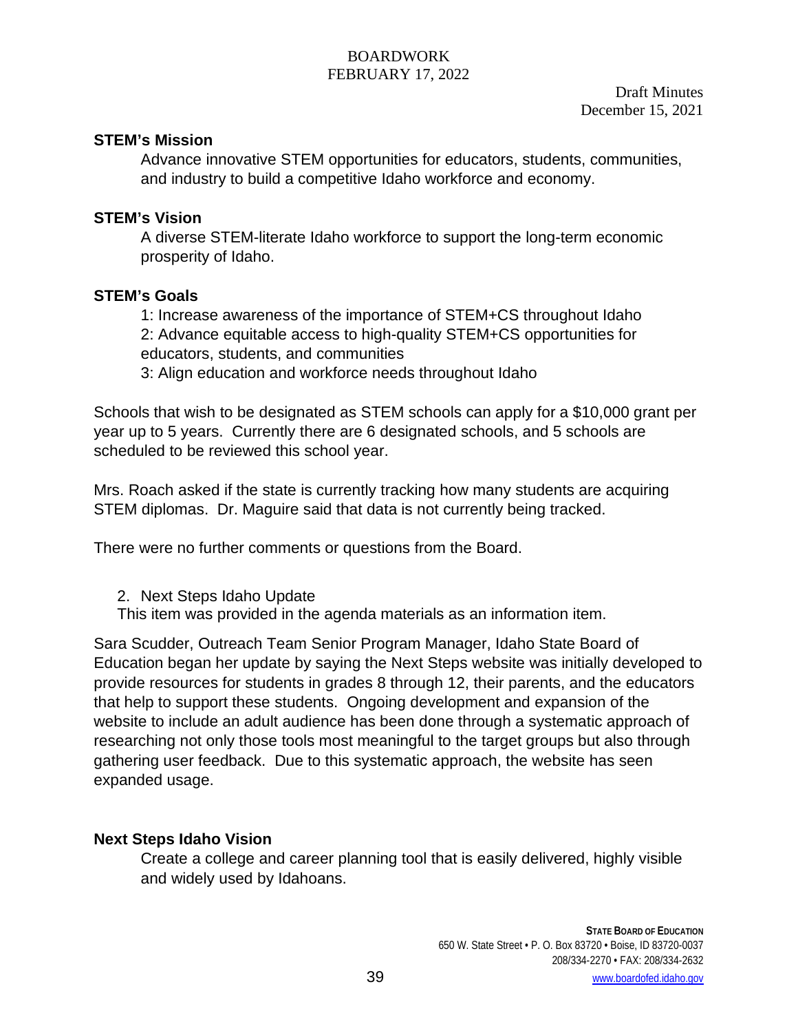**STEM's Mission**

Advance innovative STEM opportunities for educators, students, communities, and industry to build a competitive Idaho workforce and economy.

**STEM's Vision**

A diverse STEM-literate Idaho workforce to support the long-term economic prosperity of Idaho.

**STEM's Goals**

1: Increase awareness of the importance of STEM+CS throughout Idaho
2: Advance equitable access to high-quality STEM+CS opportunities for educators, students, and communities
3: Align education and workforce needs throughout Idaho

Schools that wish to be designated as STEM schools can apply for a $10,000 grant per year up to 5 years. Currently there are 6 designated schools, and 5 schools are scheduled to be reviewed this school year.

Mrs. Roach asked if the state is currently tracking how many students are acquiring STEM diplomas. Dr. Maguire said that data is not currently being tracked.

There were no further comments or questions from the Board.

2. Next Steps Idaho Update

This item was provided in the agenda materials as an information item.

Sara Scudder, Outreach Team Senior Program Manager, Idaho State Board of Education began her update by saying the Next Steps website was initially developed to provide resources for students in grades 8 through 12, their parents, and the educators that help to support these students. Ongoing development and expansion of the website to include an adult audience has been done through a systematic approach of researching not only those tools most meaningful to the target groups but also through gathering user feedback. Due to this systematic approach, the website has seen expanded usage.

**Next Steps Idaho Vision**

Create a college and career planning tool that is easily delivered, highly visible and widely used by Idahoans.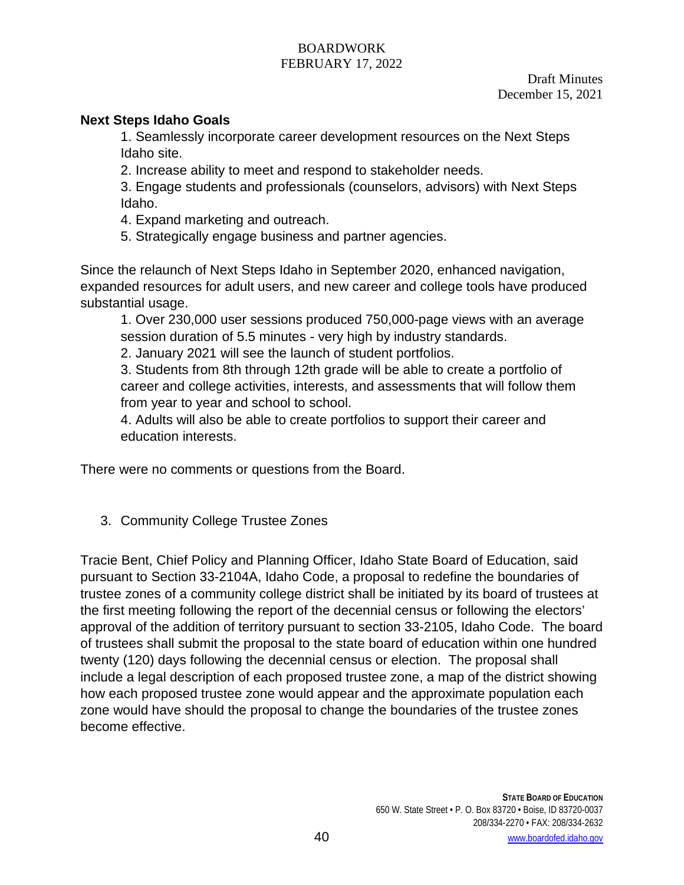Draft Minutes
December 15, 2021

**Next Steps Idaho Goals**

1. Seamlessly incorporate career development resources on the Next Steps Idaho site.
2. Increase ability to meet and respond to stakeholder needs.
3. Engage students and professionals (counselors, advisors) with Next Steps Idaho.
4. Expand marketing and outreach.
5. Strategically engage business and partner agencies.

Since the relaunch of Next Steps Idaho in September 2020, enhanced navigation, expanded resources for adult users, and new career and college tools have produced substantial usage.

1. Over 230,000 user sessions produced 750,000-page views with an average session duration of 5.5 minutes - very high by industry standards.
2. January 2021 will see the launch of student portfolios.
3. Students from 8th through 12th grade will be able to create a portfolio of career and college activities, interests, and assessments that will follow them from year to year and school to school.
4. Adults will also be able to create portfolios to support their career and education interests.

There were no comments or questions from the Board.

3. Community College Trustee Zones

Tracie Bent, Chief Policy and Planning Officer, Idaho State Board of Education, said pursuant to Section 33-2104A, Idaho Code, a proposal to redefine the boundaries of trustee zones of a community college district shall be initiated by its board of trustees at the first meeting following the report of the decennial census or following the electors' approval of the addition of territory pursuant to section 33-2105, Idaho Code. The board of trustees shall submit the proposal to the state board of education within one hundred twenty (120) days following the decennial census or election. The proposal shall include a legal description of each proposed trustee zone, a map of the district showing how each proposed trustee zone would appear and the approximate population each zone would have should the proposal to change the boundaries of the trustee zones become effective.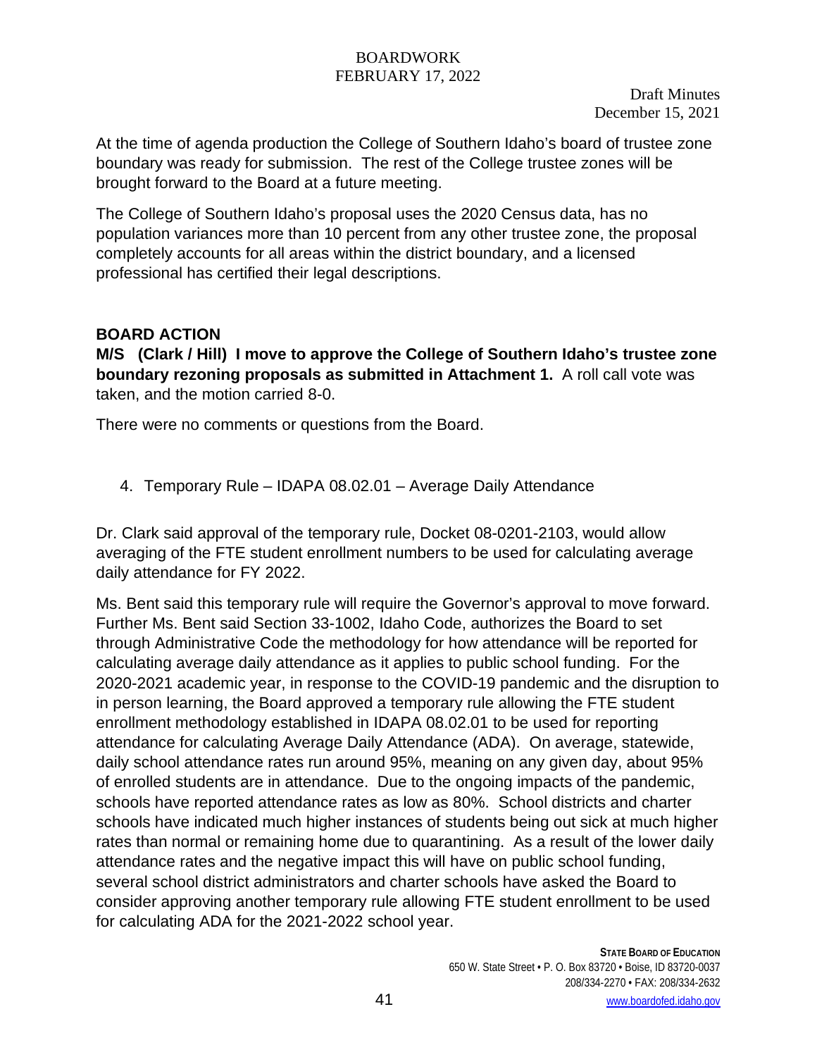At the time of agenda production the College of Southern Idaho's board of trustee zone boundary was ready for submission. The rest of the College trustee zones will be brought forward to the Board at a future meeting.

The College of Southern Idaho's proposal uses the 2020 Census data, has no population variances more than 10 percent from any other trustee zone, the proposal completely accounts for all areas within the district boundary, and a licensed professional has certified their legal descriptions.

**BOARD ACTION**

**M/S (Clark / Hill) I move to approve the College of Southern Idaho's trustee zone boundary rezoning proposals as submitted in Attachment 1.** A roll call vote was taken, and the motion carried 8-0.

There were no comments or questions from the Board.

4. Temporary Rule – IDAPA 08.02.01 – Average Daily Attendance

Dr. Clark said approval of the temporary rule, Docket 08-0201-2103, would allow averaging of the FTE student enrollment numbers to be used for calculating average daily attendance for FY 2022.

Ms. Bent said this temporary rule will require the Governor's approval to move forward. Further Ms. Bent said Section 33-1002, Idaho Code, authorizes the Board to set through Administrative Code the methodology for how attendance will be reported for calculating average daily attendance as it applies to public school funding. For the 2020-2021 academic year, in response to the COVID-19 pandemic and the disruption to in person learning, the Board approved a temporary rule allowing the FTE student enrollment methodology established in IDAPA 08.02.01 to be used for reporting attendance for calculating Average Daily Attendance (ADA). On average, statewide, daily school attendance rates run around 95%, meaning on any given day, about 95% of enrolled students are in attendance. Due to the ongoing impacts of the pandemic, schools have reported attendance rates as low as 80%. School districts and charter schools have indicated much higher instances of students being out sick at much higher rates than normal or remaining home due to quarantining. As a result of the lower daily attendance rates and the negative impact this will have on public school funding, several school district administrators and charter schools have asked the Board to consider approving another temporary rule allowing FTE student enrollment to be used for calculating ADA for the 2021-2022 school year.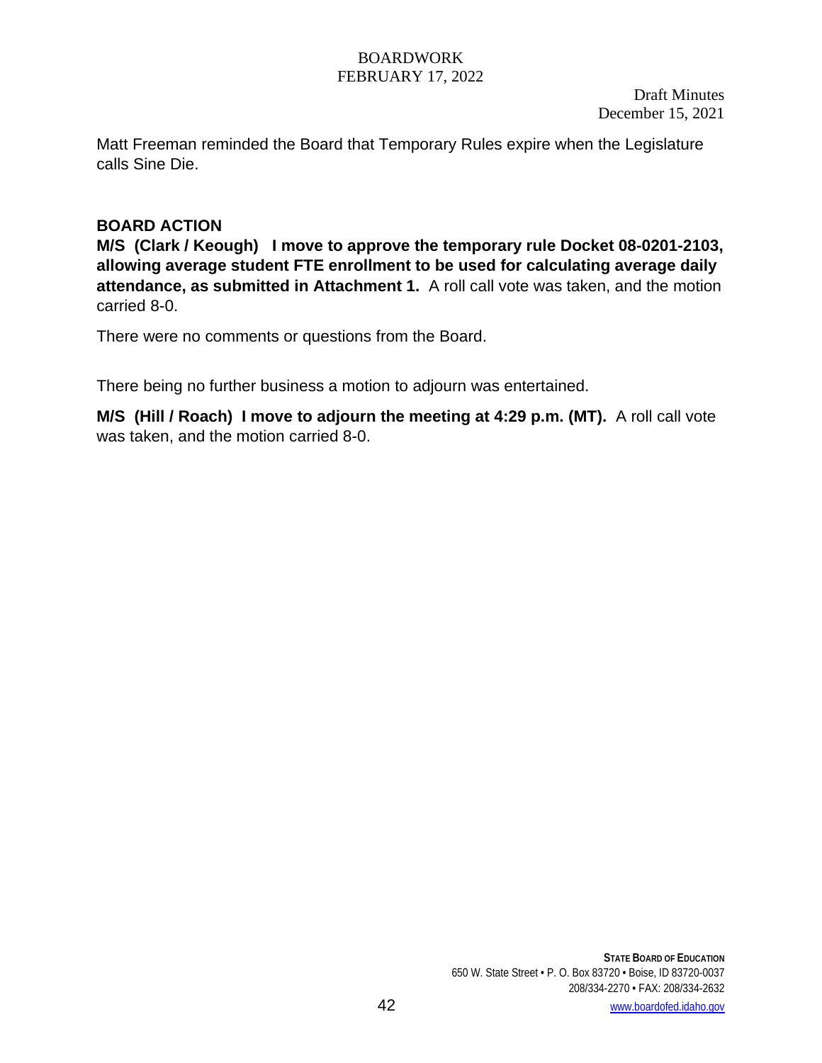Matt Freeman reminded the Board that Temporary Rules expire when the Legislature calls Sine Die.

**BOARD ACTION**

**M/S (Clark / Keough) I move to approve the temporary rule Docket 08-0201-2103, allowing average student FTE enrollment to be used for calculating average daily attendance, as submitted in Attachment 1.** A roll call vote was taken, and the motion carried 8-0.

There were no comments or questions from the Board.

There being no further business a motion to adjourn was entertained.

**M/S (Hill / Roach) I move to adjourn the meeting at 4:29 p.m. (MT).** A roll call vote was taken, and the motion carried 8-0.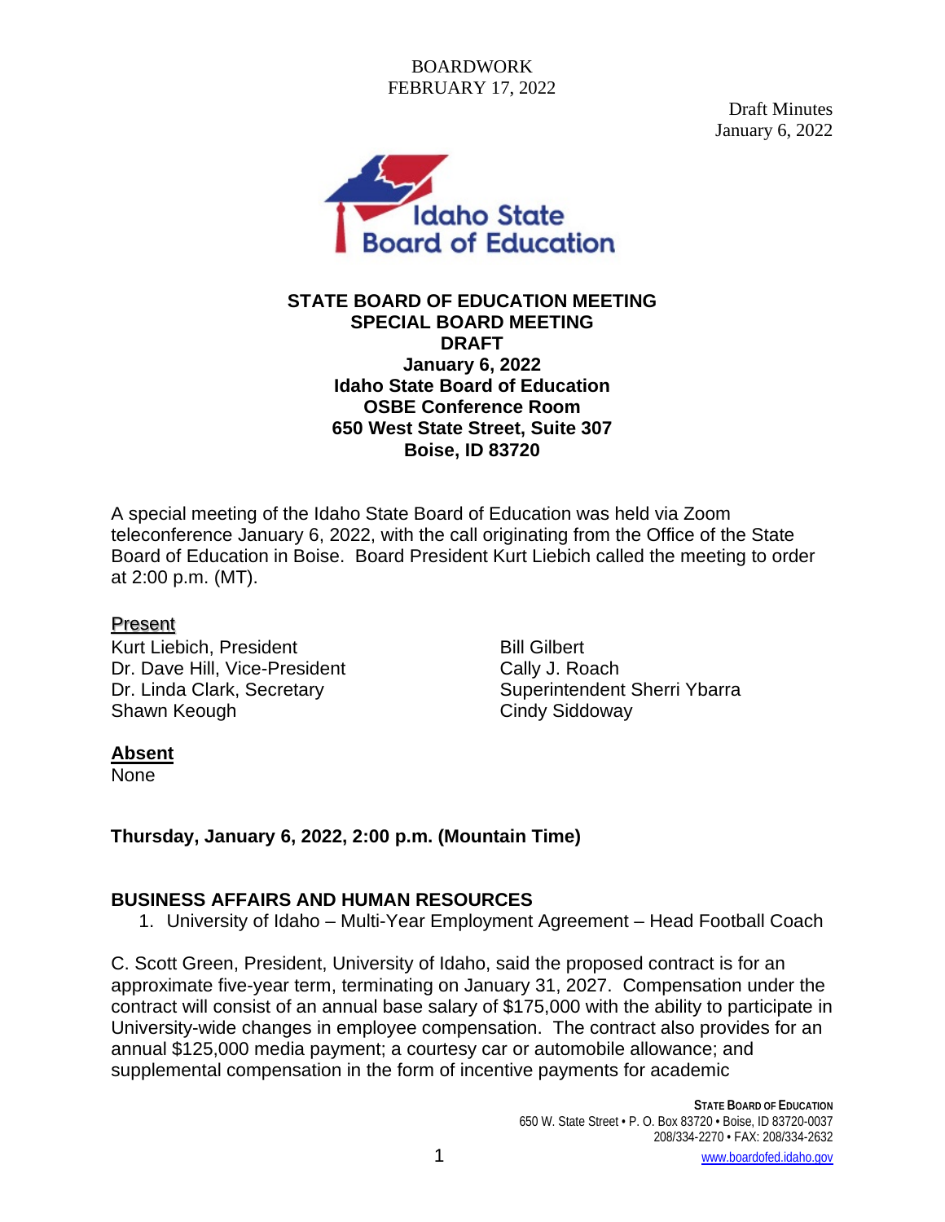BOARDWORK
FEBRUARY 17, 2022

Draft Minutes
January 6, 2022

**STATE BOARD OF EDUCATION MEETING**
**SPECIAL BOARD MEETING**
**DRAFT**
**January 6, 2022**
**Idaho State Board of Education**
**OSBE Conference Room**
**650 West State Street, Suite 307**
**Boise, ID 83720**

A special meeting of the Idaho State Board of Education was held via Zoom teleconference January 6, 2022, with the call originating from the Office of the State Board of Education in Boise. Board President Kurt Liebich called the meeting to order at 2:00 p.m. (MT).

**Present**

Kurt Liebich, President
Dr. Dave Hill, Vice-President
Dr. Linda Clark, Secretary
Shawn Keough
Bill Gilbert
Cally J. Roach
Superintendent Sherri Ybarra
Cindy Siddoway

**Absent**

None

**Thursday, January 6, 2022, 2:00 p.m. (Mountain Time)**

**BUSINESS AFFAIRS AND HUMAN RESOURCES**

1. University of Idaho – Multi-Year Employment Agreement – Head Football Coach

C. Scott Green, President, University of Idaho, said the proposed contract is for an approximate five-year term, terminating on January 31, 2027. Compensation under the contract will consist of an annual base salary of $175,000 with the ability to participate in University-wide changes in employee compensation. The contract also provides for an annual $125,000 media payment; a courtesy car or automobile allowance; and supplemental compensation in the form of incentive payments for academic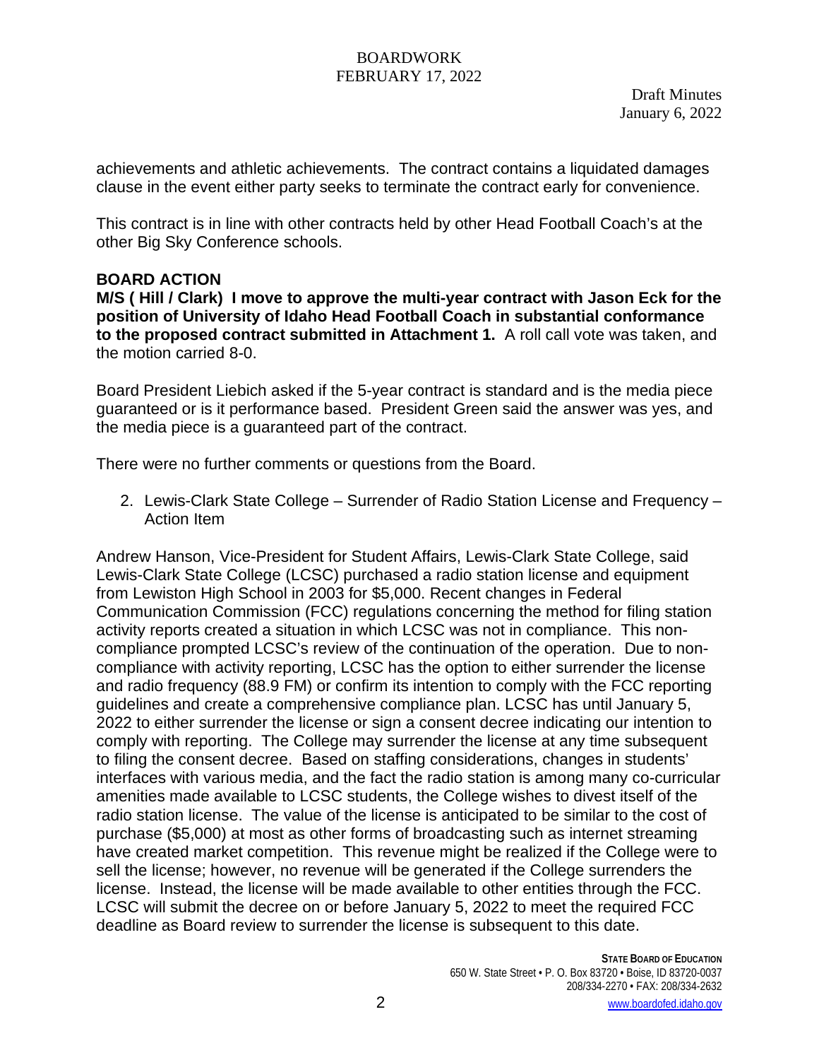Draft Minutes
January 6, 2022

achievements and athletic achievements. The contract contains a liquidated damages clause in the event either party seeks to terminate the contract early for convenience.

This contract is in line with other contracts held by other Head Football Coach's at the other Big Sky Conference schools.

**BOARD ACTION**

**M/S ( Hill / Clark) I move to approve the multi-year contract with Jason Eck for the position of University of Idaho Head Football Coach in substantial conformance to the proposed contract submitted in Attachment 1.** A roll call vote was taken, and the motion carried 8-0.

Board President Liebich asked if the 5-year contract is standard and is the media piece guaranteed or is it performance based. President Green said the answer was yes, and the media piece is a guaranteed part of the contract.

There were no further comments or questions from the Board.

2. Lewis-Clark State College – Surrender of Radio Station License and Frequency – Action Item

Andrew Hanson, Vice-President for Student Affairs, Lewis-Clark State College, said Lewis-Clark State College (LCSC) purchased a radio station license and equipment from Lewiston High School in 2003 for $5,000. Recent changes in Federal Communication Commission (FCC) regulations concerning the method for filing station activity reports created a situation in which LCSC was not in compliance. This non-compliance prompted LCSC's review of the continuation of the operation. Due to non-compliance with activity reporting, LCSC has the option to either surrender the license and radio frequency (88.9 FM) or confirm its intention to comply with the FCC reporting guidelines and create a comprehensive compliance plan. LCSC has until January 5, 2022 to either surrender the license or sign a consent decree indicating our intention to comply with reporting. The College may surrender the license at any time subsequent to filing the consent decree. Based on staffing considerations, changes in students' interfaces with various media, and the fact the radio station is among many co-curricular amenities made available to LCSC students, the College wishes to divest itself of the radio station license. The value of the license is anticipated to be similar to the cost of purchase ($5,000) at most as other forms of broadcasting such as internet streaming have created market competition. This revenue might be realized if the College were to sell the license; however, no revenue will be generated if the College surrenders the license. Instead, the license will be made available to other entities through the FCC. LCSC will submit the decree on or before January 5, 2022 to meet the required FCC deadline as Board review to surrender the license is subsequent to this date.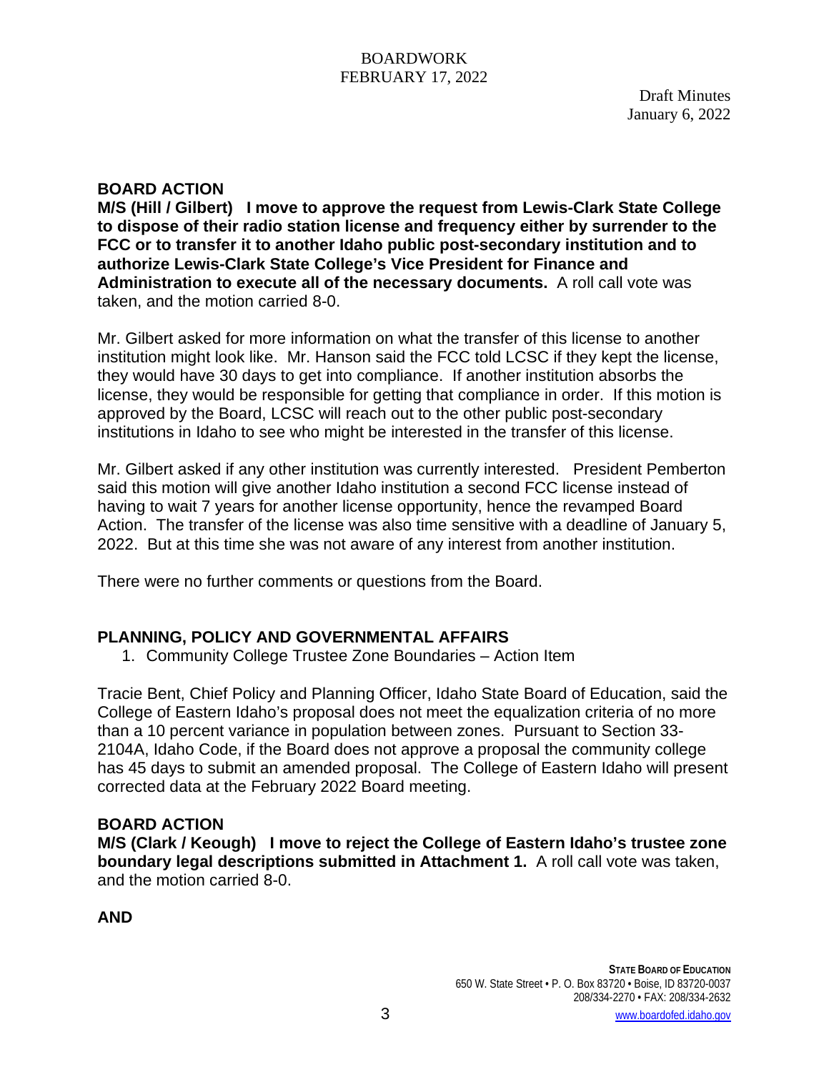Draft Minutes
January 6, 2022

**BOARD ACTION**

**M/S (Hill / Gilbert) I move to approve the request from Lewis-Clark State College to dispose of their radio station license and frequency either by surrender to the FCC or to transfer it to another Idaho public post-secondary institution and to authorize Lewis-Clark State College's Vice President for Finance and Administration to execute all of the necessary documents.** A roll call vote was taken, and the motion carried 8-0.

Mr. Gilbert asked for more information on what the transfer of this license to another institution might look like. Mr. Hanson said the FCC told LCSC if they kept the license, they would have 30 days to get into compliance. If another institution absorbs the license, they would be responsible for getting that compliance in order. If this motion is approved by the Board, LCSC will reach out to the other public post-secondary institutions in Idaho to see who might be interested in the transfer of this license.

Mr. Gilbert asked if any other institution was currently interested. President Pemberton said this motion will give another Idaho institution a second FCC license instead of having to wait 7 years for another license opportunity, hence the revamped Board Action. The transfer of the license was also time sensitive with a deadline of January 5, 2022. But at this time she was not aware of any interest from another institution.

There were no further comments or questions from the Board.

## PLANNING, POLICY AND GOVERNMENTAL AFFAIRS

1. Community College Trustee Zone Boundaries – Action Item

Tracie Bent, Chief Policy and Planning Officer, Idaho State Board of Education, said the College of Eastern Idaho's proposal does not meet the equalization criteria of no more than a 10 percent variance in population between zones. Pursuant to Section 33-2104A, Idaho Code, if the Board does not approve a proposal the community college has 45 days to submit an amended proposal. The College of Eastern Idaho will present corrected data at the February 2022 Board meeting.

**BOARD ACTION**

**M/S (Clark / Keough) I move to reject the College of Eastern Idaho's trustee zone boundary legal descriptions submitted in Attachment 1.** A roll call vote was taken, and the motion carried 8-0.

**AND**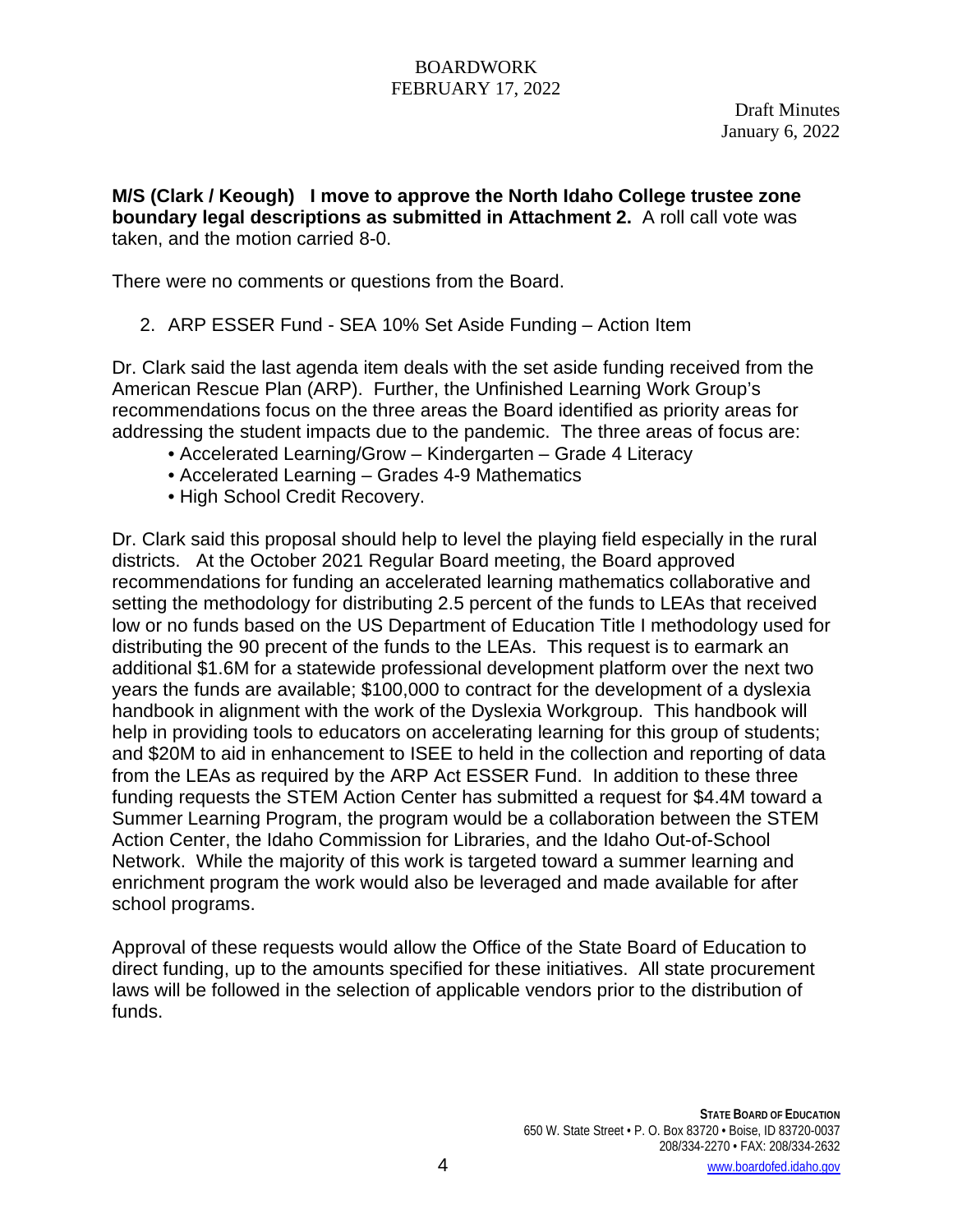Draft Minutes
January 6, 2022

**M/S (Clark / Keough) I move to approve the North Idaho College trustee zone boundary legal descriptions as submitted in Attachment 2.** A roll call vote was taken, and the motion carried 8-0.

There were no comments or questions from the Board.

2. ARP ESSER Fund - SEA 10% Set Aside Funding – Action Item

Dr. Clark said the last agenda item deals with the set aside funding received from the American Rescue Plan (ARP). Further, the Unfinished Learning Work Group's recommendations focus on the three areas the Board identified as priority areas for addressing the student impacts due to the pandemic. The three areas of focus are:

- Accelerated Learning/Grow – Kindergarten – Grade 4 Literacy
- Accelerated Learning – Grades 4-9 Mathematics
- High School Credit Recovery.

Dr. Clark said this proposal should help to level the playing field especially in the rural districts. At the October 2021 Regular Board meeting, the Board approved recommendations for funding an accelerated learning mathematics collaborative and setting the methodology for distributing 2.5 percent of the funds to LEAs that received low or no funds based on the US Department of Education Title I methodology used for distributing the 90 precent of the funds to the LEAs. This request is to earmark an additional $1.6M for a statewide professional development platform over the next two years the funds are available; $100,000 to contract for the development of a dyslexia handbook in alignment with the work of the Dyslexia Workgroup. This handbook will help in providing tools to educators on accelerating learning for this group of students; and $20M to aid in enhancement to ISEE to held in the collection and reporting of data from the LEAs as required by the ARP Act ESSER Fund. In addition to these three funding requests the STEM Action Center has submitted a request for $4.4M toward a Summer Learning Program, the program would be a collaboration between the STEM Action Center, the Idaho Commission for Libraries, and the Idaho Out-of-School Network. While the majority of this work is targeted toward a summer learning and enrichment program the work would also be leveraged and made available for after school programs.

Approval of these requests would allow the Office of the State Board of Education to direct funding, up to the amounts specified for these initiatives. All state procurement laws will be followed in the selection of applicable vendors prior to the distribution of funds.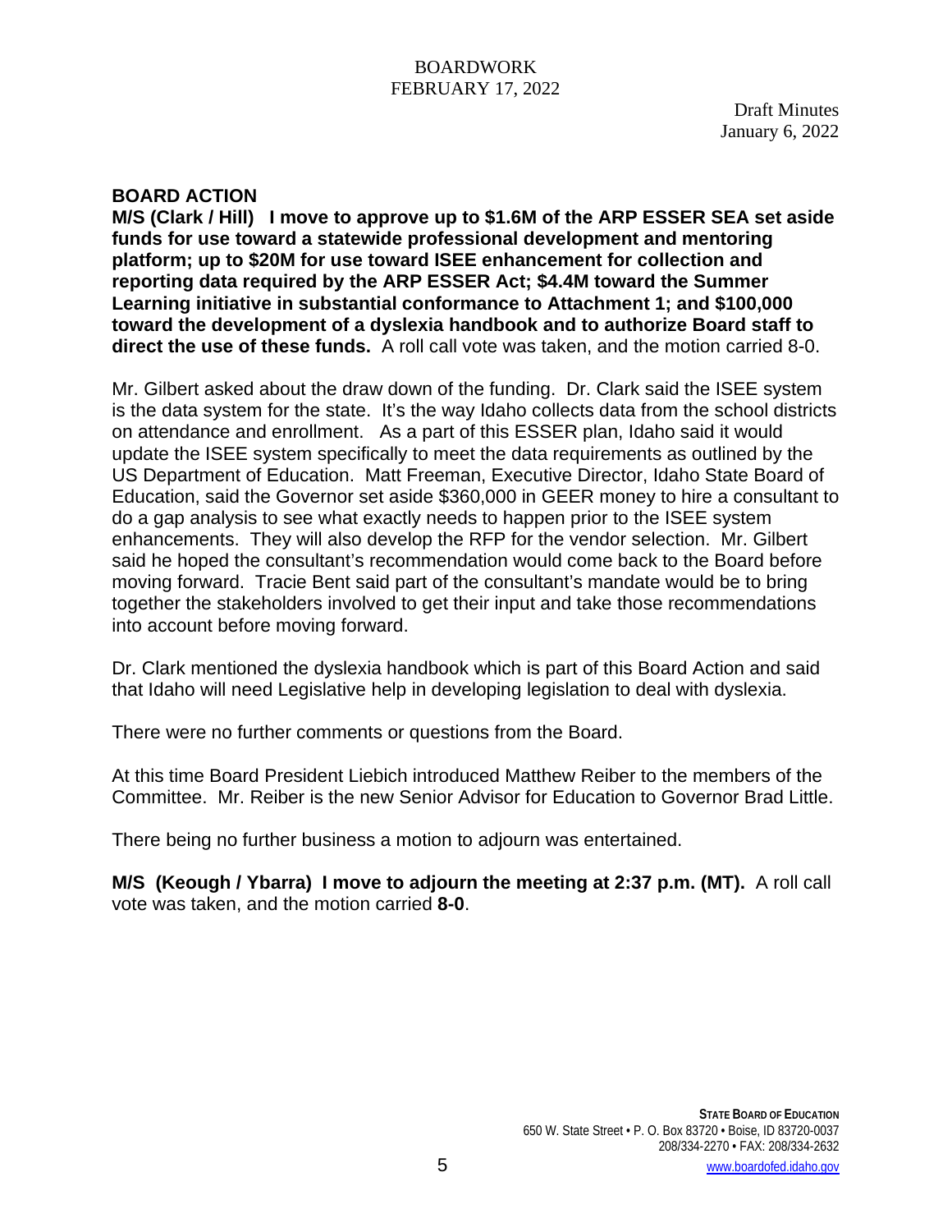Draft Minutes
January 6, 2022

**BOARD ACTION**

**M/S (Clark / Hill) I move to approve up to $1.6M of the ARP ESSER SEA set aside funds for use toward a statewide professional development and mentoring platform; up to $20M for use toward ISEE enhancement for collection and reporting data required by the ARP ESSER Act; $4.4M toward the Summer Learning initiative in substantial conformance to Attachment 1; and $100,000 toward the development of a dyslexia handbook and to authorize Board staff to direct the use of these funds.** A roll call vote was taken, and the motion carried 8-0.

Mr. Gilbert asked about the draw down of the funding. Dr. Clark said the ISEE system is the data system for the state. It's the way Idaho collects data from the school districts on attendance and enrollment. As a part of this ESSER plan, Idaho said it would update the ISEE system specifically to meet the data requirements as outlined by the US Department of Education. Matt Freeman, Executive Director, Idaho State Board of Education, said the Governor set aside $360,000 in GEER money to hire a consultant to do a gap analysis to see what exactly needs to happen prior to the ISEE system enhancements. They will also develop the RFP for the vendor selection. Mr. Gilbert said he hoped the consultant's recommendation would come back to the Board before moving forward. Tracie Bent said part of the consultant's mandate would be to bring together the stakeholders involved to get their input and take those recommendations into account before moving forward.

Dr. Clark mentioned the dyslexia handbook which is part of this Board Action and said that Idaho will need Legislative help in developing legislation to deal with dyslexia.

There were no further comments or questions from the Board.

At this time Board President Liebich introduced Matthew Reiber to the members of the Committee. Mr. Reiber is the new Senior Advisor for Education to Governor Brad Little.

There being no further business a motion to adjourn was entertained.

**M/S (Keough / Ybarra) I move to adjourn the meeting at 2:37 p.m. (MT).** A roll call vote was taken, and the motion carried **8-0**.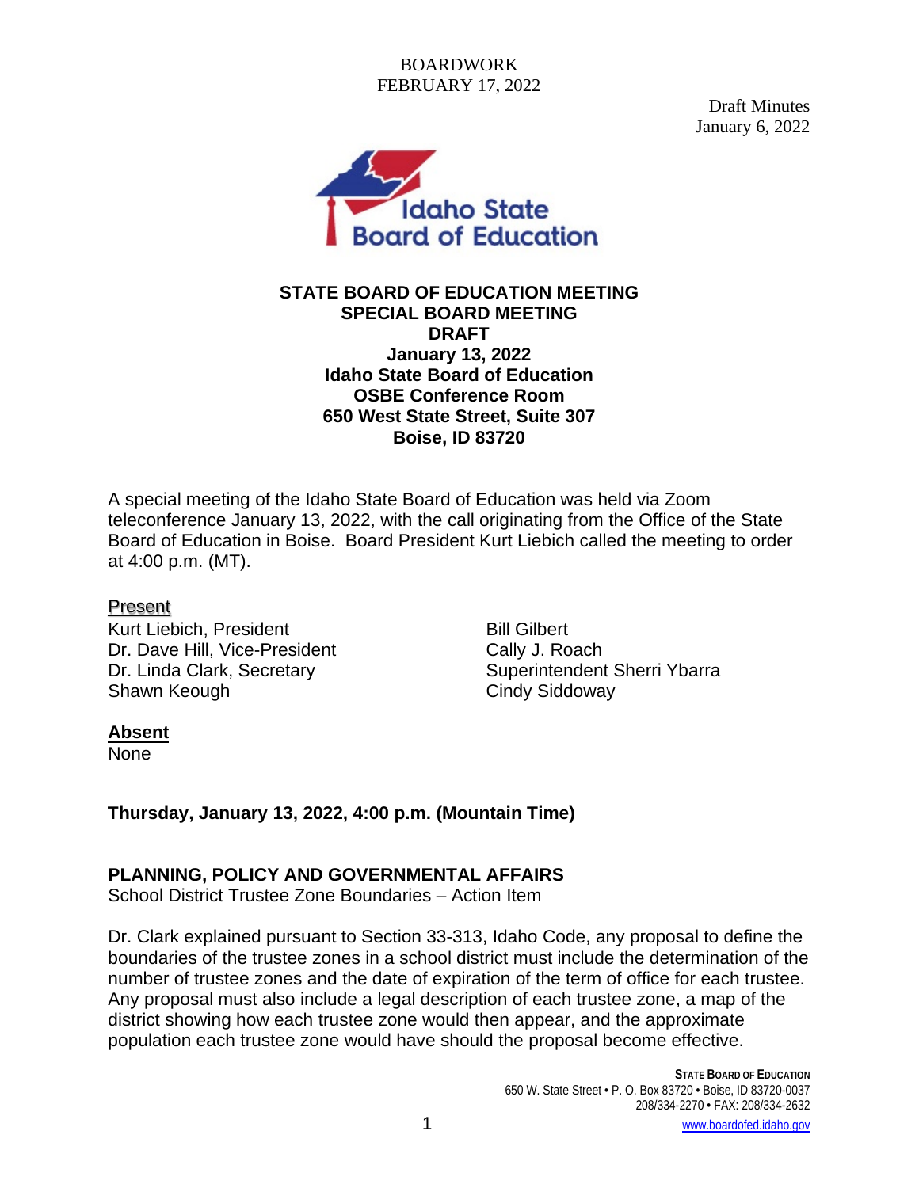BOARDWORK
FEBRUARY 17, 2022

Draft Minutes
January 6, 2022

**STATE BOARD OF EDUCATION MEETING**
**SPECIAL BOARD MEETING**
**DRAFT**
**January 13, 2022**
**Idaho State Board of Education**
**OSBE Conference Room**
**650 West State Street, Suite 307**
**Boise, ID 83720**

A special meeting of the Idaho State Board of Education was held via Zoom teleconference January 13, 2022, with the call originating from the Office of the State Board of Education in Boise. Board President Kurt Liebich called the meeting to order at 4:00 p.m. (MT).

**Present**

Kurt Liebich, President
Dr. Dave Hill, Vice-President
Dr. Linda Clark, Secretary
Shawn Keough
Bill Gilbert
Cally J. Roach
Superintendent Sherri Ybarra
Cindy Siddoway

**Absent**

None

**Thursday, January 13, 2022, 4:00 p.m. (Mountain Time)**

**PLANNING, POLICY AND GOVERNMENTAL AFFAIRS**

School District Trustee Zone Boundaries – Action Item

Dr. Clark explained pursuant to Section 33-313, Idaho Code, any proposal to define the boundaries of the trustee zones in a school district must include the determination of the number of trustee zones and the date of expiration of the term of office for each trustee. Any proposal must also include a legal description of each trustee zone, a map of the district showing how each trustee zone would then appear, and the approximate population each trustee zone would have should the proposal become effective.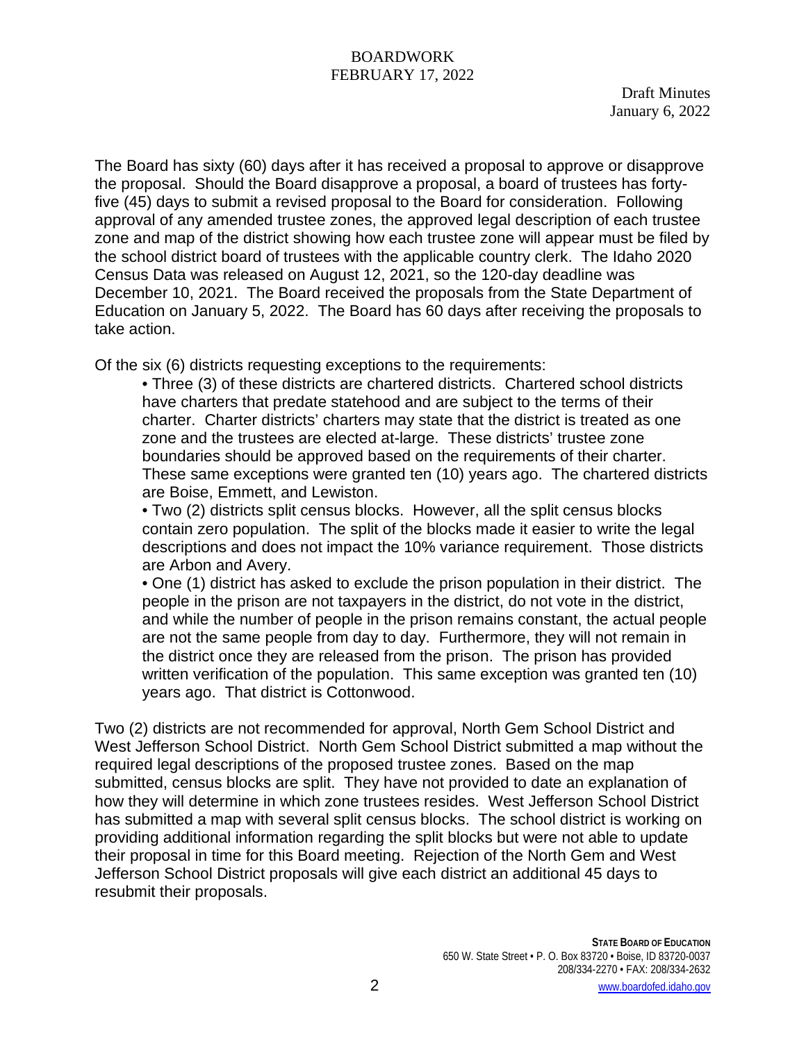Draft Minutes
January 6, 2022

The Board has sixty (60) days after it has received a proposal to approve or disapprove the proposal. Should the Board disapprove a proposal, a board of trustees has forty-five (45) days to submit a revised proposal to the Board for consideration. Following approval of any amended trustee zones, the approved legal description of each trustee zone and map of the district showing how each trustee zone will appear must be filed by the school district board of trustees with the applicable country clerk. The Idaho 2020 Census Data was released on August 12, 2021, so the 120-day deadline was December 10, 2021. The Board received the proposals from the State Department of Education on January 5, 2022. The Board has 60 days after receiving the proposals to take action.

Of the six (6) districts requesting exceptions to the requirements:

- Three (3) of these districts are chartered districts. Chartered school districts have charters that predate statehood and are subject to the terms of their charter. Charter districts' charters may state that the district is treated as one zone and the trustees are elected at-large. These districts' trustee zone boundaries should be approved based on the requirements of their charter. These same exceptions were granted ten (10) years ago. The chartered districts are Boise, Emmett, and Lewiston.
- Two (2) districts split census blocks. However, all the split census blocks contain zero population. The split of the blocks made it easier to write the legal descriptions and does not impact the 10% variance requirement. Those districts are Arbon and Avery.
- One (1) district has asked to exclude the prison population in their district. The people in the prison are not taxpayers in the district, do not vote in the district, and while the number of people in the prison remains constant, the actual people are not the same people from day to day. Furthermore, they will not remain in the district once they are released from the prison. The prison has provided written verification of the population. This same exception was granted ten (10) years ago. That district is Cottonwood.

Two (2) districts are not recommended for approval, North Gem School District and West Jefferson School District. North Gem School District submitted a map without the required legal descriptions of the proposed trustee zones. Based on the map submitted, census blocks are split. They have not provided to date an explanation of how they will determine in which zone trustees resides. West Jefferson School District has submitted a map with several split census blocks. The school district is working on providing additional information regarding the split blocks but were not able to update their proposal in time for this Board meeting. Rejection of the North Gem and West Jefferson School District proposals will give each district an additional 45 days to resubmit their proposals.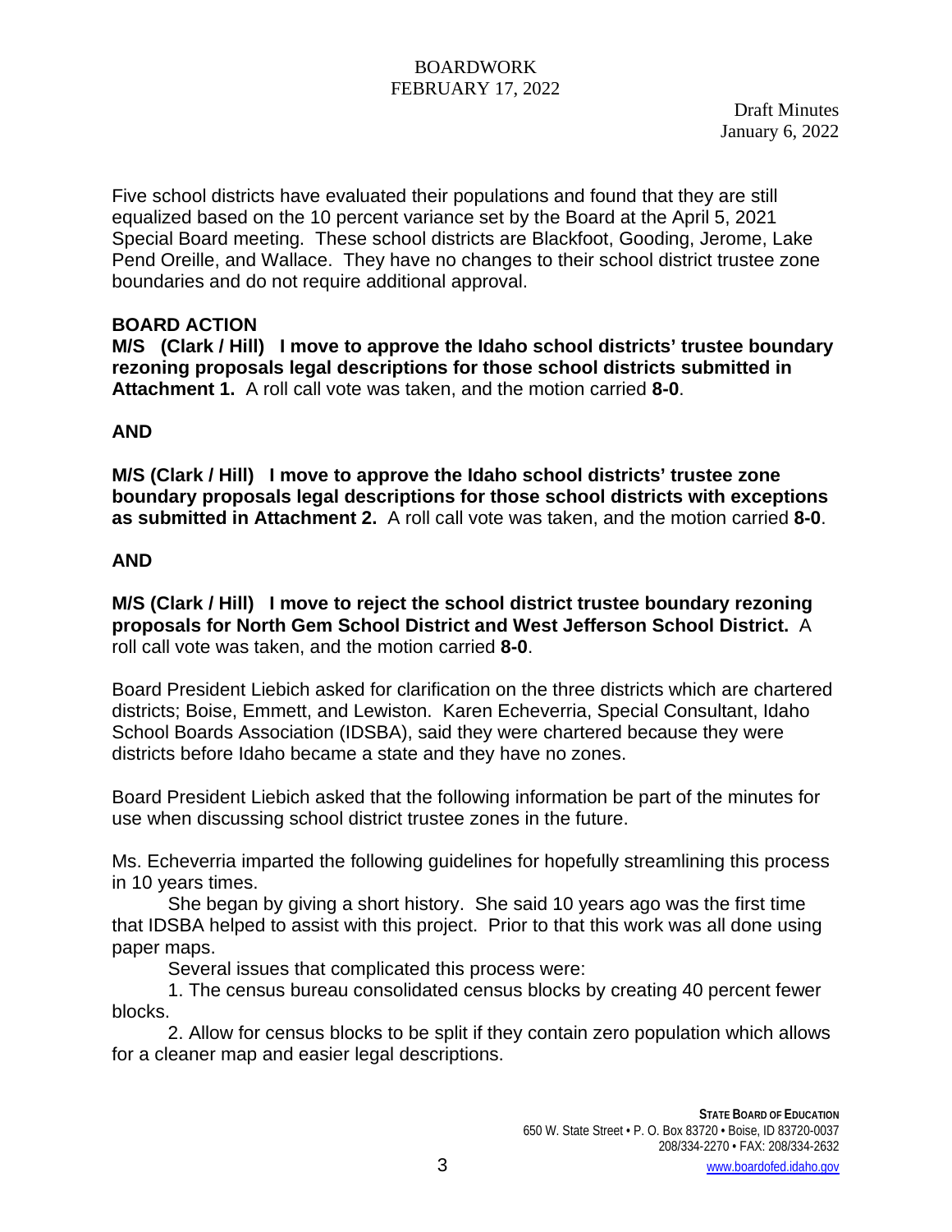Draft Minutes
January 6, 2022

Five school districts have evaluated their populations and found that they are still equalized based on the 10 percent variance set by the Board at the April 5, 2021 Special Board meeting. These school districts are Blackfoot, Gooding, Jerome, Lake Pend Oreille, and Wallace. They have no changes to their school district trustee zone boundaries and do not require additional approval.

**BOARD ACTION**

**M/S (Clark / Hill) I move to approve the Idaho school districts' trustee boundary rezoning proposals legal descriptions for those school districts submitted in Attachment 1.** A roll call vote was taken, and the motion carried **8-0**.

**AND**

**M/S (Clark / Hill) I move to approve the Idaho school districts' trustee zone boundary proposals legal descriptions for those school districts with exceptions as submitted in Attachment 2.** A roll call vote was taken, and the motion carried **8-0**.

**AND**

**M/S (Clark / Hill) I move to reject the school district trustee boundary rezoning proposals for North Gem School District and West Jefferson School District.** A roll call vote was taken, and the motion carried **8-0**.

Board President Liebich asked for clarification on the three districts which are chartered districts; Boise, Emmett, and Lewiston. Karen Echeverria, Special Consultant, Idaho School Boards Association (IDSBA), said they were chartered because they were districts before Idaho became a state and they have no zones.

Board President Liebich asked that the following information be part of the minutes for use when discussing school district trustee zones in the future.

Ms. Echeverria imparted the following guidelines for hopefully streamlining this process in 10 years times.

She began by giving a short history. She said 10 years ago was the first time that IDSBA helped to assist with this project. Prior to that this work was all done using paper maps.

Several issues that complicated this process were:

1. The census bureau consolidated census blocks by creating 40 percent fewer blocks.

2. Allow for census blocks to be split if they contain zero population which allows for a cleaner map and easier legal descriptions.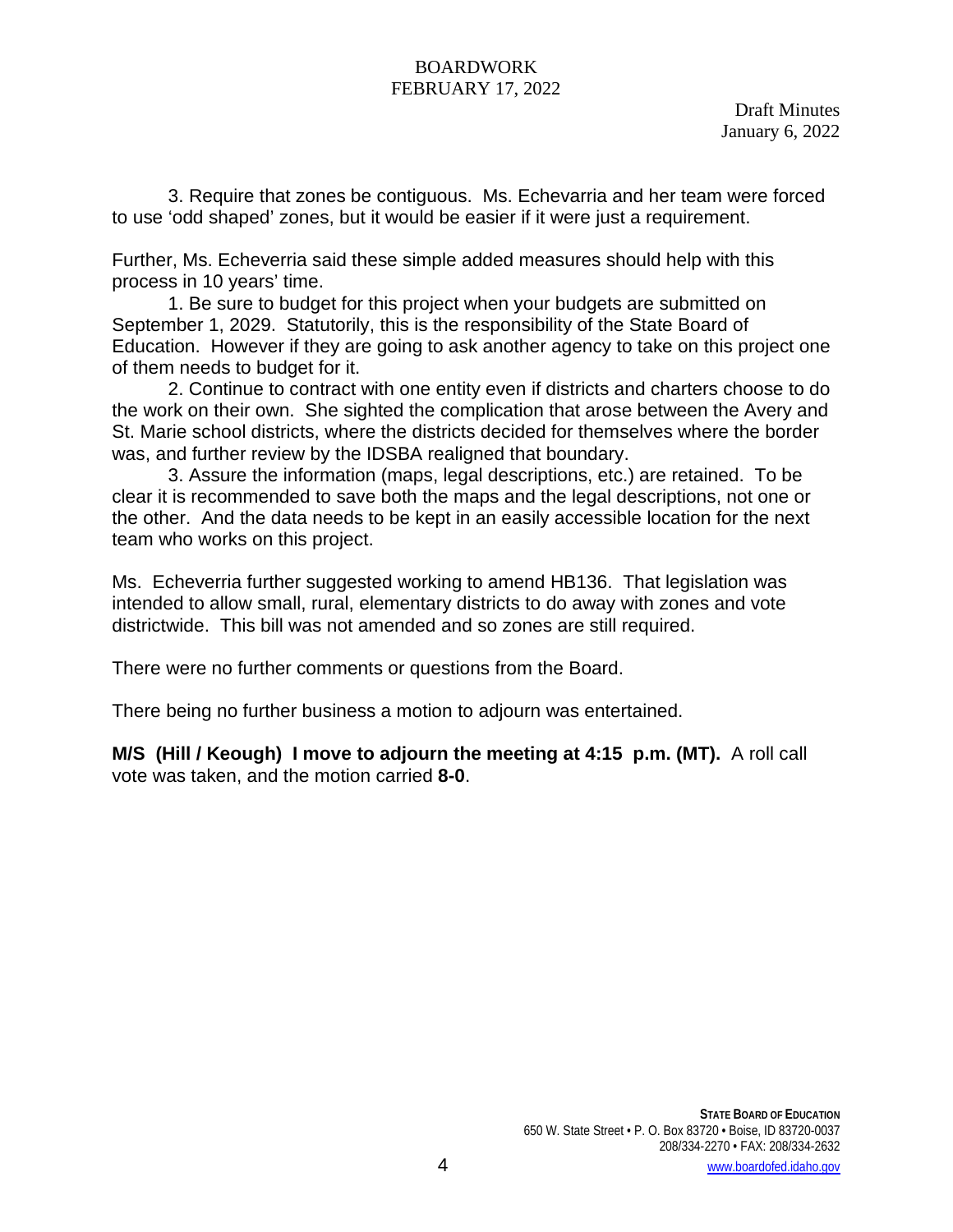3. Require that zones be contiguous. Ms. Echevarria and her team were forced to use 'odd shaped' zones, but it would be easier if it were just a requirement.

Further, Ms. Echeverria said these simple added measures should help with this process in 10 years' time.

1. Be sure to budget for this project when your budgets are submitted on September 1, 2029. Statutorily, this is the responsibility of the State Board of Education. However if they are going to ask another agency to take on this project one of them needs to budget for it.
2. Continue to contract with one entity even if districts and charters choose to do the work on their own. She sighted the complication that arose between the Avery and St. Marie school districts, where the districts decided for themselves where the border was, and further review by the IDSBA realigned that boundary.
3. Assure the information (maps, legal descriptions, etc.) are retained. To be clear it is recommended to save both the maps and the legal descriptions, not one or the other. And the data needs to be kept in an easily accessible location for the next team who works on this project.

Ms. Echeverria further suggested working to amend HB136. That legislation was intended to allow small, rural, elementary districts to do away with zones and vote districtwide. This bill was not amended and so zones are still required.

There were no further comments or questions from the Board.

There being no further business a motion to adjourn was entertained.

**M/S (Hill / Keough) I move to adjourn the meeting at 4:15 p.m. (MT).** A roll call vote was taken, and the motion carried **8-0**.